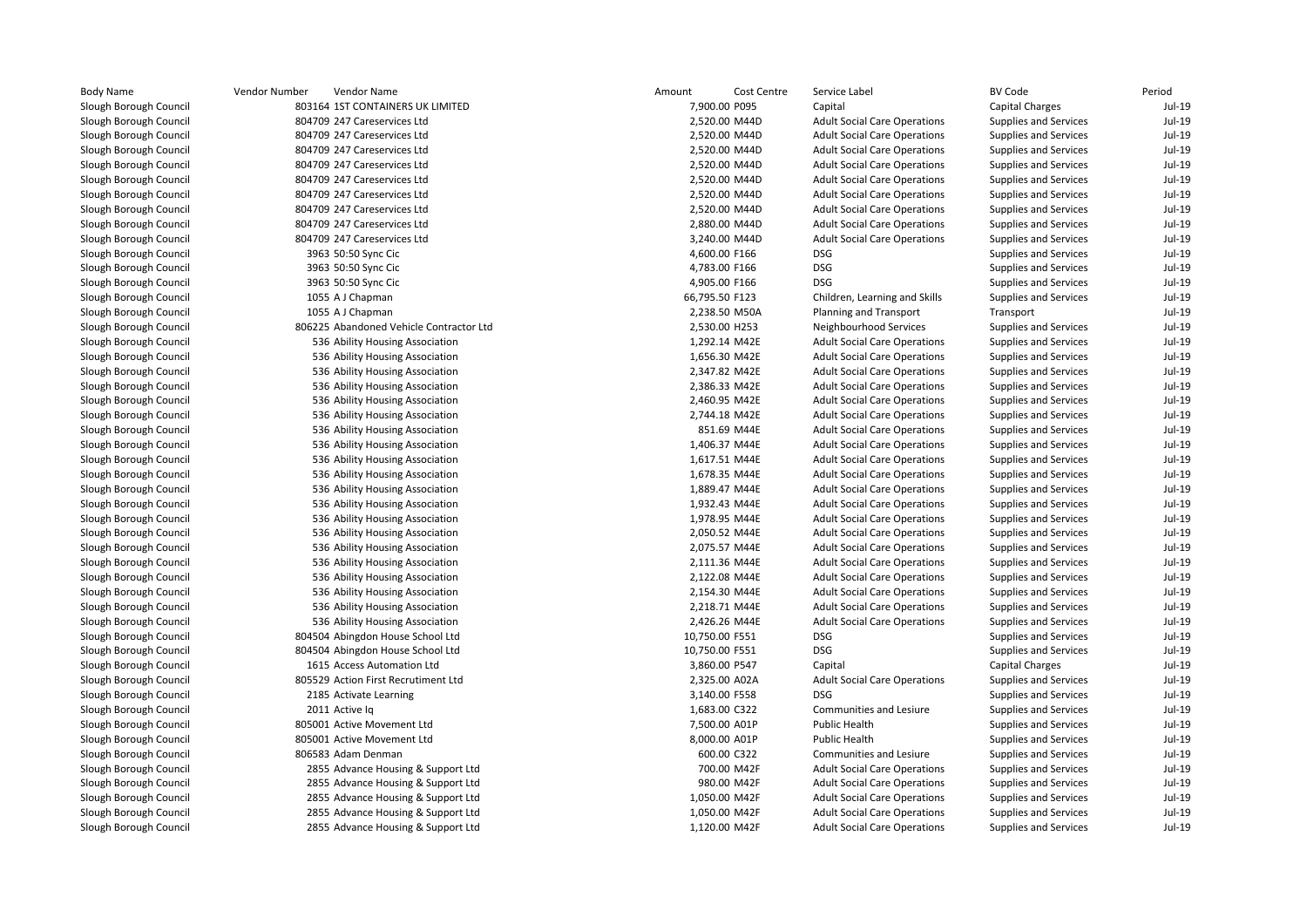| Body Name | Vendor Number | Vendor Name | Amount | Cost Centre | Service Label | BV Code | Period |
|---|---|---|---|---|---|---|---|
| Slough Borough Council | 803164 | 1ST CONTAINERS UK LIMITED | 7,900.00 | P095 | Capital | Capital Charges | Jul-19 |
| Slough Borough Council | 804709 | 247 Careservices Ltd | 2,520.00 | M44D | Adult Social Care Operations | Supplies and Services | Jul-19 |
| Slough Borough Council | 804709 | 247 Careservices Ltd | 2,520.00 | M44D | Adult Social Care Operations | Supplies and Services | Jul-19 |
| Slough Borough Council | 804709 | 247 Careservices Ltd | 2,520.00 | M44D | Adult Social Care Operations | Supplies and Services | Jul-19 |
| Slough Borough Council | 804709 | 247 Careservices Ltd | 2,520.00 | M44D | Adult Social Care Operations | Supplies and Services | Jul-19 |
| Slough Borough Council | 804709 | 247 Careservices Ltd | 2,520.00 | M44D | Adult Social Care Operations | Supplies and Services | Jul-19 |
| Slough Borough Council | 804709 | 247 Careservices Ltd | 2,520.00 | M44D | Adult Social Care Operations | Supplies and Services | Jul-19 |
| Slough Borough Council | 804709 | 247 Careservices Ltd | 2,520.00 | M44D | Adult Social Care Operations | Supplies and Services | Jul-19 |
| Slough Borough Council | 804709 | 247 Careservices Ltd | 2,880.00 | M44D | Adult Social Care Operations | Supplies and Services | Jul-19 |
| Slough Borough Council | 804709 | 247 Careservices Ltd | 3,240.00 | M44D | Adult Social Care Operations | Supplies and Services | Jul-19 |
| Slough Borough Council | 3963 | 50:50 Sync Cic | 4,600.00 | F166 | DSG | Supplies and Services | Jul-19 |
| Slough Borough Council | 3963 | 50:50 Sync Cic | 4,783.00 | F166 | DSG | Supplies and Services | Jul-19 |
| Slough Borough Council | 3963 | 50:50 Sync Cic | 4,905.00 | F166 | DSG | Supplies and Services | Jul-19 |
| Slough Borough Council | 1055 | A J Chapman | 66,795.50 | F123 | Children, Learning and Skills | Supplies and Services | Jul-19 |
| Slough Borough Council | 1055 | A J Chapman | 2,238.50 | M50A | Planning and Transport | Transport | Jul-19 |
| Slough Borough Council | 806225 | Abandoned Vehicle Contractor Ltd | 2,530.00 | H253 | Neighbourhood Services | Supplies and Services | Jul-19 |
| Slough Borough Council | 536 | Ability Housing Association | 1,292.14 | M42E | Adult Social Care Operations | Supplies and Services | Jul-19 |
| Slough Borough Council | 536 | Ability Housing Association | 1,656.30 | M42E | Adult Social Care Operations | Supplies and Services | Jul-19 |
| Slough Borough Council | 536 | Ability Housing Association | 2,347.82 | M42E | Adult Social Care Operations | Supplies and Services | Jul-19 |
| Slough Borough Council | 536 | Ability Housing Association | 2,386.33 | M42E | Adult Social Care Operations | Supplies and Services | Jul-19 |
| Slough Borough Council | 536 | Ability Housing Association | 2,460.95 | M42E | Adult Social Care Operations | Supplies and Services | Jul-19 |
| Slough Borough Council | 536 | Ability Housing Association | 2,744.18 | M42E | Adult Social Care Operations | Supplies and Services | Jul-19 |
| Slough Borough Council | 536 | Ability Housing Association | 851.69 | M44E | Adult Social Care Operations | Supplies and Services | Jul-19 |
| Slough Borough Council | 536 | Ability Housing Association | 1,406.37 | M44E | Adult Social Care Operations | Supplies and Services | Jul-19 |
| Slough Borough Council | 536 | Ability Housing Association | 1,617.51 | M44E | Adult Social Care Operations | Supplies and Services | Jul-19 |
| Slough Borough Council | 536 | Ability Housing Association | 1,678.35 | M44E | Adult Social Care Operations | Supplies and Services | Jul-19 |
| Slough Borough Council | 536 | Ability Housing Association | 1,889.47 | M44E | Adult Social Care Operations | Supplies and Services | Jul-19 |
| Slough Borough Council | 536 | Ability Housing Association | 1,932.43 | M44E | Adult Social Care Operations | Supplies and Services | Jul-19 |
| Slough Borough Council | 536 | Ability Housing Association | 1,978.95 | M44E | Adult Social Care Operations | Supplies and Services | Jul-19 |
| Slough Borough Council | 536 | Ability Housing Association | 2,050.52 | M44E | Adult Social Care Operations | Supplies and Services | Jul-19 |
| Slough Borough Council | 536 | Ability Housing Association | 2,075.57 | M44E | Adult Social Care Operations | Supplies and Services | Jul-19 |
| Slough Borough Council | 536 | Ability Housing Association | 2,111.36 | M44E | Adult Social Care Operations | Supplies and Services | Jul-19 |
| Slough Borough Council | 536 | Ability Housing Association | 2,122.08 | M44E | Adult Social Care Operations | Supplies and Services | Jul-19 |
| Slough Borough Council | 536 | Ability Housing Association | 2,154.30 | M44E | Adult Social Care Operations | Supplies and Services | Jul-19 |
| Slough Borough Council | 536 | Ability Housing Association | 2,218.71 | M44E | Adult Social Care Operations | Supplies and Services | Jul-19 |
| Slough Borough Council | 536 | Ability Housing Association | 2,426.26 | M44E | Adult Social Care Operations | Supplies and Services | Jul-19 |
| Slough Borough Council | 804504 | Abingdon House School Ltd | 10,750.00 | F551 | DSG | Supplies and Services | Jul-19 |
| Slough Borough Council | 804504 | Abingdon House School Ltd | 10,750.00 | F551 | DSG | Supplies and Services | Jul-19 |
| Slough Borough Council | 1615 | Access Automation Ltd | 3,860.00 | P547 | Capital | Capital Charges | Jul-19 |
| Slough Borough Council | 805529 | Action First Recrutiment Ltd | 2,325.00 | A02A | Adult Social Care Operations | Supplies and Services | Jul-19 |
| Slough Borough Council | 2185 | Activate Learning | 3,140.00 | F558 | DSG | Supplies and Services | Jul-19 |
| Slough Borough Council | 2011 | Active Iq | 1,683.00 | C322 | Communities and Lesiure | Supplies and Services | Jul-19 |
| Slough Borough Council | 805001 | Active Movement Ltd | 7,500.00 | A01P | Public Health | Supplies and Services | Jul-19 |
| Slough Borough Council | 805001 | Active Movement Ltd | 8,000.00 | A01P | Public Health | Supplies and Services | Jul-19 |
| Slough Borough Council | 806583 | Adam Denman | 600.00 | C322 | Communities and Lesiure | Supplies and Services | Jul-19 |
| Slough Borough Council | 2855 | Advance Housing & Support Ltd | 700.00 | M42F | Adult Social Care Operations | Supplies and Services | Jul-19 |
| Slough Borough Council | 2855 | Advance Housing & Support Ltd | 980.00 | M42F | Adult Social Care Operations | Supplies and Services | Jul-19 |
| Slough Borough Council | 2855 | Advance Housing & Support Ltd | 1,050.00 | M42F | Adult Social Care Operations | Supplies and Services | Jul-19 |
| Slough Borough Council | 2855 | Advance Housing & Support Ltd | 1,050.00 | M42F | Adult Social Care Operations | Supplies and Services | Jul-19 |
| Slough Borough Council | 2855 | Advance Housing & Support Ltd | 1,120.00 | M42F | Adult Social Care Operations | Supplies and Services | Jul-19 |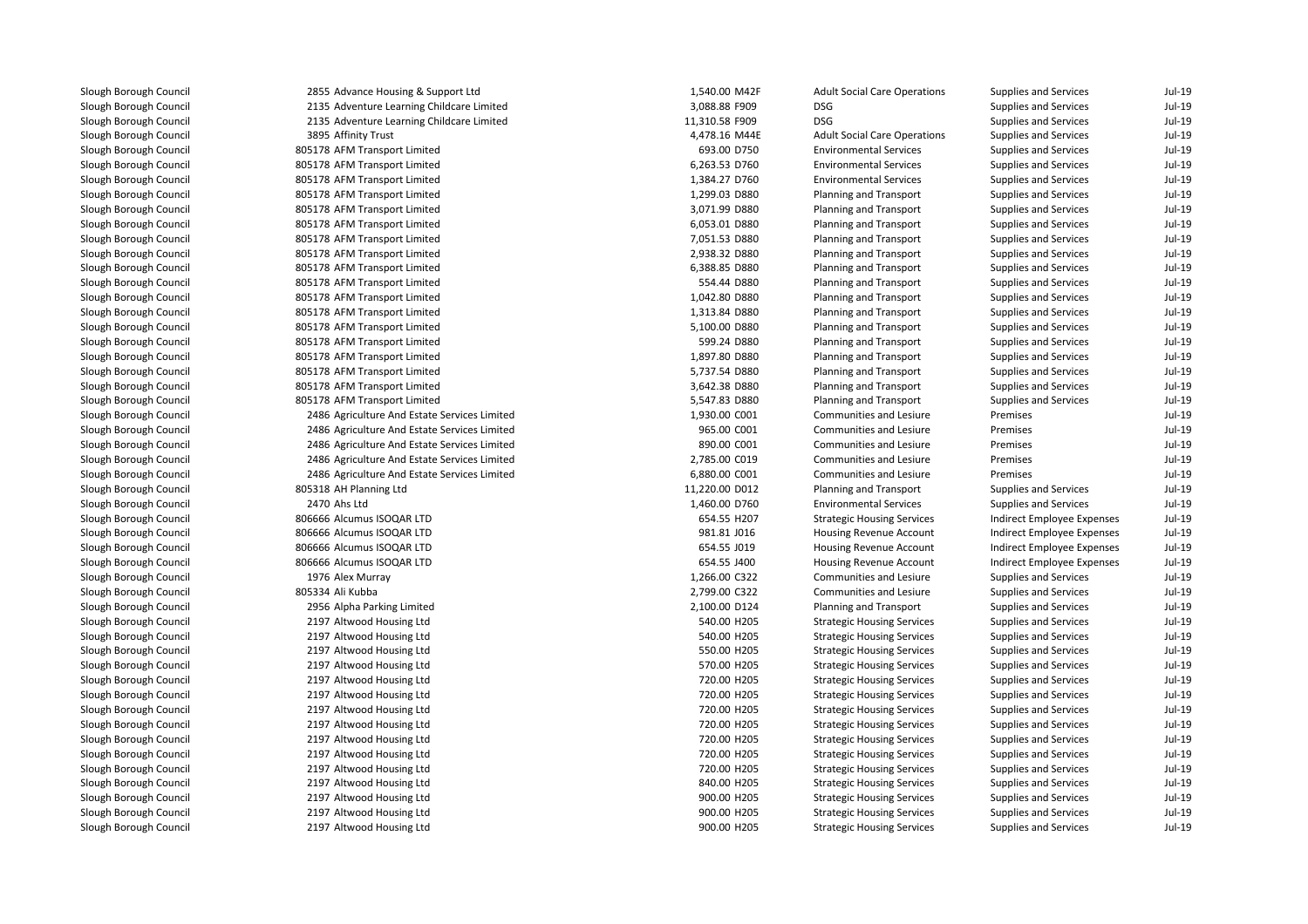| | | | | | | |
|---|---|---|---|---|---|---|
| Slough Borough Council | 2855 Advance Housing & Support Ltd | 1,540.00 M42F | Adult Social Care Operations | Supplies and Services | Jul-19 |
| Slough Borough Council | 2135 Adventure Learning Childcare Limited | 3,088.88 F909 | DSG | Supplies and Services | Jul-19 |
| Slough Borough Council | 2135 Adventure Learning Childcare Limited | 11,310.58 F909 | DSG | Supplies and Services | Jul-19 |
| Slough Borough Council | 3895 Affinity Trust | 4,478.16 M44E | Adult Social Care Operations | Supplies and Services | Jul-19 |
| Slough Borough Council | 805178 AFM Transport Limited | 693.00 D750 | Environmental Services | Supplies and Services | Jul-19 |
| Slough Borough Council | 805178 AFM Transport Limited | 6,263.53 D760 | Environmental Services | Supplies and Services | Jul-19 |
| Slough Borough Council | 805178 AFM Transport Limited | 1,384.27 D760 | Environmental Services | Supplies and Services | Jul-19 |
| Slough Borough Council | 805178 AFM Transport Limited | 1,299.03 D880 | Planning and Transport | Supplies and Services | Jul-19 |
| Slough Borough Council | 805178 AFM Transport Limited | 3,071.99 D880 | Planning and Transport | Supplies and Services | Jul-19 |
| Slough Borough Council | 805178 AFM Transport Limited | 6,053.01 D880 | Planning and Transport | Supplies and Services | Jul-19 |
| Slough Borough Council | 805178 AFM Transport Limited | 7,051.53 D880 | Planning and Transport | Supplies and Services | Jul-19 |
| Slough Borough Council | 805178 AFM Transport Limited | 2,938.32 D880 | Planning and Transport | Supplies and Services | Jul-19 |
| Slough Borough Council | 805178 AFM Transport Limited | 6,388.85 D880 | Planning and Transport | Supplies and Services | Jul-19 |
| Slough Borough Council | 805178 AFM Transport Limited | 554.44 D880 | Planning and Transport | Supplies and Services | Jul-19 |
| Slough Borough Council | 805178 AFM Transport Limited | 1,042.80 D880 | Planning and Transport | Supplies and Services | Jul-19 |
| Slough Borough Council | 805178 AFM Transport Limited | 1,313.84 D880 | Planning and Transport | Supplies and Services | Jul-19 |
| Slough Borough Council | 805178 AFM Transport Limited | 5,100.00 D880 | Planning and Transport | Supplies and Services | Jul-19 |
| Slough Borough Council | 805178 AFM Transport Limited | 599.24 D880 | Planning and Transport | Supplies and Services | Jul-19 |
| Slough Borough Council | 805178 AFM Transport Limited | 1,897.80 D880 | Planning and Transport | Supplies and Services | Jul-19 |
| Slough Borough Council | 805178 AFM Transport Limited | 5,737.54 D880 | Planning and Transport | Supplies and Services | Jul-19 |
| Slough Borough Council | 805178 AFM Transport Limited | 3,642.38 D880 | Planning and Transport | Supplies and Services | Jul-19 |
| Slough Borough Council | 805178 AFM Transport Limited | 5,547.83 D880 | Planning and Transport | Supplies and Services | Jul-19 |
| Slough Borough Council | 2486 Agriculture And Estate Services Limited | 1,930.00 C001 | Communities and Lesiure | Premises | Jul-19 |
| Slough Borough Council | 2486 Agriculture And Estate Services Limited | 965.00 C001 | Communities and Lesiure | Premises | Jul-19 |
| Slough Borough Council | 2486 Agriculture And Estate Services Limited | 890.00 C001 | Communities and Lesiure | Premises | Jul-19 |
| Slough Borough Council | 2486 Agriculture And Estate Services Limited | 2,785.00 C019 | Communities and Lesiure | Premises | Jul-19 |
| Slough Borough Council | 2486 Agriculture And Estate Services Limited | 6,880.00 C001 | Communities and Lesiure | Premises | Jul-19 |
| Slough Borough Council | 805318 AH Planning Ltd | 11,220.00 D012 | Planning and Transport | Supplies and Services | Jul-19 |
| Slough Borough Council | 2470 Ahs Ltd | 1,460.00 D760 | Environmental Services | Supplies and Services | Jul-19 |
| Slough Borough Council | 806666 Alcumus ISOQAR LTD | 654.55 H207 | Strategic Housing Services | Indirect Employee Expenses | Jul-19 |
| Slough Borough Council | 806666 Alcumus ISOQAR LTD | 981.81 J016 | Housing Revenue Account | Indirect Employee Expenses | Jul-19 |
| Slough Borough Council | 806666 Alcumus ISOQAR LTD | 654.55 J019 | Housing Revenue Account | Indirect Employee Expenses | Jul-19 |
| Slough Borough Council | 806666 Alcumus ISOQAR LTD | 654.55 J400 | Housing Revenue Account | Indirect Employee Expenses | Jul-19 |
| Slough Borough Council | 1976 Alex Murray | 1,266.00 C322 | Communities and Lesiure | Supplies and Services | Jul-19 |
| Slough Borough Council | 805334 Ali Kubba | 2,799.00 C322 | Communities and Lesiure | Supplies and Services | Jul-19 |
| Slough Borough Council | 2956 Alpha Parking Limited | 2,100.00 D124 | Planning and Transport | Supplies and Services | Jul-19 |
| Slough Borough Council | 2197 Altwood Housing Ltd | 540.00 H205 | Strategic Housing Services | Supplies and Services | Jul-19 |
| Slough Borough Council | 2197 Altwood Housing Ltd | 540.00 H205 | Strategic Housing Services | Supplies and Services | Jul-19 |
| Slough Borough Council | 2197 Altwood Housing Ltd | 550.00 H205 | Strategic Housing Services | Supplies and Services | Jul-19 |
| Slough Borough Council | 2197 Altwood Housing Ltd | 570.00 H205 | Strategic Housing Services | Supplies and Services | Jul-19 |
| Slough Borough Council | 2197 Altwood Housing Ltd | 720.00 H205 | Strategic Housing Services | Supplies and Services | Jul-19 |
| Slough Borough Council | 2197 Altwood Housing Ltd | 720.00 H205 | Strategic Housing Services | Supplies and Services | Jul-19 |
| Slough Borough Council | 2197 Altwood Housing Ltd | 720.00 H205 | Strategic Housing Services | Supplies and Services | Jul-19 |
| Slough Borough Council | 2197 Altwood Housing Ltd | 720.00 H205 | Strategic Housing Services | Supplies and Services | Jul-19 |
| Slough Borough Council | 2197 Altwood Housing Ltd | 720.00 H205 | Strategic Housing Services | Supplies and Services | Jul-19 |
| Slough Borough Council | 2197 Altwood Housing Ltd | 720.00 H205 | Strategic Housing Services | Supplies and Services | Jul-19 |
| Slough Borough Council | 2197 Altwood Housing Ltd | 720.00 H205 | Strategic Housing Services | Supplies and Services | Jul-19 |
| Slough Borough Council | 2197 Altwood Housing Ltd | 840.00 H205 | Strategic Housing Services | Supplies and Services | Jul-19 |
| Slough Borough Council | 2197 Altwood Housing Ltd | 900.00 H205 | Strategic Housing Services | Supplies and Services | Jul-19 |
| Slough Borough Council | 2197 Altwood Housing Ltd | 900.00 H205 | Strategic Housing Services | Supplies and Services | Jul-19 |
| Slough Borough Council | 2197 Altwood Housing Ltd | 900.00 H205 | Strategic Housing Services | Supplies and Services | Jul-19 |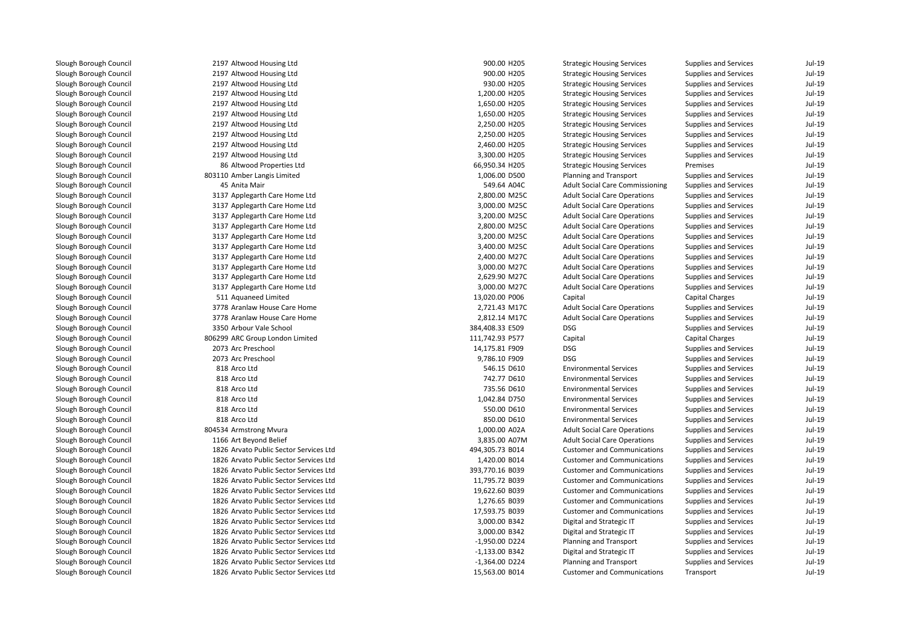| | | | | | | | |
|---|---|---|---|---|---|---|---|
| Slough Borough Council | 2197 | Altwood Housing Ltd | 900.00 | H205 | Strategic Housing Services | Supplies and Services | Jul-19 |
| Slough Borough Council | 2197 | Altwood Housing Ltd | 900.00 | H205 | Strategic Housing Services | Supplies and Services | Jul-19 |
| Slough Borough Council | 2197 | Altwood Housing Ltd | 930.00 | H205 | Strategic Housing Services | Supplies and Services | Jul-19 |
| Slough Borough Council | 2197 | Altwood Housing Ltd | 1,200.00 | H205 | Strategic Housing Services | Supplies and Services | Jul-19 |
| Slough Borough Council | 2197 | Altwood Housing Ltd | 1,650.00 | H205 | Strategic Housing Services | Supplies and Services | Jul-19 |
| Slough Borough Council | 2197 | Altwood Housing Ltd | 1,650.00 | H205 | Strategic Housing Services | Supplies and Services | Jul-19 |
| Slough Borough Council | 2197 | Altwood Housing Ltd | 2,250.00 | H205 | Strategic Housing Services | Supplies and Services | Jul-19 |
| Slough Borough Council | 2197 | Altwood Housing Ltd | 2,250.00 | H205 | Strategic Housing Services | Supplies and Services | Jul-19 |
| Slough Borough Council | 2197 | Altwood Housing Ltd | 2,460.00 | H205 | Strategic Housing Services | Supplies and Services | Jul-19 |
| Slough Borough Council | 2197 | Altwood Housing Ltd | 3,300.00 | H205 | Strategic Housing Services | Supplies and Services | Jul-19 |
| Slough Borough Council | 86 | Altwood Properties Ltd | 66,950.34 | H205 | Strategic Housing Services | Premises | Jul-19 |
| Slough Borough Council | 803110 | Amber Langis Limited | 1,006.00 | D500 | Planning and Transport | Supplies and Services | Jul-19 |
| Slough Borough Council | 45 | Anita Mair | 549.64 | A04C | Adult Social Care Commissioning | Supplies and Services | Jul-19 |
| Slough Borough Council | 3137 | Applegarth Care Home Ltd | 2,800.00 | M25C | Adult Social Care Operations | Supplies and Services | Jul-19 |
| Slough Borough Council | 3137 | Applegarth Care Home Ltd | 3,000.00 | M25C | Adult Social Care Operations | Supplies and Services | Jul-19 |
| Slough Borough Council | 3137 | Applegarth Care Home Ltd | 3,200.00 | M25C | Adult Social Care Operations | Supplies and Services | Jul-19 |
| Slough Borough Council | 3137 | Applegarth Care Home Ltd | 2,800.00 | M25C | Adult Social Care Operations | Supplies and Services | Jul-19 |
| Slough Borough Council | 3137 | Applegarth Care Home Ltd | 3,200.00 | M25C | Adult Social Care Operations | Supplies and Services | Jul-19 |
| Slough Borough Council | 3137 | Applegarth Care Home Ltd | 3,400.00 | M25C | Adult Social Care Operations | Supplies and Services | Jul-19 |
| Slough Borough Council | 3137 | Applegarth Care Home Ltd | 2,400.00 | M27C | Adult Social Care Operations | Supplies and Services | Jul-19 |
| Slough Borough Council | 3137 | Applegarth Care Home Ltd | 3,000.00 | M27C | Adult Social Care Operations | Supplies and Services | Jul-19 |
| Slough Borough Council | 3137 | Applegarth Care Home Ltd | 2,629.90 | M27C | Adult Social Care Operations | Supplies and Services | Jul-19 |
| Slough Borough Council | 3137 | Applegarth Care Home Ltd | 3,000.00 | M27C | Adult Social Care Operations | Supplies and Services | Jul-19 |
| Slough Borough Council | 511 | Aquaneed Limited | 13,020.00 | P006 | Capital | Capital Charges | Jul-19 |
| Slough Borough Council | 3778 | Aranlaw House Care Home | 2,721.43 | M17C | Adult Social Care Operations | Supplies and Services | Jul-19 |
| Slough Borough Council | 3778 | Aranlaw House Care Home | 2,812.14 | M17C | Adult Social Care Operations | Supplies and Services | Jul-19 |
| Slough Borough Council | 3350 | Arbour Vale School | 384,408.33 | E509 | DSG | Supplies and Services | Jul-19 |
| Slough Borough Council | 806299 | ARC Group London Limited | 111,742.93 | P577 | Capital | Capital Charges | Jul-19 |
| Slough Borough Council | 2073 | Arc Preschool | 14,175.81 | F909 | DSG | Supplies and Services | Jul-19 |
| Slough Borough Council | 2073 | Arc Preschool | 9,786.10 | F909 | DSG | Supplies and Services | Jul-19 |
| Slough Borough Council | 818 | Arco Ltd | 546.15 | D610 | Environmental Services | Supplies and Services | Jul-19 |
| Slough Borough Council | 818 | Arco Ltd | 742.77 | D610 | Environmental Services | Supplies and Services | Jul-19 |
| Slough Borough Council | 818 | Arco Ltd | 735.56 | D610 | Environmental Services | Supplies and Services | Jul-19 |
| Slough Borough Council | 818 | Arco Ltd | 1,042.84 | D750 | Environmental Services | Supplies and Services | Jul-19 |
| Slough Borough Council | 818 | Arco Ltd | 550.00 | D610 | Environmental Services | Supplies and Services | Jul-19 |
| Slough Borough Council | 818 | Arco Ltd | 850.00 | D610 | Environmental Services | Supplies and Services | Jul-19 |
| Slough Borough Council | 804534 | Armstrong Mvura | 1,000.00 | A02A | Adult Social Care Operations | Supplies and Services | Jul-19 |
| Slough Borough Council | 1166 | Art Beyond Belief | 3,835.00 | A07M | Adult Social Care Operations | Supplies and Services | Jul-19 |
| Slough Borough Council | 1826 | Arvato Public Sector Services Ltd | 494,305.73 | B014 | Customer and Communications | Supplies and Services | Jul-19 |
| Slough Borough Council | 1826 | Arvato Public Sector Services Ltd | 1,420.00 | B014 | Customer and Communications | Supplies and Services | Jul-19 |
| Slough Borough Council | 1826 | Arvato Public Sector Services Ltd | 393,770.16 | B039 | Customer and Communications | Supplies and Services | Jul-19 |
| Slough Borough Council | 1826 | Arvato Public Sector Services Ltd | 11,795.72 | B039 | Customer and Communications | Supplies and Services | Jul-19 |
| Slough Borough Council | 1826 | Arvato Public Sector Services Ltd | 19,622.60 | B039 | Customer and Communications | Supplies and Services | Jul-19 |
| Slough Borough Council | 1826 | Arvato Public Sector Services Ltd | 1,276.65 | B039 | Customer and Communications | Supplies and Services | Jul-19 |
| Slough Borough Council | 1826 | Arvato Public Sector Services Ltd | 17,593.75 | B039 | Customer and Communications | Supplies and Services | Jul-19 |
| Slough Borough Council | 1826 | Arvato Public Sector Services Ltd | 3,000.00 | B342 | Digital and Strategic IT | Supplies and Services | Jul-19 |
| Slough Borough Council | 1826 | Arvato Public Sector Services Ltd | 3,000.00 | B342 | Digital and Strategic IT | Supplies and Services | Jul-19 |
| Slough Borough Council | 1826 | Arvato Public Sector Services Ltd | -1,950.00 | D224 | Planning and Transport | Supplies and Services | Jul-19 |
| Slough Borough Council | 1826 | Arvato Public Sector Services Ltd | -1,133.00 | B342 | Digital and Strategic IT | Supplies and Services | Jul-19 |
| Slough Borough Council | 1826 | Arvato Public Sector Services Ltd | -1,364.00 | D224 | Planning and Transport | Supplies and Services | Jul-19 |
| Slough Borough Council | 1826 | Arvato Public Sector Services Ltd | 15,563.00 | B014 | Customer and Communications | Transport | Jul-19 |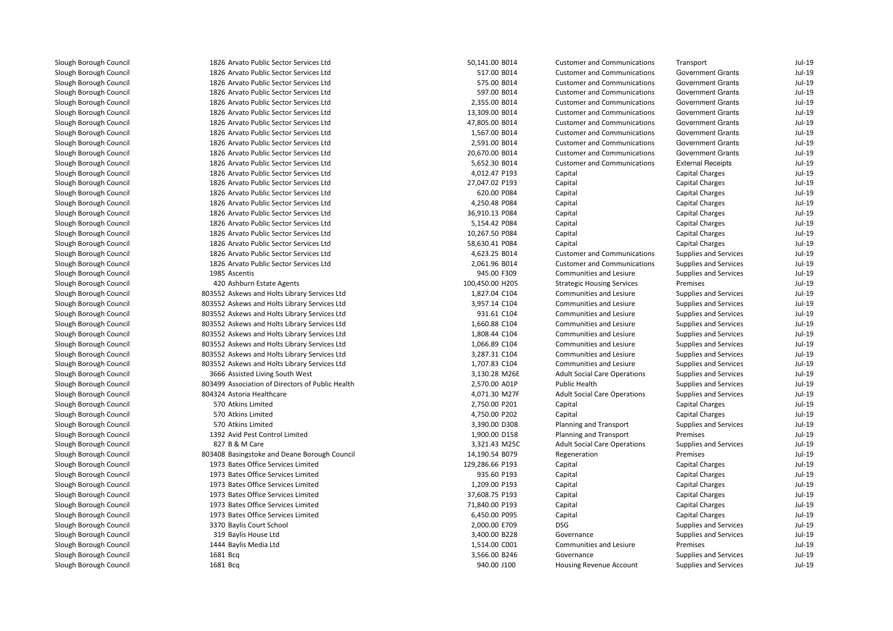| | | | | | | | |
|---|---|---|---|---|---|---|---|
| Slough Borough Council | 1826 | Arvato Public Sector Services Ltd | 50,141.00 | B014 | Customer and Communications | Transport | Jul-19 |
| Slough Borough Council | 1826 | Arvato Public Sector Services Ltd | 517.00 | B014 | Customer and Communications | Government Grants | Jul-19 |
| Slough Borough Council | 1826 | Arvato Public Sector Services Ltd | 575.00 | B014 | Customer and Communications | Government Grants | Jul-19 |
| Slough Borough Council | 1826 | Arvato Public Sector Services Ltd | 597.00 | B014 | Customer and Communications | Government Grants | Jul-19 |
| Slough Borough Council | 1826 | Arvato Public Sector Services Ltd | 2,355.00 | B014 | Customer and Communications | Government Grants | Jul-19 |
| Slough Borough Council | 1826 | Arvato Public Sector Services Ltd | 13,309.00 | B014 | Customer and Communications | Government Grants | Jul-19 |
| Slough Borough Council | 1826 | Arvato Public Sector Services Ltd | 47,805.00 | B014 | Customer and Communications | Government Grants | Jul-19 |
| Slough Borough Council | 1826 | Arvato Public Sector Services Ltd | 1,567.00 | B014 | Customer and Communications | Government Grants | Jul-19 |
| Slough Borough Council | 1826 | Arvato Public Sector Services Ltd | 2,591.00 | B014 | Customer and Communications | Government Grants | Jul-19 |
| Slough Borough Council | 1826 | Arvato Public Sector Services Ltd | 20,670.00 | B014 | Customer and Communications | Government Grants | Jul-19 |
| Slough Borough Council | 1826 | Arvato Public Sector Services Ltd | 5,652.30 | B014 | Customer and Communications | External Receipts | Jul-19 |
| Slough Borough Council | 1826 | Arvato Public Sector Services Ltd | 4,012.47 | P193 | Capital | Capital Charges | Jul-19 |
| Slough Borough Council | 1826 | Arvato Public Sector Services Ltd | 27,047.02 | P193 | Capital | Capital Charges | Jul-19 |
| Slough Borough Council | 1826 | Arvato Public Sector Services Ltd | 620.00 | P084 | Capital | Capital Charges | Jul-19 |
| Slough Borough Council | 1826 | Arvato Public Sector Services Ltd | 4,250.48 | P084 | Capital | Capital Charges | Jul-19 |
| Slough Borough Council | 1826 | Arvato Public Sector Services Ltd | 36,910.13 | P084 | Capital | Capital Charges | Jul-19 |
| Slough Borough Council | 1826 | Arvato Public Sector Services Ltd | 5,154.42 | P084 | Capital | Capital Charges | Jul-19 |
| Slough Borough Council | 1826 | Arvato Public Sector Services Ltd | 10,267.50 | P084 | Capital | Capital Charges | Jul-19 |
| Slough Borough Council | 1826 | Arvato Public Sector Services Ltd | 58,630.41 | P084 | Capital | Capital Charges | Jul-19 |
| Slough Borough Council | 1826 | Arvato Public Sector Services Ltd | 4,623.25 | B014 | Customer and Communications | Supplies and Services | Jul-19 |
| Slough Borough Council | 1826 | Arvato Public Sector Services Ltd | 2,061.96 | B014 | Customer and Communications | Supplies and Services | Jul-19 |
| Slough Borough Council | 1985 | Ascentis | 945.00 | F309 | Communities and Lesiure | Supplies and Services | Jul-19 |
| Slough Borough Council | 420 | Ashburn Estate Agents | 100,450.00 | H205 | Strategic Housing Services | Premises | Jul-19 |
| Slough Borough Council | 803552 | Askews and Holts Library Services Ltd | 1,827.04 | C104 | Communities and Lesiure | Supplies and Services | Jul-19 |
| Slough Borough Council | 803552 | Askews and Holts Library Services Ltd | 3,957.14 | C104 | Communities and Lesiure | Supplies and Services | Jul-19 |
| Slough Borough Council | 803552 | Askews and Holts Library Services Ltd | 931.61 | C104 | Communities and Lesiure | Supplies and Services | Jul-19 |
| Slough Borough Council | 803552 | Askews and Holts Library Services Ltd | 1,660.88 | C104 | Communities and Lesiure | Supplies and Services | Jul-19 |
| Slough Borough Council | 803552 | Askews and Holts Library Services Ltd | 1,808.44 | C104 | Communities and Lesiure | Supplies and Services | Jul-19 |
| Slough Borough Council | 803552 | Askews and Holts Library Services Ltd | 1,066.89 | C104 | Communities and Lesiure | Supplies and Services | Jul-19 |
| Slough Borough Council | 803552 | Askews and Holts Library Services Ltd | 3,287.31 | C104 | Communities and Lesiure | Supplies and Services | Jul-19 |
| Slough Borough Council | 803552 | Askews and Holts Library Services Ltd | 1,707.83 | C104 | Communities and Lesiure | Supplies and Services | Jul-19 |
| Slough Borough Council | 3666 | Assisted Living South West | 3,130.28 | M26E | Adult Social Care Operations | Supplies and Services | Jul-19 |
| Slough Borough Council | 803499 | Association of Directors of Public Health | 2,570.00 | A01P | Public Health | Supplies and Services | Jul-19 |
| Slough Borough Council | 804324 | Astoria Healthcare | 4,071.30 | M27F | Adult Social Care Operations | Supplies and Services | Jul-19 |
| Slough Borough Council | 570 | Atkins Limited | 2,750.00 | P201 | Capital | Capital Charges | Jul-19 |
| Slough Borough Council | 570 | Atkins Limited | 4,750.00 | P202 | Capital | Capital Charges | Jul-19 |
| Slough Borough Council | 570 | Atkins Limited | 3,390.00 | D308 | Planning and Transport | Supplies and Services | Jul-19 |
| Slough Borough Council | 1392 | Avid Pest Control Limited | 1,900.00 | D158 | Planning and Transport | Premises | Jul-19 |
| Slough Borough Council | 827 | B & M Care | 3,321.43 | M25C | Adult Social Care Operations | Supplies and Services | Jul-19 |
| Slough Borough Council | 803408 | Basingstoke and Deane Borough Council | 14,190.54 | B079 | Regeneration | Premises | Jul-19 |
| Slough Borough Council | 1973 | Bates Office Services Limited | 129,286.66 | P193 | Capital | Capital Charges | Jul-19 |
| Slough Borough Council | 1973 | Bates Office Services Limited | 935.60 | P193 | Capital | Capital Charges | Jul-19 |
| Slough Borough Council | 1973 | Bates Office Services Limited | 1,209.00 | P193 | Capital | Capital Charges | Jul-19 |
| Slough Borough Council | 1973 | Bates Office Services Limited | 37,608.75 | P193 | Capital | Capital Charges | Jul-19 |
| Slough Borough Council | 1973 | Bates Office Services Limited | 71,840.00 | P193 | Capital | Capital Charges | Jul-19 |
| Slough Borough Council | 1973 | Bates Office Services Limited | 6,450.00 | P095 | Capital | Capital Charges | Jul-19 |
| Slough Borough Council | 3370 | Baylis Court School | 2,000.00 | E709 | DSG | Supplies and Services | Jul-19 |
| Slough Borough Council | 319 | Baylis House Ltd | 3,400.00 | B228 | Governance | Supplies and Services | Jul-19 |
| Slough Borough Council | 1444 | Baylis Media Ltd | 1,514.00 | C001 | Communities and Lesiure | Premises | Jul-19 |
| Slough Borough Council | 1681 | Bcq | 3,566.00 | B246 | Governance | Supplies and Services | Jul-19 |
| Slough Borough Council | 1681 | Bcq | 940.00 | J100 | Housing Revenue Account | Supplies and Services | Jul-19 |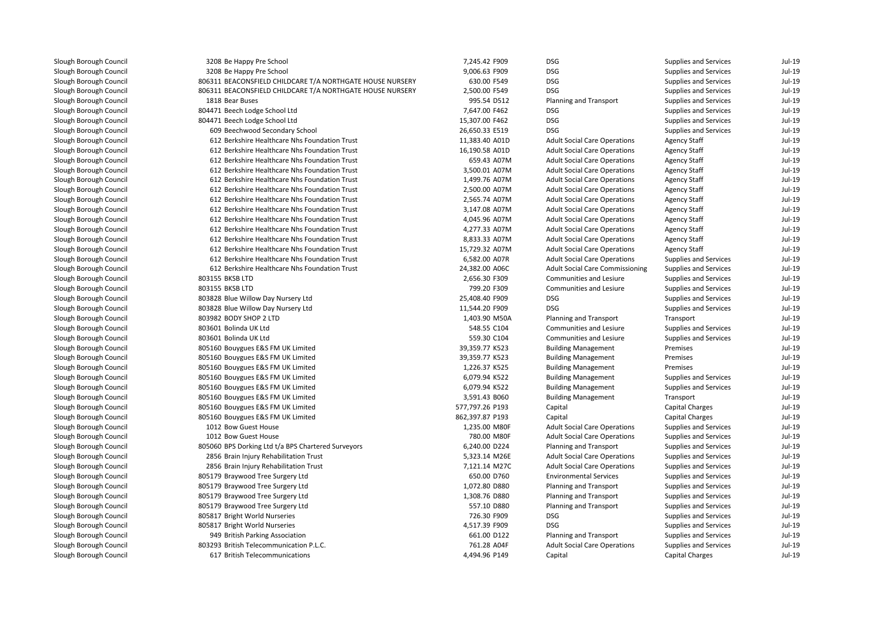| | | | | | | |
|---|---|---|---|---|---|---|
| Slough Borough Council | 3208 Be Happy Pre School | 7,245.42 F909 | DSG | Supplies and Services | Jul-19 |
| Slough Borough Council | 3208 Be Happy Pre School | 9,006.63 F909 | DSG | Supplies and Services | Jul-19 |
| Slough Borough Council | 806311 BEACONSFIELD CHILDCARE T/A NORTHGATE HOUSE NURSERY | 630.00 F549 | DSG | Supplies and Services | Jul-19 |
| Slough Borough Council | 806311 BEACONSFIELD CHILDCARE T/A NORTHGATE HOUSE NURSERY | 2,500.00 F549 | DSG | Supplies and Services | Jul-19 |
| Slough Borough Council | 1818 Bear Buses | 995.54 D512 | Planning and Transport | Supplies and Services | Jul-19 |
| Slough Borough Council | 804471 Beech Lodge School Ltd | 7,647.00 F462 | DSG | Supplies and Services | Jul-19 |
| Slough Borough Council | 804471 Beech Lodge School Ltd | 15,307.00 F462 | DSG | Supplies and Services | Jul-19 |
| Slough Borough Council | 609 Beechwood Secondary School | 26,650.33 E519 | DSG | Supplies and Services | Jul-19 |
| Slough Borough Council | 612 Berkshire Healthcare Nhs Foundation Trust | 11,383.40 A01D | Adult Social Care Operations | Agency Staff | Jul-19 |
| Slough Borough Council | 612 Berkshire Healthcare Nhs Foundation Trust | 16,190.58 A01D | Adult Social Care Operations | Agency Staff | Jul-19 |
| Slough Borough Council | 612 Berkshire Healthcare Nhs Foundation Trust | 659.43 A07M | Adult Social Care Operations | Agency Staff | Jul-19 |
| Slough Borough Council | 612 Berkshire Healthcare Nhs Foundation Trust | 3,500.01 A07M | Adult Social Care Operations | Agency Staff | Jul-19 |
| Slough Borough Council | 612 Berkshire Healthcare Nhs Foundation Trust | 1,499.76 A07M | Adult Social Care Operations | Agency Staff | Jul-19 |
| Slough Borough Council | 612 Berkshire Healthcare Nhs Foundation Trust | 2,500.00 A07M | Adult Social Care Operations | Agency Staff | Jul-19 |
| Slough Borough Council | 612 Berkshire Healthcare Nhs Foundation Trust | 2,565.74 A07M | Adult Social Care Operations | Agency Staff | Jul-19 |
| Slough Borough Council | 612 Berkshire Healthcare Nhs Foundation Trust | 3,147.08 A07M | Adult Social Care Operations | Agency Staff | Jul-19 |
| Slough Borough Council | 612 Berkshire Healthcare Nhs Foundation Trust | 4,045.96 A07M | Adult Social Care Operations | Agency Staff | Jul-19 |
| Slough Borough Council | 612 Berkshire Healthcare Nhs Foundation Trust | 4,277.33 A07M | Adult Social Care Operations | Agency Staff | Jul-19 |
| Slough Borough Council | 612 Berkshire Healthcare Nhs Foundation Trust | 8,833.33 A07M | Adult Social Care Operations | Agency Staff | Jul-19 |
| Slough Borough Council | 612 Berkshire Healthcare Nhs Foundation Trust | 15,729.32 A07M | Adult Social Care Operations | Agency Staff | Jul-19 |
| Slough Borough Council | 612 Berkshire Healthcare Nhs Foundation Trust | 6,582.00 A07R | Adult Social Care Operations | Supplies and Services | Jul-19 |
| Slough Borough Council | 612 Berkshire Healthcare Nhs Foundation Trust | 24,382.00 A06C | Adult Social Care Commissioning | Supplies and Services | Jul-19 |
| Slough Borough Council | 803155 BKSB LTD | 2,656.30 F309 | Communities and Lesiure | Supplies and Services | Jul-19 |
| Slough Borough Council | 803155 BKSB LTD | 799.20 F309 | Communities and Lesiure | Supplies and Services | Jul-19 |
| Slough Borough Council | 803828 Blue Willow Day Nursery Ltd | 25,408.40 F909 | DSG | Supplies and Services | Jul-19 |
| Slough Borough Council | 803828 Blue Willow Day Nursery Ltd | 11,544.20 F909 | DSG | Supplies and Services | Jul-19 |
| Slough Borough Council | 803982 BODY SHOP 2 LTD | 1,403.90 M50A | Planning and Transport | Transport | Jul-19 |
| Slough Borough Council | 803601 Bolinda UK Ltd | 548.55 C104 | Communities and Lesiure | Supplies and Services | Jul-19 |
| Slough Borough Council | 803601 Bolinda UK Ltd | 559.30 C104 | Communities and Lesiure | Supplies and Services | Jul-19 |
| Slough Borough Council | 805160 Bouygues E&S FM UK Limited | 39,359.77 K523 | Building Management | Premises | Jul-19 |
| Slough Borough Council | 805160 Bouygues E&S FM UK Limited | 39,359.77 K523 | Building Management | Premises | Jul-19 |
| Slough Borough Council | 805160 Bouygues E&S FM UK Limited | 1,226.37 K525 | Building Management | Premises | Jul-19 |
| Slough Borough Council | 805160 Bouygues E&S FM UK Limited | 6,079.94 K522 | Building Management | Supplies and Services | Jul-19 |
| Slough Borough Council | 805160 Bouygues E&S FM UK Limited | 6,079.94 K522 | Building Management | Supplies and Services | Jul-19 |
| Slough Borough Council | 805160 Bouygues E&S FM UK Limited | 3,591.43 B060 | Building Management | Transport | Jul-19 |
| Slough Borough Council | 805160 Bouygues E&S FM UK Limited | 577,797.26 P193 | Capital | Capital Charges | Jul-19 |
| Slough Borough Council | 805160 Bouygues E&S FM UK Limited | 862,397.87 P193 | Capital | Capital Charges | Jul-19 |
| Slough Borough Council | 1012 Bow Guest House | 1,235.00 M80F | Adult Social Care Operations | Supplies and Services | Jul-19 |
| Slough Borough Council | 1012 Bow Guest House | 780.00 M80F | Adult Social Care Operations | Supplies and Services | Jul-19 |
| Slough Borough Council | 805060 BPS Dorking Ltd t/a BPS Chartered Surveyors | 6,240.00 D224 | Planning and Transport | Supplies and Services | Jul-19 |
| Slough Borough Council | 2856 Brain Injury Rehabilitation Trust | 5,323.14 M26E | Adult Social Care Operations | Supplies and Services | Jul-19 |
| Slough Borough Council | 2856 Brain Injury Rehabilitation Trust | 7,121.14 M27C | Adult Social Care Operations | Supplies and Services | Jul-19 |
| Slough Borough Council | 805179 Braywood Tree Surgery Ltd | 650.00 D760 | Environmental Services | Supplies and Services | Jul-19 |
| Slough Borough Council | 805179 Braywood Tree Surgery Ltd | 1,072.80 D880 | Planning and Transport | Supplies and Services | Jul-19 |
| Slough Borough Council | 805179 Braywood Tree Surgery Ltd | 1,308.76 D880 | Planning and Transport | Supplies and Services | Jul-19 |
| Slough Borough Council | 805179 Braywood Tree Surgery Ltd | 557.10 D880 | Planning and Transport | Supplies and Services | Jul-19 |
| Slough Borough Council | 805817 Bright World Nurseries | 726.30 F909 | DSG | Supplies and Services | Jul-19 |
| Slough Borough Council | 805817 Bright World Nurseries | 4,517.39 F909 | DSG | Supplies and Services | Jul-19 |
| Slough Borough Council | 949 British Parking Association | 661.00 D122 | Planning and Transport | Supplies and Services | Jul-19 |
| Slough Borough Council | 803293 British Telecommunication P.L.C. | 761.28 A04F | Adult Social Care Operations | Supplies and Services | Jul-19 |
| Slough Borough Council | 617 British Telecommunications | 4,494.96 P149 | Capital | Capital Charges | Jul-19 |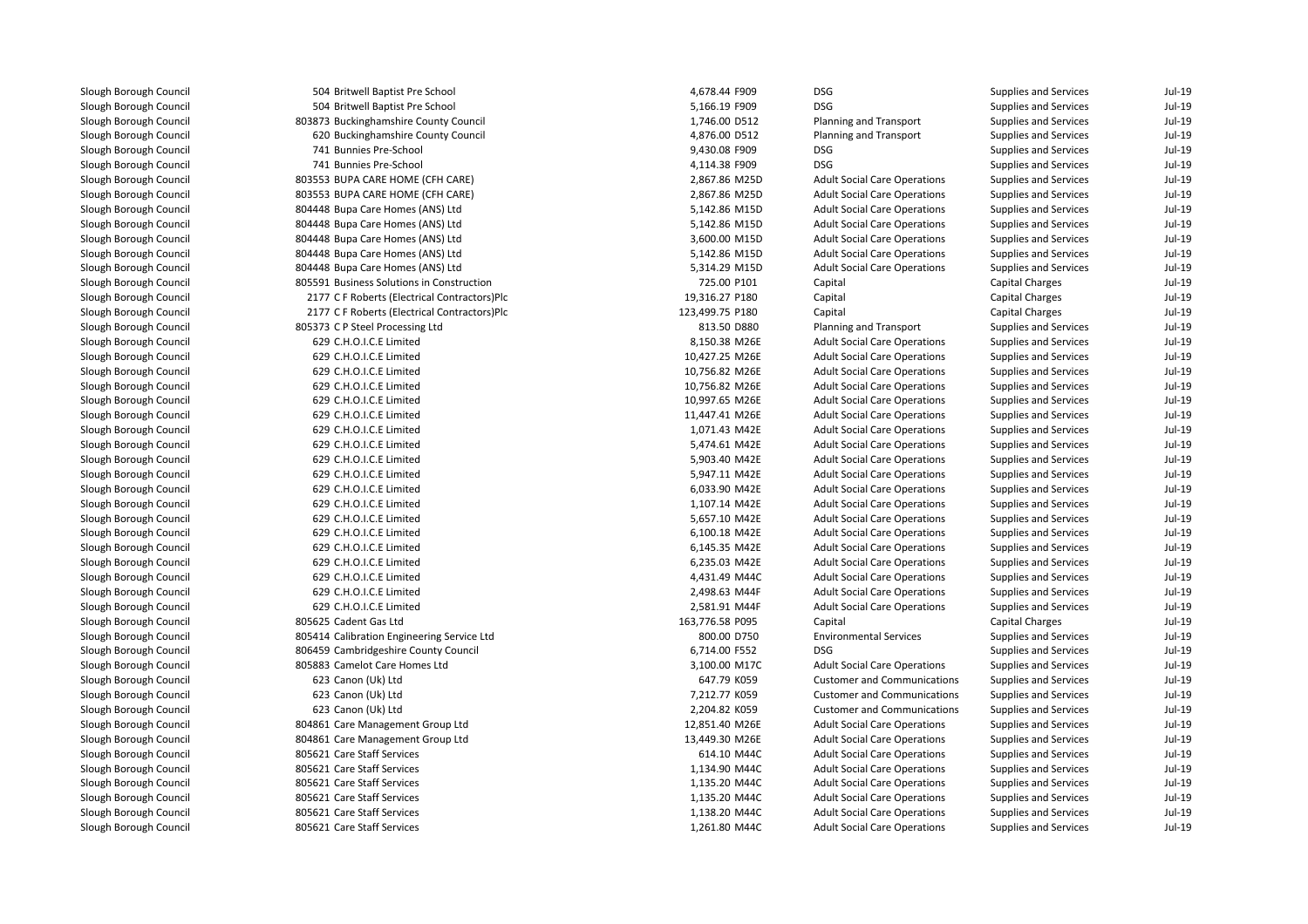| | | | | | | |
|---|---|---|---|---|---|---|
| Slough Borough Council | 504 Britwell Baptist Pre School | 4,678.44 | F909 | DSG | Supplies and Services | Jul-19 |
| Slough Borough Council | 504 Britwell Baptist Pre School | 5,166.19 | F909 | DSG | Supplies and Services | Jul-19 |
| Slough Borough Council | 803873 Buckinghamshire County Council | 1,746.00 | D512 | Planning and Transport | Supplies and Services | Jul-19 |
| Slough Borough Council | 620 Buckinghamshire County Council | 4,876.00 | D512 | Planning and Transport | Supplies and Services | Jul-19 |
| Slough Borough Council | 741 Bunnies Pre-School | 9,430.08 | F909 | DSG | Supplies and Services | Jul-19 |
| Slough Borough Council | 741 Bunnies Pre-School | 4,114.38 | F909 | DSG | Supplies and Services | Jul-19 |
| Slough Borough Council | 803553 BUPA CARE HOME (CFH CARE) | 2,867.86 | M25D | Adult Social Care Operations | Supplies and Services | Jul-19 |
| Slough Borough Council | 803553 BUPA CARE HOME (CFH CARE) | 2,867.86 | M25D | Adult Social Care Operations | Supplies and Services | Jul-19 |
| Slough Borough Council | 804448 Bupa Care Homes (ANS) Ltd | 5,142.86 | M15D | Adult Social Care Operations | Supplies and Services | Jul-19 |
| Slough Borough Council | 804448 Bupa Care Homes (ANS) Ltd | 5,142.86 | M15D | Adult Social Care Operations | Supplies and Services | Jul-19 |
| Slough Borough Council | 804448 Bupa Care Homes (ANS) Ltd | 3,600.00 | M15D | Adult Social Care Operations | Supplies and Services | Jul-19 |
| Slough Borough Council | 804448 Bupa Care Homes (ANS) Ltd | 5,142.86 | M15D | Adult Social Care Operations | Supplies and Services | Jul-19 |
| Slough Borough Council | 804448 Bupa Care Homes (ANS) Ltd | 5,314.29 | M15D | Adult Social Care Operations | Supplies and Services | Jul-19 |
| Slough Borough Council | 805591 Business Solutions in Construction | 725.00 | P101 | Capital | Capital Charges | Jul-19 |
| Slough Borough Council | 2177 C F Roberts (Electrical Contractors)Plc | 19,316.27 | P180 | Capital | Capital Charges | Jul-19 |
| Slough Borough Council | 2177 C F Roberts (Electrical Contractors)Plc | 123,499.75 | P180 | Capital | Capital Charges | Jul-19 |
| Slough Borough Council | 805373 C P Steel Processing Ltd | 813.50 | D880 | Planning and Transport | Supplies and Services | Jul-19 |
| Slough Borough Council | 629 C.H.O.I.C.E Limited | 8,150.38 | M26E | Adult Social Care Operations | Supplies and Services | Jul-19 |
| Slough Borough Council | 629 C.H.O.I.C.E Limited | 10,427.25 | M26E | Adult Social Care Operations | Supplies and Services | Jul-19 |
| Slough Borough Council | 629 C.H.O.I.C.E Limited | 10,756.82 | M26E | Adult Social Care Operations | Supplies and Services | Jul-19 |
| Slough Borough Council | 629 C.H.O.I.C.E Limited | 10,756.82 | M26E | Adult Social Care Operations | Supplies and Services | Jul-19 |
| Slough Borough Council | 629 C.H.O.I.C.E Limited | 10,997.65 | M26E | Adult Social Care Operations | Supplies and Services | Jul-19 |
| Slough Borough Council | 629 C.H.O.I.C.E Limited | 11,447.41 | M26E | Adult Social Care Operations | Supplies and Services | Jul-19 |
| Slough Borough Council | 629 C.H.O.I.C.E Limited | 1,071.43 | M42E | Adult Social Care Operations | Supplies and Services | Jul-19 |
| Slough Borough Council | 629 C.H.O.I.C.E Limited | 5,474.61 | M42E | Adult Social Care Operations | Supplies and Services | Jul-19 |
| Slough Borough Council | 629 C.H.O.I.C.E Limited | 5,903.40 | M42E | Adult Social Care Operations | Supplies and Services | Jul-19 |
| Slough Borough Council | 629 C.H.O.I.C.E Limited | 5,947.11 | M42E | Adult Social Care Operations | Supplies and Services | Jul-19 |
| Slough Borough Council | 629 C.H.O.I.C.E Limited | 6,033.90 | M42E | Adult Social Care Operations | Supplies and Services | Jul-19 |
| Slough Borough Council | 629 C.H.O.I.C.E Limited | 1,107.14 | M42E | Adult Social Care Operations | Supplies and Services | Jul-19 |
| Slough Borough Council | 629 C.H.O.I.C.E Limited | 5,657.10 | M42E | Adult Social Care Operations | Supplies and Services | Jul-19 |
| Slough Borough Council | 629 C.H.O.I.C.E Limited | 6,100.18 | M42E | Adult Social Care Operations | Supplies and Services | Jul-19 |
| Slough Borough Council | 629 C.H.O.I.C.E Limited | 6,145.35 | M42E | Adult Social Care Operations | Supplies and Services | Jul-19 |
| Slough Borough Council | 629 C.H.O.I.C.E Limited | 6,235.03 | M42E | Adult Social Care Operations | Supplies and Services | Jul-19 |
| Slough Borough Council | 629 C.H.O.I.C.E Limited | 4,431.49 | M44C | Adult Social Care Operations | Supplies and Services | Jul-19 |
| Slough Borough Council | 629 C.H.O.I.C.E Limited | 2,498.63 | M44F | Adult Social Care Operations | Supplies and Services | Jul-19 |
| Slough Borough Council | 629 C.H.O.I.C.E Limited | 2,581.91 | M44F | Adult Social Care Operations | Supplies and Services | Jul-19 |
| Slough Borough Council | 805625 Cadent Gas Ltd | 163,776.58 | P095 | Capital | Capital Charges | Jul-19 |
| Slough Borough Council | 805414 Calibration Engineering Service Ltd | 800.00 | D750 | Environmental Services | Supplies and Services | Jul-19 |
| Slough Borough Council | 806459 Cambridgeshire County Council | 6,714.00 | F552 | DSG | Supplies and Services | Jul-19 |
| Slough Borough Council | 805883 Camelot Care Homes Ltd | 3,100.00 | M17C | Adult Social Care Operations | Supplies and Services | Jul-19 |
| Slough Borough Council | 623 Canon (Uk) Ltd | 647.79 | K059 | Customer and Communications | Supplies and Services | Jul-19 |
| Slough Borough Council | 623 Canon (Uk) Ltd | 7,212.77 | K059 | Customer and Communications | Supplies and Services | Jul-19 |
| Slough Borough Council | 623 Canon (Uk) Ltd | 2,204.82 | K059 | Customer and Communications | Supplies and Services | Jul-19 |
| Slough Borough Council | 804861 Care Management Group Ltd | 12,851.40 | M26E | Adult Social Care Operations | Supplies and Services | Jul-19 |
| Slough Borough Council | 804861 Care Management Group Ltd | 13,449.30 | M26E | Adult Social Care Operations | Supplies and Services | Jul-19 |
| Slough Borough Council | 805621 Care Staff Services | 614.10 | M44C | Adult Social Care Operations | Supplies and Services | Jul-19 |
| Slough Borough Council | 805621 Care Staff Services | 1,134.90 | M44C | Adult Social Care Operations | Supplies and Services | Jul-19 |
| Slough Borough Council | 805621 Care Staff Services | 1,135.20 | M44C | Adult Social Care Operations | Supplies and Services | Jul-19 |
| Slough Borough Council | 805621 Care Staff Services | 1,135.20 | M44C | Adult Social Care Operations | Supplies and Services | Jul-19 |
| Slough Borough Council | 805621 Care Staff Services | 1,138.20 | M44C | Adult Social Care Operations | Supplies and Services | Jul-19 |
| Slough Borough Council | 805621 Care Staff Services | 1,261.80 | M44C | Adult Social Care Operations | Supplies and Services | Jul-19 |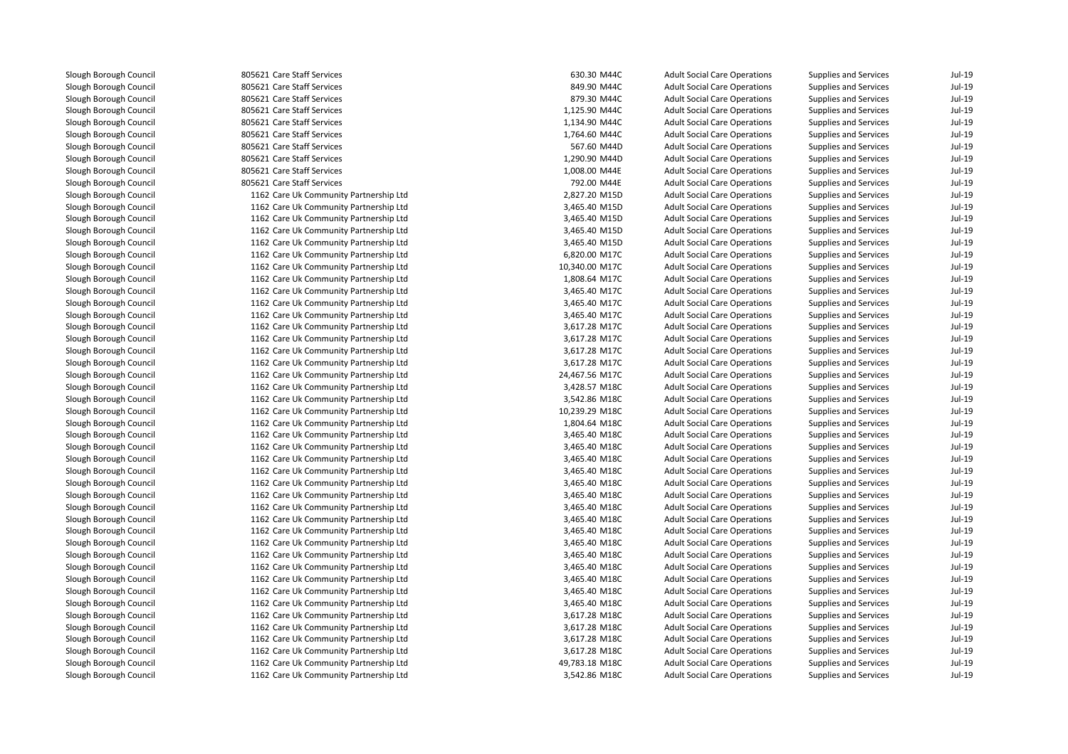| | | | | | | |
|---|---|---|---|---|---|---|
| Slough Borough Council | 805621 Care Staff Services | 630.30 | M44C | Adult Social Care Operations | Supplies and Services | Jul-19 |
| Slough Borough Council | 805621 Care Staff Services | 849.90 | M44C | Adult Social Care Operations | Supplies and Services | Jul-19 |
| Slough Borough Council | 805621 Care Staff Services | 879.30 | M44C | Adult Social Care Operations | Supplies and Services | Jul-19 |
| Slough Borough Council | 805621 Care Staff Services | 1,125.90 | M44C | Adult Social Care Operations | Supplies and Services | Jul-19 |
| Slough Borough Council | 805621 Care Staff Services | 1,134.90 | M44C | Adult Social Care Operations | Supplies and Services | Jul-19 |
| Slough Borough Council | 805621 Care Staff Services | 1,764.60 | M44C | Adult Social Care Operations | Supplies and Services | Jul-19 |
| Slough Borough Council | 805621 Care Staff Services | 567.60 | M44D | Adult Social Care Operations | Supplies and Services | Jul-19 |
| Slough Borough Council | 805621 Care Staff Services | 1,290.90 | M44D | Adult Social Care Operations | Supplies and Services | Jul-19 |
| Slough Borough Council | 805621 Care Staff Services | 1,008.00 | M44E | Adult Social Care Operations | Supplies and Services | Jul-19 |
| Slough Borough Council | 805621 Care Staff Services | 792.00 | M44E | Adult Social Care Operations | Supplies and Services | Jul-19 |
| Slough Borough Council | 1162 Care Uk Community Partnership Ltd | 2,827.20 | M15D | Adult Social Care Operations | Supplies and Services | Jul-19 |
| Slough Borough Council | 1162 Care Uk Community Partnership Ltd | 3,465.40 | M15D | Adult Social Care Operations | Supplies and Services | Jul-19 |
| Slough Borough Council | 1162 Care Uk Community Partnership Ltd | 3,465.40 | M15D | Adult Social Care Operations | Supplies and Services | Jul-19 |
| Slough Borough Council | 1162 Care Uk Community Partnership Ltd | 3,465.40 | M15D | Adult Social Care Operations | Supplies and Services | Jul-19 |
| Slough Borough Council | 1162 Care Uk Community Partnership Ltd | 3,465.40 | M15D | Adult Social Care Operations | Supplies and Services | Jul-19 |
| Slough Borough Council | 1162 Care Uk Community Partnership Ltd | 6,820.00 | M17C | Adult Social Care Operations | Supplies and Services | Jul-19 |
| Slough Borough Council | 1162 Care Uk Community Partnership Ltd | 10,340.00 | M17C | Adult Social Care Operations | Supplies and Services | Jul-19 |
| Slough Borough Council | 1162 Care Uk Community Partnership Ltd | 1,808.64 | M17C | Adult Social Care Operations | Supplies and Services | Jul-19 |
| Slough Borough Council | 1162 Care Uk Community Partnership Ltd | 3,465.40 | M17C | Adult Social Care Operations | Supplies and Services | Jul-19 |
| Slough Borough Council | 1162 Care Uk Community Partnership Ltd | 3,465.40 | M17C | Adult Social Care Operations | Supplies and Services | Jul-19 |
| Slough Borough Council | 1162 Care Uk Community Partnership Ltd | 3,465.40 | M17C | Adult Social Care Operations | Supplies and Services | Jul-19 |
| Slough Borough Council | 1162 Care Uk Community Partnership Ltd | 3,617.28 | M17C | Adult Social Care Operations | Supplies and Services | Jul-19 |
| Slough Borough Council | 1162 Care Uk Community Partnership Ltd | 3,617.28 | M17C | Adult Social Care Operations | Supplies and Services | Jul-19 |
| Slough Borough Council | 1162 Care Uk Community Partnership Ltd | 3,617.28 | M17C | Adult Social Care Operations | Supplies and Services | Jul-19 |
| Slough Borough Council | 1162 Care Uk Community Partnership Ltd | 3,617.28 | M17C | Adult Social Care Operations | Supplies and Services | Jul-19 |
| Slough Borough Council | 1162 Care Uk Community Partnership Ltd | 24,467.56 | M17C | Adult Social Care Operations | Supplies and Services | Jul-19 |
| Slough Borough Council | 1162 Care Uk Community Partnership Ltd | 3,428.57 | M18C | Adult Social Care Operations | Supplies and Services | Jul-19 |
| Slough Borough Council | 1162 Care Uk Community Partnership Ltd | 3,542.86 | M18C | Adult Social Care Operations | Supplies and Services | Jul-19 |
| Slough Borough Council | 1162 Care Uk Community Partnership Ltd | 10,239.29 | M18C | Adult Social Care Operations | Supplies and Services | Jul-19 |
| Slough Borough Council | 1162 Care Uk Community Partnership Ltd | 1,804.64 | M18C | Adult Social Care Operations | Supplies and Services | Jul-19 |
| Slough Borough Council | 1162 Care Uk Community Partnership Ltd | 3,465.40 | M18C | Adult Social Care Operations | Supplies and Services | Jul-19 |
| Slough Borough Council | 1162 Care Uk Community Partnership Ltd | 3,465.40 | M18C | Adult Social Care Operations | Supplies and Services | Jul-19 |
| Slough Borough Council | 1162 Care Uk Community Partnership Ltd | 3,465.40 | M18C | Adult Social Care Operations | Supplies and Services | Jul-19 |
| Slough Borough Council | 1162 Care Uk Community Partnership Ltd | 3,465.40 | M18C | Adult Social Care Operations | Supplies and Services | Jul-19 |
| Slough Borough Council | 1162 Care Uk Community Partnership Ltd | 3,465.40 | M18C | Adult Social Care Operations | Supplies and Services | Jul-19 |
| Slough Borough Council | 1162 Care Uk Community Partnership Ltd | 3,465.40 | M18C | Adult Social Care Operations | Supplies and Services | Jul-19 |
| Slough Borough Council | 1162 Care Uk Community Partnership Ltd | 3,465.40 | M18C | Adult Social Care Operations | Supplies and Services | Jul-19 |
| Slough Borough Council | 1162 Care Uk Community Partnership Ltd | 3,465.40 | M18C | Adult Social Care Operations | Supplies and Services | Jul-19 |
| Slough Borough Council | 1162 Care Uk Community Partnership Ltd | 3,465.40 | M18C | Adult Social Care Operations | Supplies and Services | Jul-19 |
| Slough Borough Council | 1162 Care Uk Community Partnership Ltd | 3,465.40 | M18C | Adult Social Care Operations | Supplies and Services | Jul-19 |
| Slough Borough Council | 1162 Care Uk Community Partnership Ltd | 3,465.40 | M18C | Adult Social Care Operations | Supplies and Services | Jul-19 |
| Slough Borough Council | 1162 Care Uk Community Partnership Ltd | 3,465.40 | M18C | Adult Social Care Operations | Supplies and Services | Jul-19 |
| Slough Borough Council | 1162 Care Uk Community Partnership Ltd | 3,465.40 | M18C | Adult Social Care Operations | Supplies and Services | Jul-19 |
| Slough Borough Council | 1162 Care Uk Community Partnership Ltd | 3,465.40 | M18C | Adult Social Care Operations | Supplies and Services | Jul-19 |
| Slough Borough Council | 1162 Care Uk Community Partnership Ltd | 3,617.28 | M18C | Adult Social Care Operations | Supplies and Services | Jul-19 |
| Slough Borough Council | 1162 Care Uk Community Partnership Ltd | 3,617.28 | M18C | Adult Social Care Operations | Supplies and Services | Jul-19 |
| Slough Borough Council | 1162 Care Uk Community Partnership Ltd | 3,617.28 | M18C | Adult Social Care Operations | Supplies and Services | Jul-19 |
| Slough Borough Council | 1162 Care Uk Community Partnership Ltd | 3,617.28 | M18C | Adult Social Care Operations | Supplies and Services | Jul-19 |
| Slough Borough Council | 1162 Care Uk Community Partnership Ltd | 49,783.18 | M18C | Adult Social Care Operations | Supplies and Services | Jul-19 |
| Slough Borough Council | 1162 Care Uk Community Partnership Ltd | 3,542.86 | M18C | Adult Social Care Operations | Supplies and Services | Jul-19 |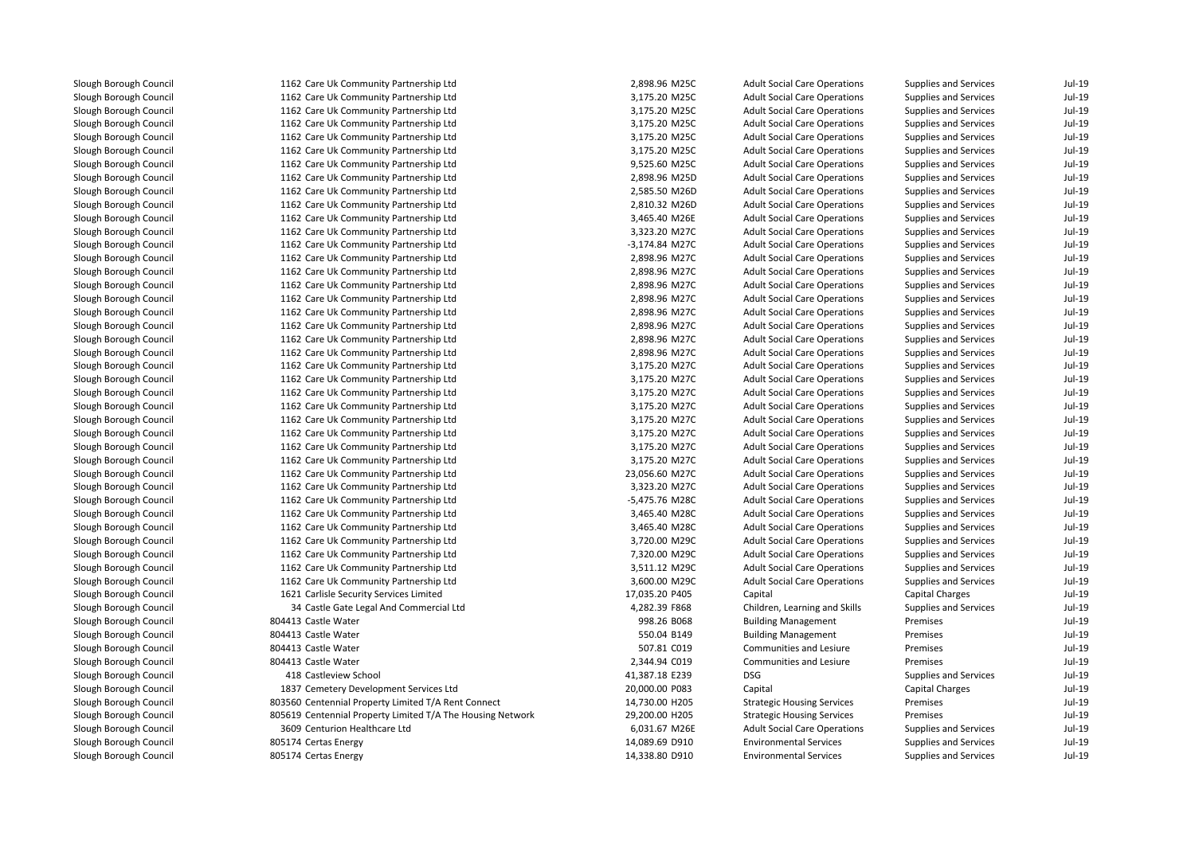| | | | | | | |
|---|---|---|---|---|---|---|
| Slough Borough Council | 1162 Care Uk Community Partnership Ltd | 2,898.96 M25C | Adult Social Care Operations | Supplies and Services | Jul-19 |
| Slough Borough Council | 1162 Care Uk Community Partnership Ltd | 3,175.20 M25C | Adult Social Care Operations | Supplies and Services | Jul-19 |
| Slough Borough Council | 1162 Care Uk Community Partnership Ltd | 3,175.20 M25C | Adult Social Care Operations | Supplies and Services | Jul-19 |
| Slough Borough Council | 1162 Care Uk Community Partnership Ltd | 3,175.20 M25C | Adult Social Care Operations | Supplies and Services | Jul-19 |
| Slough Borough Council | 1162 Care Uk Community Partnership Ltd | 3,175.20 M25C | Adult Social Care Operations | Supplies and Services | Jul-19 |
| Slough Borough Council | 1162 Care Uk Community Partnership Ltd | 3,175.20 M25C | Adult Social Care Operations | Supplies and Services | Jul-19 |
| Slough Borough Council | 1162 Care Uk Community Partnership Ltd | 9,525.60 M25C | Adult Social Care Operations | Supplies and Services | Jul-19 |
| Slough Borough Council | 1162 Care Uk Community Partnership Ltd | 2,898.96 M25D | Adult Social Care Operations | Supplies and Services | Jul-19 |
| Slough Borough Council | 1162 Care Uk Community Partnership Ltd | 2,585.50 M26D | Adult Social Care Operations | Supplies and Services | Jul-19 |
| Slough Borough Council | 1162 Care Uk Community Partnership Ltd | 2,810.32 M26D | Adult Social Care Operations | Supplies and Services | Jul-19 |
| Slough Borough Council | 1162 Care Uk Community Partnership Ltd | 3,465.40 M26E | Adult Social Care Operations | Supplies and Services | Jul-19 |
| Slough Borough Council | 1162 Care Uk Community Partnership Ltd | 3,323.20 M27C | Adult Social Care Operations | Supplies and Services | Jul-19 |
| Slough Borough Council | 1162 Care Uk Community Partnership Ltd | -3,174.84 M27C | Adult Social Care Operations | Supplies and Services | Jul-19 |
| Slough Borough Council | 1162 Care Uk Community Partnership Ltd | 2,898.96 M27C | Adult Social Care Operations | Supplies and Services | Jul-19 |
| Slough Borough Council | 1162 Care Uk Community Partnership Ltd | 2,898.96 M27C | Adult Social Care Operations | Supplies and Services | Jul-19 |
| Slough Borough Council | 1162 Care Uk Community Partnership Ltd | 2,898.96 M27C | Adult Social Care Operations | Supplies and Services | Jul-19 |
| Slough Borough Council | 1162 Care Uk Community Partnership Ltd | 2,898.96 M27C | Adult Social Care Operations | Supplies and Services | Jul-19 |
| Slough Borough Council | 1162 Care Uk Community Partnership Ltd | 2,898.96 M27C | Adult Social Care Operations | Supplies and Services | Jul-19 |
| Slough Borough Council | 1162 Care Uk Community Partnership Ltd | 2,898.96 M27C | Adult Social Care Operations | Supplies and Services | Jul-19 |
| Slough Borough Council | 1162 Care Uk Community Partnership Ltd | 2,898.96 M27C | Adult Social Care Operations | Supplies and Services | Jul-19 |
| Slough Borough Council | 1162 Care Uk Community Partnership Ltd | 2,898.96 M27C | Adult Social Care Operations | Supplies and Services | Jul-19 |
| Slough Borough Council | 1162 Care Uk Community Partnership Ltd | 3,175.20 M27C | Adult Social Care Operations | Supplies and Services | Jul-19 |
| Slough Borough Council | 1162 Care Uk Community Partnership Ltd | 3,175.20 M27C | Adult Social Care Operations | Supplies and Services | Jul-19 |
| Slough Borough Council | 1162 Care Uk Community Partnership Ltd | 3,175.20 M27C | Adult Social Care Operations | Supplies and Services | Jul-19 |
| Slough Borough Council | 1162 Care Uk Community Partnership Ltd | 3,175.20 M27C | Adult Social Care Operations | Supplies and Services | Jul-19 |
| Slough Borough Council | 1162 Care Uk Community Partnership Ltd | 3,175.20 M27C | Adult Social Care Operations | Supplies and Services | Jul-19 |
| Slough Borough Council | 1162 Care Uk Community Partnership Ltd | 3,175.20 M27C | Adult Social Care Operations | Supplies and Services | Jul-19 |
| Slough Borough Council | 1162 Care Uk Community Partnership Ltd | 3,175.20 M27C | Adult Social Care Operations | Supplies and Services | Jul-19 |
| Slough Borough Council | 1162 Care Uk Community Partnership Ltd | 3,175.20 M27C | Adult Social Care Operations | Supplies and Services | Jul-19 |
| Slough Borough Council | 1162 Care Uk Community Partnership Ltd | 23,056.60 M27C | Adult Social Care Operations | Supplies and Services | Jul-19 |
| Slough Borough Council | 1162 Care Uk Community Partnership Ltd | 3,323.20 M27C | Adult Social Care Operations | Supplies and Services | Jul-19 |
| Slough Borough Council | 1162 Care Uk Community Partnership Ltd | -5,475.76 M28C | Adult Social Care Operations | Supplies and Services | Jul-19 |
| Slough Borough Council | 1162 Care Uk Community Partnership Ltd | 3,465.40 M28C | Adult Social Care Operations | Supplies and Services | Jul-19 |
| Slough Borough Council | 1162 Care Uk Community Partnership Ltd | 3,465.40 M28C | Adult Social Care Operations | Supplies and Services | Jul-19 |
| Slough Borough Council | 1162 Care Uk Community Partnership Ltd | 3,720.00 M29C | Adult Social Care Operations | Supplies and Services | Jul-19 |
| Slough Borough Council | 1162 Care Uk Community Partnership Ltd | 7,320.00 M29C | Adult Social Care Operations | Supplies and Services | Jul-19 |
| Slough Borough Council | 1162 Care Uk Community Partnership Ltd | 3,511.12 M29C | Adult Social Care Operations | Supplies and Services | Jul-19 |
| Slough Borough Council | 1162 Care Uk Community Partnership Ltd | 3,600.00 M29C | Adult Social Care Operations | Supplies and Services | Jul-19 |
| Slough Borough Council | 1621 Carlisle Security Services Limited | 17,035.20 P405 | Capital | Capital Charges | Jul-19 |
| Slough Borough Council | 34 Castle Gate Legal And Commercial Ltd | 4,282.39 F868 | Children, Learning and Skills | Supplies and Services | Jul-19 |
| Slough Borough Council | 804413 Castle Water | 998.26 B068 | Building Management | Premises | Jul-19 |
| Slough Borough Council | 804413 Castle Water | 550.04 B149 | Building Management | Premises | Jul-19 |
| Slough Borough Council | 804413 Castle Water | 507.81 C019 | Communities and Lesiure | Premises | Jul-19 |
| Slough Borough Council | 804413 Castle Water | 2,344.94 C019 | Communities and Lesiure | Premises | Jul-19 |
| Slough Borough Council | 418 Castleview School | 41,387.18 E239 | DSG | Supplies and Services | Jul-19 |
| Slough Borough Council | 1837 Cemetery Development Services Ltd | 20,000.00 P083 | Capital | Capital Charges | Jul-19 |
| Slough Borough Council | 803560 Centennial Property Limited T/A Rent Connect | 14,730.00 H205 | Strategic Housing Services | Premises | Jul-19 |
| Slough Borough Council | 805619 Centennial Property Limited T/A The Housing Network | 29,200.00 H205 | Strategic Housing Services | Premises | Jul-19 |
| Slough Borough Council | 3609 Centurion Healthcare Ltd | 6,031.67 M26E | Adult Social Care Operations | Supplies and Services | Jul-19 |
| Slough Borough Council | 805174 Certas Energy | 14,089.69 D910 | Environmental Services | Supplies and Services | Jul-19 |
| Slough Borough Council | 805174 Certas Energy | 14,338.80 D910 | Environmental Services | Supplies and Services | Jul-19 |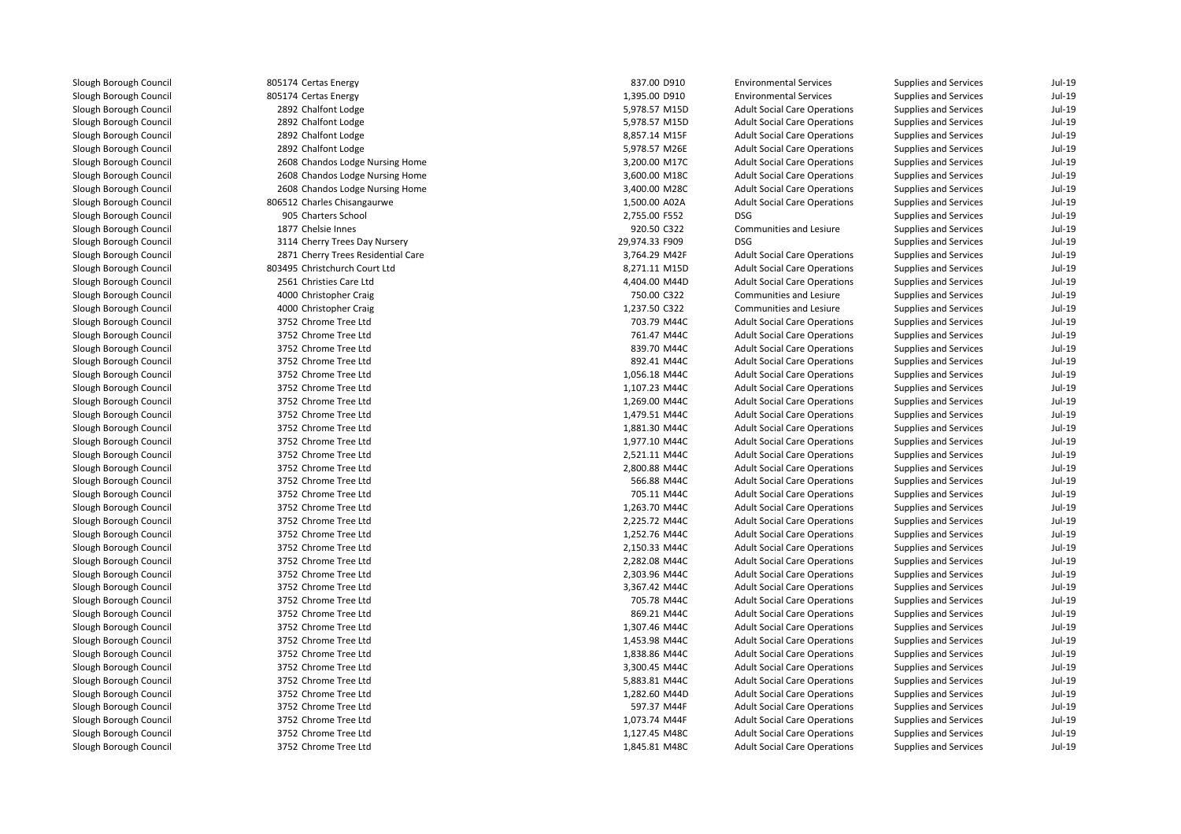| | | | | | | |
|---|---|---|---|---|---|---|
| Slough Borough Council | 805174 Certas Energy | 837.00 D910 | Environmental Services | Supplies and Services | Jul-19 |
| Slough Borough Council | 805174 Certas Energy | 1,395.00 D910 | Environmental Services | Supplies and Services | Jul-19 |
| Slough Borough Council | 2892 Chalfont Lodge | 5,978.57 M15D | Adult Social Care Operations | Supplies and Services | Jul-19 |
| Slough Borough Council | 2892 Chalfont Lodge | 5,978.57 M15D | Adult Social Care Operations | Supplies and Services | Jul-19 |
| Slough Borough Council | 2892 Chalfont Lodge | 8,857.14 M15F | Adult Social Care Operations | Supplies and Services | Jul-19 |
| Slough Borough Council | 2892 Chalfont Lodge | 5,978.57 M26E | Adult Social Care Operations | Supplies and Services | Jul-19 |
| Slough Borough Council | 2608 Chandos Lodge Nursing Home | 3,200.00 M17C | Adult Social Care Operations | Supplies and Services | Jul-19 |
| Slough Borough Council | 2608 Chandos Lodge Nursing Home | 3,600.00 M18C | Adult Social Care Operations | Supplies and Services | Jul-19 |
| Slough Borough Council | 2608 Chandos Lodge Nursing Home | 3,400.00 M28C | Adult Social Care Operations | Supplies and Services | Jul-19 |
| Slough Borough Council | 806512 Charles Chisangaurwe | 1,500.00 A02A | Adult Social Care Operations | Supplies and Services | Jul-19 |
| Slough Borough Council | 905 Charters School | 2,755.00 F552 | DSG | Supplies and Services | Jul-19 |
| Slough Borough Council | 1877 Chelsie Innes | 920.50 C322 | Communities and Lesiure | Supplies and Services | Jul-19 |
| Slough Borough Council | 3114 Cherry Trees Day Nursery | 29,974.33 F909 | DSG | Supplies and Services | Jul-19 |
| Slough Borough Council | 2871 Cherry Trees Residential Care | 3,764.29 M42F | Adult Social Care Operations | Supplies and Services | Jul-19 |
| Slough Borough Council | 803495 Christchurch Court Ltd | 8,271.11 M15D | Adult Social Care Operations | Supplies and Services | Jul-19 |
| Slough Borough Council | 2561 Christies Care Ltd | 4,404.00 M44D | Adult Social Care Operations | Supplies and Services | Jul-19 |
| Slough Borough Council | 4000 Christopher Craig | 750.00 C322 | Communities and Lesiure | Supplies and Services | Jul-19 |
| Slough Borough Council | 4000 Christopher Craig | 1,237.50 C322 | Communities and Lesiure | Supplies and Services | Jul-19 |
| Slough Borough Council | 3752 Chrome Tree Ltd | 703.79 M44C | Adult Social Care Operations | Supplies and Services | Jul-19 |
| Slough Borough Council | 3752 Chrome Tree Ltd | 761.47 M44C | Adult Social Care Operations | Supplies and Services | Jul-19 |
| Slough Borough Council | 3752 Chrome Tree Ltd | 839.70 M44C | Adult Social Care Operations | Supplies and Services | Jul-19 |
| Slough Borough Council | 3752 Chrome Tree Ltd | 892.41 M44C | Adult Social Care Operations | Supplies and Services | Jul-19 |
| Slough Borough Council | 3752 Chrome Tree Ltd | 1,056.18 M44C | Adult Social Care Operations | Supplies and Services | Jul-19 |
| Slough Borough Council | 3752 Chrome Tree Ltd | 1,107.23 M44C | Adult Social Care Operations | Supplies and Services | Jul-19 |
| Slough Borough Council | 3752 Chrome Tree Ltd | 1,269.00 M44C | Adult Social Care Operations | Supplies and Services | Jul-19 |
| Slough Borough Council | 3752 Chrome Tree Ltd | 1,479.51 M44C | Adult Social Care Operations | Supplies and Services | Jul-19 |
| Slough Borough Council | 3752 Chrome Tree Ltd | 1,881.30 M44C | Adult Social Care Operations | Supplies and Services | Jul-19 |
| Slough Borough Council | 3752 Chrome Tree Ltd | 1,977.10 M44C | Adult Social Care Operations | Supplies and Services | Jul-19 |
| Slough Borough Council | 3752 Chrome Tree Ltd | 2,521.11 M44C | Adult Social Care Operations | Supplies and Services | Jul-19 |
| Slough Borough Council | 3752 Chrome Tree Ltd | 2,800.88 M44C | Adult Social Care Operations | Supplies and Services | Jul-19 |
| Slough Borough Council | 3752 Chrome Tree Ltd | 566.88 M44C | Adult Social Care Operations | Supplies and Services | Jul-19 |
| Slough Borough Council | 3752 Chrome Tree Ltd | 705.11 M44C | Adult Social Care Operations | Supplies and Services | Jul-19 |
| Slough Borough Council | 3752 Chrome Tree Ltd | 1,263.70 M44C | Adult Social Care Operations | Supplies and Services | Jul-19 |
| Slough Borough Council | 3752 Chrome Tree Ltd | 2,225.72 M44C | Adult Social Care Operations | Supplies and Services | Jul-19 |
| Slough Borough Council | 3752 Chrome Tree Ltd | 1,252.76 M44C | Adult Social Care Operations | Supplies and Services | Jul-19 |
| Slough Borough Council | 3752 Chrome Tree Ltd | 2,150.33 M44C | Adult Social Care Operations | Supplies and Services | Jul-19 |
| Slough Borough Council | 3752 Chrome Tree Ltd | 2,282.08 M44C | Adult Social Care Operations | Supplies and Services | Jul-19 |
| Slough Borough Council | 3752 Chrome Tree Ltd | 2,303.96 M44C | Adult Social Care Operations | Supplies and Services | Jul-19 |
| Slough Borough Council | 3752 Chrome Tree Ltd | 3,367.42 M44C | Adult Social Care Operations | Supplies and Services | Jul-19 |
| Slough Borough Council | 3752 Chrome Tree Ltd | 705.78 M44C | Adult Social Care Operations | Supplies and Services | Jul-19 |
| Slough Borough Council | 3752 Chrome Tree Ltd | 869.21 M44C | Adult Social Care Operations | Supplies and Services | Jul-19 |
| Slough Borough Council | 3752 Chrome Tree Ltd | 1,307.46 M44C | Adult Social Care Operations | Supplies and Services | Jul-19 |
| Slough Borough Council | 3752 Chrome Tree Ltd | 1,453.98 M44C | Adult Social Care Operations | Supplies and Services | Jul-19 |
| Slough Borough Council | 3752 Chrome Tree Ltd | 1,838.86 M44C | Adult Social Care Operations | Supplies and Services | Jul-19 |
| Slough Borough Council | 3752 Chrome Tree Ltd | 3,300.45 M44C | Adult Social Care Operations | Supplies and Services | Jul-19 |
| Slough Borough Council | 3752 Chrome Tree Ltd | 5,883.81 M44C | Adult Social Care Operations | Supplies and Services | Jul-19 |
| Slough Borough Council | 3752 Chrome Tree Ltd | 1,282.60 M44D | Adult Social Care Operations | Supplies and Services | Jul-19 |
| Slough Borough Council | 3752 Chrome Tree Ltd | 597.37 M44F | Adult Social Care Operations | Supplies and Services | Jul-19 |
| Slough Borough Council | 3752 Chrome Tree Ltd | 1,073.74 M44F | Adult Social Care Operations | Supplies and Services | Jul-19 |
| Slough Borough Council | 3752 Chrome Tree Ltd | 1,127.45 M48C | Adult Social Care Operations | Supplies and Services | Jul-19 |
| Slough Borough Council | 3752 Chrome Tree Ltd | 1,845.81 M48C | Adult Social Care Operations | Supplies and Services | Jul-19 |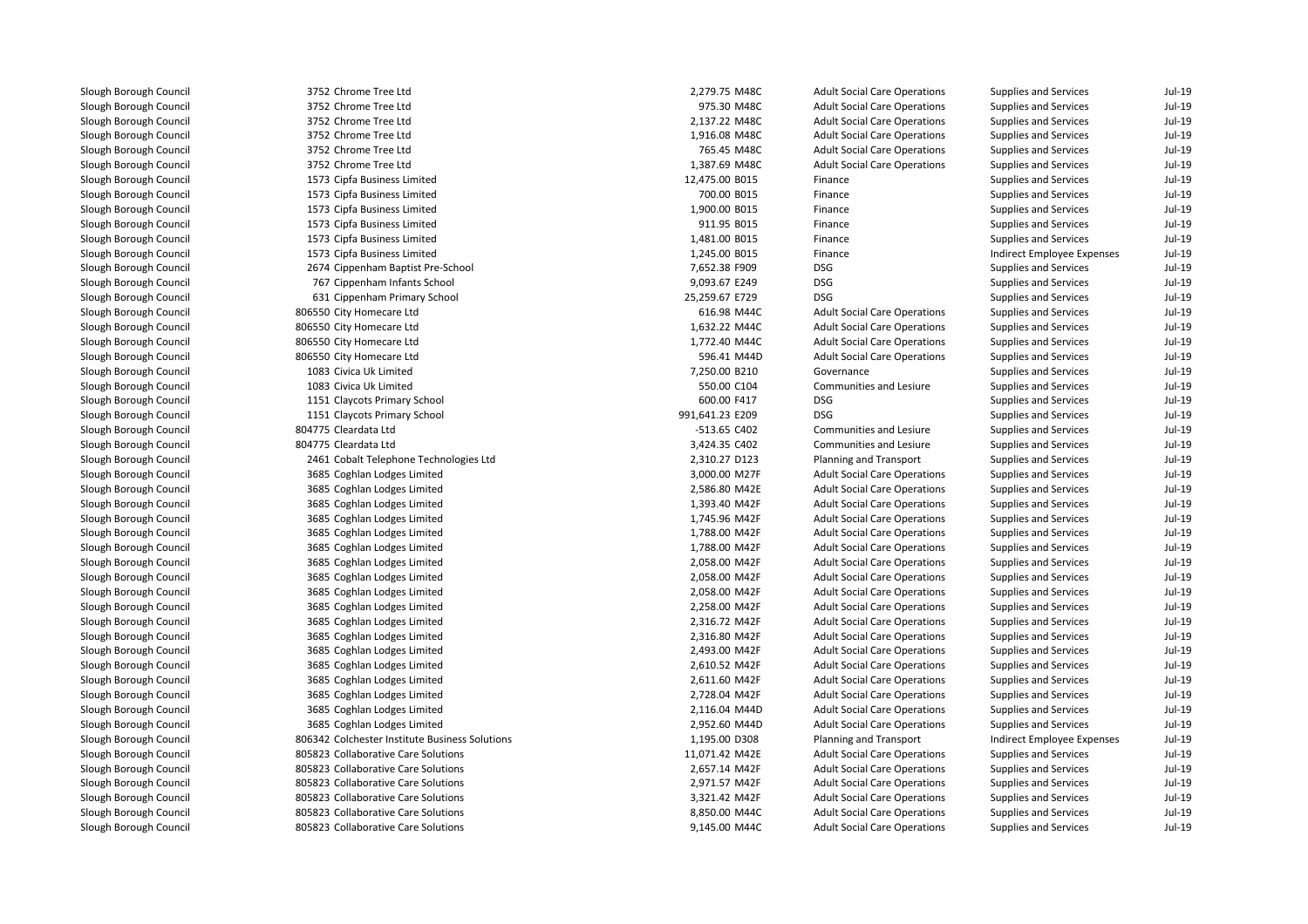| | | | | | | |
|---|---|---|---|---|---|---|
| Slough Borough Council | 3752 Chrome Tree Ltd | 2,279.75 M48C | Adult Social Care Operations | Supplies and Services | Jul-19 |
| Slough Borough Council | 3752 Chrome Tree Ltd | 975.30 M48C | Adult Social Care Operations | Supplies and Services | Jul-19 |
| Slough Borough Council | 3752 Chrome Tree Ltd | 2,137.22 M48C | Adult Social Care Operations | Supplies and Services | Jul-19 |
| Slough Borough Council | 3752 Chrome Tree Ltd | 1,916.08 M48C | Adult Social Care Operations | Supplies and Services | Jul-19 |
| Slough Borough Council | 3752 Chrome Tree Ltd | 765.45 M48C | Adult Social Care Operations | Supplies and Services | Jul-19 |
| Slough Borough Council | 3752 Chrome Tree Ltd | 1,387.69 M48C | Adult Social Care Operations | Supplies and Services | Jul-19 |
| Slough Borough Council | 1573 Cipfa Business Limited | 12,475.00 B015 | Finance | Supplies and Services | Jul-19 |
| Slough Borough Council | 1573 Cipfa Business Limited | 700.00 B015 | Finance | Supplies and Services | Jul-19 |
| Slough Borough Council | 1573 Cipfa Business Limited | 1,900.00 B015 | Finance | Supplies and Services | Jul-19 |
| Slough Borough Council | 1573 Cipfa Business Limited | 911.95 B015 | Finance | Supplies and Services | Jul-19 |
| Slough Borough Council | 1573 Cipfa Business Limited | 1,481.00 B015 | Finance | Supplies and Services | Jul-19 |
| Slough Borough Council | 1573 Cipfa Business Limited | 1,245.00 B015 | Finance | Indirect Employee Expenses | Jul-19 |
| Slough Borough Council | 2674 Cippenham Baptist Pre-School | 7,652.38 F909 | DSG | Supplies and Services | Jul-19 |
| Slough Borough Council | 767 Cippenham Infants School | 9,093.67 E249 | DSG | Supplies and Services | Jul-19 |
| Slough Borough Council | 631 Cippenham Primary School | 25,259.67 E729 | DSG | Supplies and Services | Jul-19 |
| Slough Borough Council | 806550 City Homecare Ltd | 616.98 M44C | Adult Social Care Operations | Supplies and Services | Jul-19 |
| Slough Borough Council | 806550 City Homecare Ltd | 1,632.22 M44C | Adult Social Care Operations | Supplies and Services | Jul-19 |
| Slough Borough Council | 806550 City Homecare Ltd | 1,772.40 M44C | Adult Social Care Operations | Supplies and Services | Jul-19 |
| Slough Borough Council | 806550 City Homecare Ltd | 596.41 M44D | Adult Social Care Operations | Supplies and Services | Jul-19 |
| Slough Borough Council | 1083 Civica Uk Limited | 7,250.00 B210 | Governance | Supplies and Services | Jul-19 |
| Slough Borough Council | 1083 Civica Uk Limited | 550.00 C104 | Communities and Lesiure | Supplies and Services | Jul-19 |
| Slough Borough Council | 1151 Claycots Primary School | 600.00 F417 | DSG | Supplies and Services | Jul-19 |
| Slough Borough Council | 1151 Claycots Primary School | 991,641.23 E209 | DSG | Supplies and Services | Jul-19 |
| Slough Borough Council | 804775 Cleardata Ltd | -513.65 C402 | Communities and Lesiure | Supplies and Services | Jul-19 |
| Slough Borough Council | 804775 Cleardata Ltd | 3,424.35 C402 | Communities and Lesiure | Supplies and Services | Jul-19 |
| Slough Borough Council | 2461 Cobalt Telephone Technologies Ltd | 2,310.27 D123 | Planning and Transport | Supplies and Services | Jul-19 |
| Slough Borough Council | 3685 Coghlan Lodges Limited | 3,000.00 M27F | Adult Social Care Operations | Supplies and Services | Jul-19 |
| Slough Borough Council | 3685 Coghlan Lodges Limited | 2,586.80 M42E | Adult Social Care Operations | Supplies and Services | Jul-19 |
| Slough Borough Council | 3685 Coghlan Lodges Limited | 1,393.40 M42F | Adult Social Care Operations | Supplies and Services | Jul-19 |
| Slough Borough Council | 3685 Coghlan Lodges Limited | 1,745.96 M42F | Adult Social Care Operations | Supplies and Services | Jul-19 |
| Slough Borough Council | 3685 Coghlan Lodges Limited | 1,788.00 M42F | Adult Social Care Operations | Supplies and Services | Jul-19 |
| Slough Borough Council | 3685 Coghlan Lodges Limited | 1,788.00 M42F | Adult Social Care Operations | Supplies and Services | Jul-19 |
| Slough Borough Council | 3685 Coghlan Lodges Limited | 2,058.00 M42F | Adult Social Care Operations | Supplies and Services | Jul-19 |
| Slough Borough Council | 3685 Coghlan Lodges Limited | 2,058.00 M42F | Adult Social Care Operations | Supplies and Services | Jul-19 |
| Slough Borough Council | 3685 Coghlan Lodges Limited | 2,058.00 M42F | Adult Social Care Operations | Supplies and Services | Jul-19 |
| Slough Borough Council | 3685 Coghlan Lodges Limited | 2,258.00 M42F | Adult Social Care Operations | Supplies and Services | Jul-19 |
| Slough Borough Council | 3685 Coghlan Lodges Limited | 2,316.72 M42F | Adult Social Care Operations | Supplies and Services | Jul-19 |
| Slough Borough Council | 3685 Coghlan Lodges Limited | 2,316.80 M42F | Adult Social Care Operations | Supplies and Services | Jul-19 |
| Slough Borough Council | 3685 Coghlan Lodges Limited | 2,493.00 M42F | Adult Social Care Operations | Supplies and Services | Jul-19 |
| Slough Borough Council | 3685 Coghlan Lodges Limited | 2,610.52 M42F | Adult Social Care Operations | Supplies and Services | Jul-19 |
| Slough Borough Council | 3685 Coghlan Lodges Limited | 2,611.60 M42F | Adult Social Care Operations | Supplies and Services | Jul-19 |
| Slough Borough Council | 3685 Coghlan Lodges Limited | 2,728.04 M42F | Adult Social Care Operations | Supplies and Services | Jul-19 |
| Slough Borough Council | 3685 Coghlan Lodges Limited | 2,116.04 M44D | Adult Social Care Operations | Supplies and Services | Jul-19 |
| Slough Borough Council | 3685 Coghlan Lodges Limited | 2,952.60 M44D | Adult Social Care Operations | Supplies and Services | Jul-19 |
| Slough Borough Council | 806342 Colchester Institute Business Solutions | 1,195.00 D308 | Planning and Transport | Indirect Employee Expenses | Jul-19 |
| Slough Borough Council | 805823 Collaborative Care Solutions | 11,071.42 M42E | Adult Social Care Operations | Supplies and Services | Jul-19 |
| Slough Borough Council | 805823 Collaborative Care Solutions | 2,657.14 M42F | Adult Social Care Operations | Supplies and Services | Jul-19 |
| Slough Borough Council | 805823 Collaborative Care Solutions | 2,971.57 M42F | Adult Social Care Operations | Supplies and Services | Jul-19 |
| Slough Borough Council | 805823 Collaborative Care Solutions | 3,321.42 M42F | Adult Social Care Operations | Supplies and Services | Jul-19 |
| Slough Borough Council | 805823 Collaborative Care Solutions | 8,850.00 M44C | Adult Social Care Operations | Supplies and Services | Jul-19 |
| Slough Borough Council | 805823 Collaborative Care Solutions | 9,145.00 M44C | Adult Social Care Operations | Supplies and Services | Jul-19 |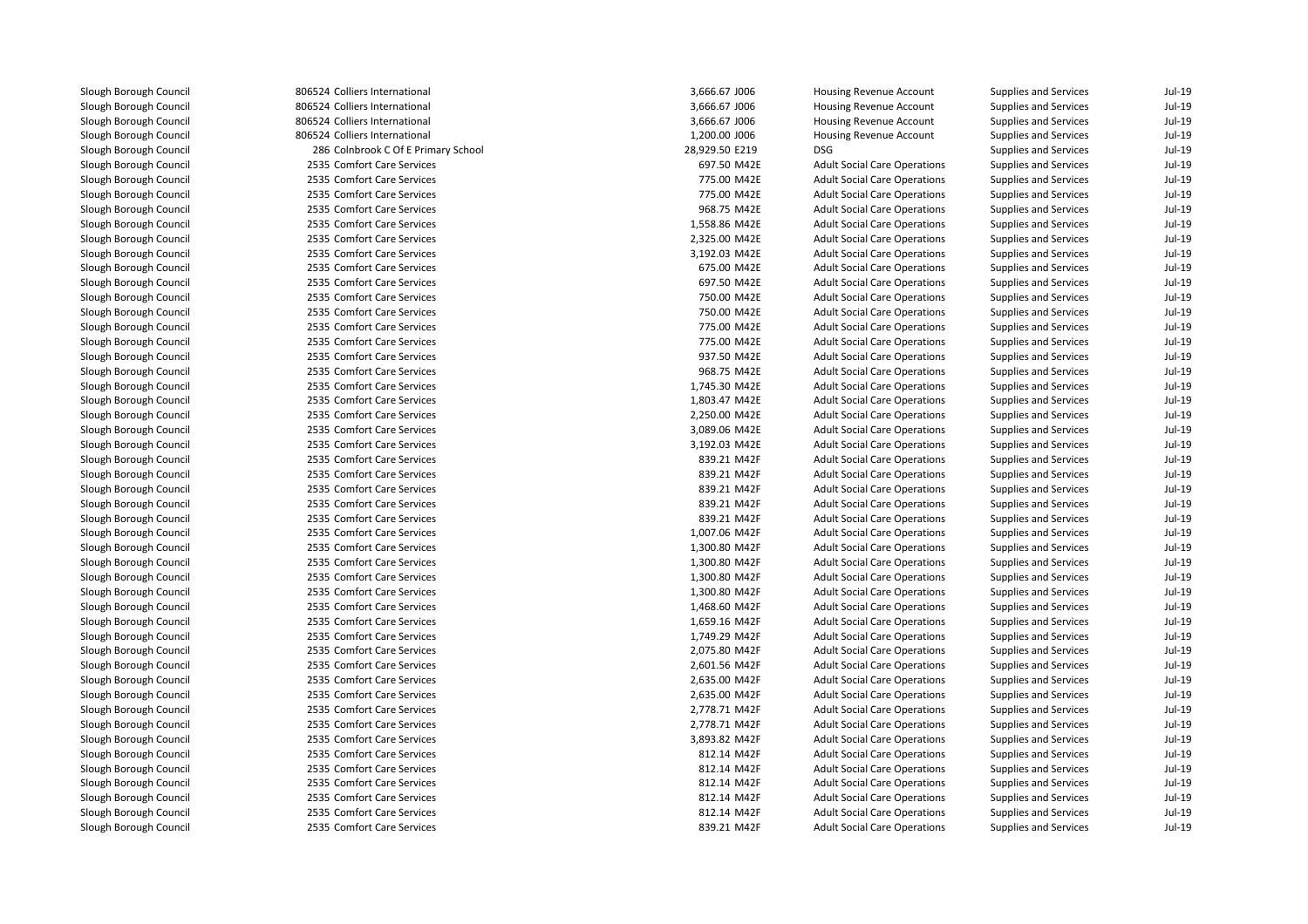| | | | | | | | |
|---|---|---|---|---|---|---|---|
| Slough Borough Council | 806524 | Colliers International | 3,666.67 | J006 | Housing Revenue Account | Supplies and Services | Jul-19 |
| Slough Borough Council | 806524 | Colliers International | 3,666.67 | J006 | Housing Revenue Account | Supplies and Services | Jul-19 |
| Slough Borough Council | 806524 | Colliers International | 3,666.67 | J006 | Housing Revenue Account | Supplies and Services | Jul-19 |
| Slough Borough Council | 806524 | Colliers International | 1,200.00 | J006 | Housing Revenue Account | Supplies and Services | Jul-19 |
| Slough Borough Council | 286 | Colnbrook C Of E Primary School | 28,929.50 | E219 | DSG | Supplies and Services | Jul-19 |
| Slough Borough Council | 2535 | Comfort Care Services | 697.50 | M42E | Adult Social Care Operations | Supplies and Services | Jul-19 |
| Slough Borough Council | 2535 | Comfort Care Services | 775.00 | M42E | Adult Social Care Operations | Supplies and Services | Jul-19 |
| Slough Borough Council | 2535 | Comfort Care Services | 775.00 | M42E | Adult Social Care Operations | Supplies and Services | Jul-19 |
| Slough Borough Council | 2535 | Comfort Care Services | 968.75 | M42E | Adult Social Care Operations | Supplies and Services | Jul-19 |
| Slough Borough Council | 2535 | Comfort Care Services | 1,558.86 | M42E | Adult Social Care Operations | Supplies and Services | Jul-19 |
| Slough Borough Council | 2535 | Comfort Care Services | 2,325.00 | M42E | Adult Social Care Operations | Supplies and Services | Jul-19 |
| Slough Borough Council | 2535 | Comfort Care Services | 3,192.03 | M42E | Adult Social Care Operations | Supplies and Services | Jul-19 |
| Slough Borough Council | 2535 | Comfort Care Services | 675.00 | M42E | Adult Social Care Operations | Supplies and Services | Jul-19 |
| Slough Borough Council | 2535 | Comfort Care Services | 697.50 | M42E | Adult Social Care Operations | Supplies and Services | Jul-19 |
| Slough Borough Council | 2535 | Comfort Care Services | 750.00 | M42E | Adult Social Care Operations | Supplies and Services | Jul-19 |
| Slough Borough Council | 2535 | Comfort Care Services | 750.00 | M42E | Adult Social Care Operations | Supplies and Services | Jul-19 |
| Slough Borough Council | 2535 | Comfort Care Services | 775.00 | M42E | Adult Social Care Operations | Supplies and Services | Jul-19 |
| Slough Borough Council | 2535 | Comfort Care Services | 775.00 | M42E | Adult Social Care Operations | Supplies and Services | Jul-19 |
| Slough Borough Council | 2535 | Comfort Care Services | 937.50 | M42E | Adult Social Care Operations | Supplies and Services | Jul-19 |
| Slough Borough Council | 2535 | Comfort Care Services | 968.75 | M42E | Adult Social Care Operations | Supplies and Services | Jul-19 |
| Slough Borough Council | 2535 | Comfort Care Services | 1,745.30 | M42E | Adult Social Care Operations | Supplies and Services | Jul-19 |
| Slough Borough Council | 2535 | Comfort Care Services | 1,803.47 | M42E | Adult Social Care Operations | Supplies and Services | Jul-19 |
| Slough Borough Council | 2535 | Comfort Care Services | 2,250.00 | M42E | Adult Social Care Operations | Supplies and Services | Jul-19 |
| Slough Borough Council | 2535 | Comfort Care Services | 3,089.06 | M42E | Adult Social Care Operations | Supplies and Services | Jul-19 |
| Slough Borough Council | 2535 | Comfort Care Services | 3,192.03 | M42E | Adult Social Care Operations | Supplies and Services | Jul-19 |
| Slough Borough Council | 2535 | Comfort Care Services | 839.21 | M42F | Adult Social Care Operations | Supplies and Services | Jul-19 |
| Slough Borough Council | 2535 | Comfort Care Services | 839.21 | M42F | Adult Social Care Operations | Supplies and Services | Jul-19 |
| Slough Borough Council | 2535 | Comfort Care Services | 839.21 | M42F | Adult Social Care Operations | Supplies and Services | Jul-19 |
| Slough Borough Council | 2535 | Comfort Care Services | 839.21 | M42F | Adult Social Care Operations | Supplies and Services | Jul-19 |
| Slough Borough Council | 2535 | Comfort Care Services | 839.21 | M42F | Adult Social Care Operations | Supplies and Services | Jul-19 |
| Slough Borough Council | 2535 | Comfort Care Services | 1,007.06 | M42F | Adult Social Care Operations | Supplies and Services | Jul-19 |
| Slough Borough Council | 2535 | Comfort Care Services | 1,300.80 | M42F | Adult Social Care Operations | Supplies and Services | Jul-19 |
| Slough Borough Council | 2535 | Comfort Care Services | 1,300.80 | M42F | Adult Social Care Operations | Supplies and Services | Jul-19 |
| Slough Borough Council | 2535 | Comfort Care Services | 1,300.80 | M42F | Adult Social Care Operations | Supplies and Services | Jul-19 |
| Slough Borough Council | 2535 | Comfort Care Services | 1,300.80 | M42F | Adult Social Care Operations | Supplies and Services | Jul-19 |
| Slough Borough Council | 2535 | Comfort Care Services | 1,468.60 | M42F | Adult Social Care Operations | Supplies and Services | Jul-19 |
| Slough Borough Council | 2535 | Comfort Care Services | 1,659.16 | M42F | Adult Social Care Operations | Supplies and Services | Jul-19 |
| Slough Borough Council | 2535 | Comfort Care Services | 1,749.29 | M42F | Adult Social Care Operations | Supplies and Services | Jul-19 |
| Slough Borough Council | 2535 | Comfort Care Services | 2,075.80 | M42F | Adult Social Care Operations | Supplies and Services | Jul-19 |
| Slough Borough Council | 2535 | Comfort Care Services | 2,601.56 | M42F | Adult Social Care Operations | Supplies and Services | Jul-19 |
| Slough Borough Council | 2535 | Comfort Care Services | 2,635.00 | M42F | Adult Social Care Operations | Supplies and Services | Jul-19 |
| Slough Borough Council | 2535 | Comfort Care Services | 2,635.00 | M42F | Adult Social Care Operations | Supplies and Services | Jul-19 |
| Slough Borough Council | 2535 | Comfort Care Services | 2,778.71 | M42F | Adult Social Care Operations | Supplies and Services | Jul-19 |
| Slough Borough Council | 2535 | Comfort Care Services | 2,778.71 | M42F | Adult Social Care Operations | Supplies and Services | Jul-19 |
| Slough Borough Council | 2535 | Comfort Care Services | 3,893.82 | M42F | Adult Social Care Operations | Supplies and Services | Jul-19 |
| Slough Borough Council | 2535 | Comfort Care Services | 812.14 | M42F | Adult Social Care Operations | Supplies and Services | Jul-19 |
| Slough Borough Council | 2535 | Comfort Care Services | 812.14 | M42F | Adult Social Care Operations | Supplies and Services | Jul-19 |
| Slough Borough Council | 2535 | Comfort Care Services | 812.14 | M42F | Adult Social Care Operations | Supplies and Services | Jul-19 |
| Slough Borough Council | 2535 | Comfort Care Services | 812.14 | M42F | Adult Social Care Operations | Supplies and Services | Jul-19 |
| Slough Borough Council | 2535 | Comfort Care Services | 812.14 | M42F | Adult Social Care Operations | Supplies and Services | Jul-19 |
| Slough Borough Council | 2535 | Comfort Care Services | 839.21 | M42F | Adult Social Care Operations | Supplies and Services | Jul-19 |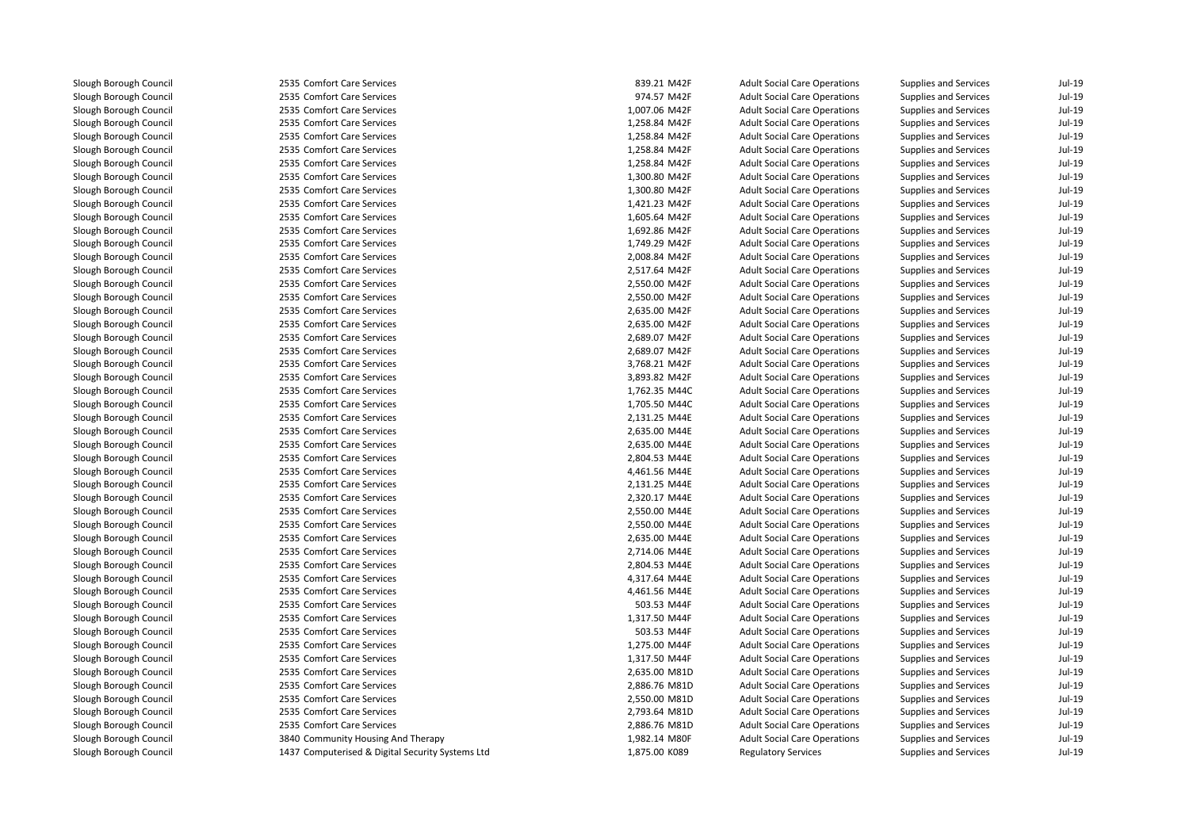| | | | | | | |
|---|---|---|---|---|---|---|
| Slough Borough Council | 2535 Comfort Care Services | 839.21 | M42F | Adult Social Care Operations | Supplies and Services | Jul-19 |
| Slough Borough Council | 2535 Comfort Care Services | 974.57 | M42F | Adult Social Care Operations | Supplies and Services | Jul-19 |
| Slough Borough Council | 2535 Comfort Care Services | 1,007.06 | M42F | Adult Social Care Operations | Supplies and Services | Jul-19 |
| Slough Borough Council | 2535 Comfort Care Services | 1,258.84 | M42F | Adult Social Care Operations | Supplies and Services | Jul-19 |
| Slough Borough Council | 2535 Comfort Care Services | 1,258.84 | M42F | Adult Social Care Operations | Supplies and Services | Jul-19 |
| Slough Borough Council | 2535 Comfort Care Services | 1,258.84 | M42F | Adult Social Care Operations | Supplies and Services | Jul-19 |
| Slough Borough Council | 2535 Comfort Care Services | 1,258.84 | M42F | Adult Social Care Operations | Supplies and Services | Jul-19 |
| Slough Borough Council | 2535 Comfort Care Services | 1,300.80 | M42F | Adult Social Care Operations | Supplies and Services | Jul-19 |
| Slough Borough Council | 2535 Comfort Care Services | 1,300.80 | M42F | Adult Social Care Operations | Supplies and Services | Jul-19 |
| Slough Borough Council | 2535 Comfort Care Services | 1,421.23 | M42F | Adult Social Care Operations | Supplies and Services | Jul-19 |
| Slough Borough Council | 2535 Comfort Care Services | 1,605.64 | M42F | Adult Social Care Operations | Supplies and Services | Jul-19 |
| Slough Borough Council | 2535 Comfort Care Services | 1,692.86 | M42F | Adult Social Care Operations | Supplies and Services | Jul-19 |
| Slough Borough Council | 2535 Comfort Care Services | 1,749.29 | M42F | Adult Social Care Operations | Supplies and Services | Jul-19 |
| Slough Borough Council | 2535 Comfort Care Services | 2,008.84 | M42F | Adult Social Care Operations | Supplies and Services | Jul-19 |
| Slough Borough Council | 2535 Comfort Care Services | 2,517.64 | M42F | Adult Social Care Operations | Supplies and Services | Jul-19 |
| Slough Borough Council | 2535 Comfort Care Services | 2,550.00 | M42F | Adult Social Care Operations | Supplies and Services | Jul-19 |
| Slough Borough Council | 2535 Comfort Care Services | 2,550.00 | M42F | Adult Social Care Operations | Supplies and Services | Jul-19 |
| Slough Borough Council | 2535 Comfort Care Services | 2,635.00 | M42F | Adult Social Care Operations | Supplies and Services | Jul-19 |
| Slough Borough Council | 2535 Comfort Care Services | 2,635.00 | M42F | Adult Social Care Operations | Supplies and Services | Jul-19 |
| Slough Borough Council | 2535 Comfort Care Services | 2,689.07 | M42F | Adult Social Care Operations | Supplies and Services | Jul-19 |
| Slough Borough Council | 2535 Comfort Care Services | 2,689.07 | M42F | Adult Social Care Operations | Supplies and Services | Jul-19 |
| Slough Borough Council | 2535 Comfort Care Services | 3,768.21 | M42F | Adult Social Care Operations | Supplies and Services | Jul-19 |
| Slough Borough Council | 2535 Comfort Care Services | 3,893.82 | M42F | Adult Social Care Operations | Supplies and Services | Jul-19 |
| Slough Borough Council | 2535 Comfort Care Services | 1,762.35 | M44C | Adult Social Care Operations | Supplies and Services | Jul-19 |
| Slough Borough Council | 2535 Comfort Care Services | 1,705.50 | M44C | Adult Social Care Operations | Supplies and Services | Jul-19 |
| Slough Borough Council | 2535 Comfort Care Services | 2,131.25 | M44E | Adult Social Care Operations | Supplies and Services | Jul-19 |
| Slough Borough Council | 2535 Comfort Care Services | 2,635.00 | M44E | Adult Social Care Operations | Supplies and Services | Jul-19 |
| Slough Borough Council | 2535 Comfort Care Services | 2,635.00 | M44E | Adult Social Care Operations | Supplies and Services | Jul-19 |
| Slough Borough Council | 2535 Comfort Care Services | 2,804.53 | M44E | Adult Social Care Operations | Supplies and Services | Jul-19 |
| Slough Borough Council | 2535 Comfort Care Services | 4,461.56 | M44E | Adult Social Care Operations | Supplies and Services | Jul-19 |
| Slough Borough Council | 2535 Comfort Care Services | 2,131.25 | M44E | Adult Social Care Operations | Supplies and Services | Jul-19 |
| Slough Borough Council | 2535 Comfort Care Services | 2,320.17 | M44E | Adult Social Care Operations | Supplies and Services | Jul-19 |
| Slough Borough Council | 2535 Comfort Care Services | 2,550.00 | M44E | Adult Social Care Operations | Supplies and Services | Jul-19 |
| Slough Borough Council | 2535 Comfort Care Services | 2,550.00 | M44E | Adult Social Care Operations | Supplies and Services | Jul-19 |
| Slough Borough Council | 2535 Comfort Care Services | 2,635.00 | M44E | Adult Social Care Operations | Supplies and Services | Jul-19 |
| Slough Borough Council | 2535 Comfort Care Services | 2,714.06 | M44E | Adult Social Care Operations | Supplies and Services | Jul-19 |
| Slough Borough Council | 2535 Comfort Care Services | 2,804.53 | M44E | Adult Social Care Operations | Supplies and Services | Jul-19 |
| Slough Borough Council | 2535 Comfort Care Services | 4,317.64 | M44E | Adult Social Care Operations | Supplies and Services | Jul-19 |
| Slough Borough Council | 2535 Comfort Care Services | 4,461.56 | M44E | Adult Social Care Operations | Supplies and Services | Jul-19 |
| Slough Borough Council | 2535 Comfort Care Services | 503.53 | M44F | Adult Social Care Operations | Supplies and Services | Jul-19 |
| Slough Borough Council | 2535 Comfort Care Services | 1,317.50 | M44F | Adult Social Care Operations | Supplies and Services | Jul-19 |
| Slough Borough Council | 2535 Comfort Care Services | 503.53 | M44F | Adult Social Care Operations | Supplies and Services | Jul-19 |
| Slough Borough Council | 2535 Comfort Care Services | 1,275.00 | M44F | Adult Social Care Operations | Supplies and Services | Jul-19 |
| Slough Borough Council | 2535 Comfort Care Services | 1,317.50 | M44F | Adult Social Care Operations | Supplies and Services | Jul-19 |
| Slough Borough Council | 2535 Comfort Care Services | 2,635.00 | M81D | Adult Social Care Operations | Supplies and Services | Jul-19 |
| Slough Borough Council | 2535 Comfort Care Services | 2,886.76 | M81D | Adult Social Care Operations | Supplies and Services | Jul-19 |
| Slough Borough Council | 2535 Comfort Care Services | 2,550.00 | M81D | Adult Social Care Operations | Supplies and Services | Jul-19 |
| Slough Borough Council | 2535 Comfort Care Services | 2,793.64 | M81D | Adult Social Care Operations | Supplies and Services | Jul-19 |
| Slough Borough Council | 2535 Comfort Care Services | 2,886.76 | M81D | Adult Social Care Operations | Supplies and Services | Jul-19 |
| Slough Borough Council | 3840 Community Housing And Therapy | 1,982.14 | M80F | Adult Social Care Operations | Supplies and Services | Jul-19 |
| Slough Borough Council | 1437 Computerised & Digital Security Systems Ltd | 1,875.00 | K089 | Regulatory Services | Supplies and Services | Jul-19 |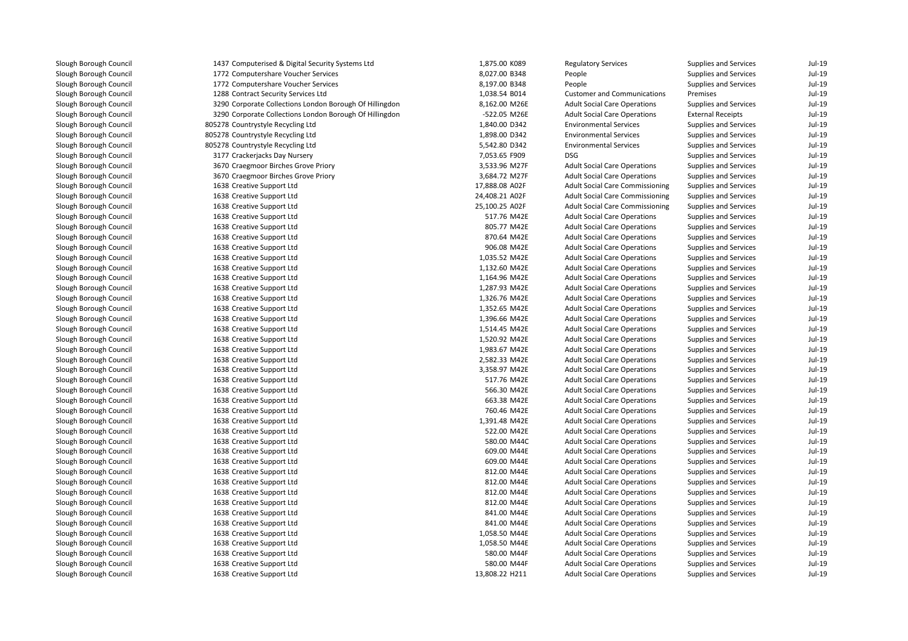| | | | | | | | |
|---|---|---|---|---|---|---|---|
| Slough Borough Council | 1437 | Computerised & Digital Security Systems Ltd | 1,875.00 | K089 | Regulatory Services | Supplies and Services | Jul-19 |
| Slough Borough Council | 1772 | Computershare Voucher Services | 8,027.00 | B348 | People | Supplies and Services | Jul-19 |
| Slough Borough Council | 1772 | Computershare Voucher Services | 8,197.00 | B348 | People | Supplies and Services | Jul-19 |
| Slough Borough Council | 1288 | Contract Security Services Ltd | 1,038.54 | B014 | Customer and Communications | Premises | Jul-19 |
| Slough Borough Council | 3290 | Corporate Collections London Borough Of Hillingdon | 8,162.00 | M26E | Adult Social Care Operations | Supplies and Services | Jul-19 |
| Slough Borough Council | 3290 | Corporate Collections London Borough Of Hillingdon | -522.05 | M26E | Adult Social Care Operations | External Receipts | Jul-19 |
| Slough Borough Council | 805278 | Countrystyle Recycling Ltd | 1,840.00 | D342 | Environmental Services | Supplies and Services | Jul-19 |
| Slough Borough Council | 805278 | Countrystyle Recycling Ltd | 1,898.00 | D342 | Environmental Services | Supplies and Services | Jul-19 |
| Slough Borough Council | 805278 | Countrystyle Recycling Ltd | 5,542.80 | D342 | Environmental Services | Supplies and Services | Jul-19 |
| Slough Borough Council | 3177 | Crackerjacks Day Nursery | 7,053.65 | F909 | DSG | Supplies and Services | Jul-19 |
| Slough Borough Council | 3670 | Craegmoor Birches Grove Priory | 3,533.96 | M27F | Adult Social Care Operations | Supplies and Services | Jul-19 |
| Slough Borough Council | 3670 | Craegmoor Birches Grove Priory | 3,684.72 | M27F | Adult Social Care Operations | Supplies and Services | Jul-19 |
| Slough Borough Council | 1638 | Creative Support Ltd | 17,888.08 | A02F | Adult Social Care Commissioning | Supplies and Services | Jul-19 |
| Slough Borough Council | 1638 | Creative Support Ltd | 24,408.21 | A02F | Adult Social Care Commissioning | Supplies and Services | Jul-19 |
| Slough Borough Council | 1638 | Creative Support Ltd | 25,100.25 | A02F | Adult Social Care Commissioning | Supplies and Services | Jul-19 |
| Slough Borough Council | 1638 | Creative Support Ltd | 517.76 | M42E | Adult Social Care Operations | Supplies and Services | Jul-19 |
| Slough Borough Council | 1638 | Creative Support Ltd | 805.77 | M42E | Adult Social Care Operations | Supplies and Services | Jul-19 |
| Slough Borough Council | 1638 | Creative Support Ltd | 870.64 | M42E | Adult Social Care Operations | Supplies and Services | Jul-19 |
| Slough Borough Council | 1638 | Creative Support Ltd | 906.08 | M42E | Adult Social Care Operations | Supplies and Services | Jul-19 |
| Slough Borough Council | 1638 | Creative Support Ltd | 1,035.52 | M42E | Adult Social Care Operations | Supplies and Services | Jul-19 |
| Slough Borough Council | 1638 | Creative Support Ltd | 1,132.60 | M42E | Adult Social Care Operations | Supplies and Services | Jul-19 |
| Slough Borough Council | 1638 | Creative Support Ltd | 1,164.96 | M42E | Adult Social Care Operations | Supplies and Services | Jul-19 |
| Slough Borough Council | 1638 | Creative Support Ltd | 1,287.93 | M42E | Adult Social Care Operations | Supplies and Services | Jul-19 |
| Slough Borough Council | 1638 | Creative Support Ltd | 1,326.76 | M42E | Adult Social Care Operations | Supplies and Services | Jul-19 |
| Slough Borough Council | 1638 | Creative Support Ltd | 1,352.65 | M42E | Adult Social Care Operations | Supplies and Services | Jul-19 |
| Slough Borough Council | 1638 | Creative Support Ltd | 1,396.66 | M42E | Adult Social Care Operations | Supplies and Services | Jul-19 |
| Slough Borough Council | 1638 | Creative Support Ltd | 1,514.45 | M42E | Adult Social Care Operations | Supplies and Services | Jul-19 |
| Slough Borough Council | 1638 | Creative Support Ltd | 1,520.92 | M42E | Adult Social Care Operations | Supplies and Services | Jul-19 |
| Slough Borough Council | 1638 | Creative Support Ltd | 1,983.67 | M42E | Adult Social Care Operations | Supplies and Services | Jul-19 |
| Slough Borough Council | 1638 | Creative Support Ltd | 2,582.33 | M42E | Adult Social Care Operations | Supplies and Services | Jul-19 |
| Slough Borough Council | 1638 | Creative Support Ltd | 3,358.97 | M42E | Adult Social Care Operations | Supplies and Services | Jul-19 |
| Slough Borough Council | 1638 | Creative Support Ltd | 517.76 | M42E | Adult Social Care Operations | Supplies and Services | Jul-19 |
| Slough Borough Council | 1638 | Creative Support Ltd | 566.30 | M42E | Adult Social Care Operations | Supplies and Services | Jul-19 |
| Slough Borough Council | 1638 | Creative Support Ltd | 663.38 | M42E | Adult Social Care Operations | Supplies and Services | Jul-19 |
| Slough Borough Council | 1638 | Creative Support Ltd | 760.46 | M42E | Adult Social Care Operations | Supplies and Services | Jul-19 |
| Slough Borough Council | 1638 | Creative Support Ltd | 1,391.48 | M42E | Adult Social Care Operations | Supplies and Services | Jul-19 |
| Slough Borough Council | 1638 | Creative Support Ltd | 522.00 | M42E | Adult Social Care Operations | Supplies and Services | Jul-19 |
| Slough Borough Council | 1638 | Creative Support Ltd | 580.00 | M44C | Adult Social Care Operations | Supplies and Services | Jul-19 |
| Slough Borough Council | 1638 | Creative Support Ltd | 609.00 | M44E | Adult Social Care Operations | Supplies and Services | Jul-19 |
| Slough Borough Council | 1638 | Creative Support Ltd | 609.00 | M44E | Adult Social Care Operations | Supplies and Services | Jul-19 |
| Slough Borough Council | 1638 | Creative Support Ltd | 812.00 | M44E | Adult Social Care Operations | Supplies and Services | Jul-19 |
| Slough Borough Council | 1638 | Creative Support Ltd | 812.00 | M44E | Adult Social Care Operations | Supplies and Services | Jul-19 |
| Slough Borough Council | 1638 | Creative Support Ltd | 812.00 | M44E | Adult Social Care Operations | Supplies and Services | Jul-19 |
| Slough Borough Council | 1638 | Creative Support Ltd | 812.00 | M44E | Adult Social Care Operations | Supplies and Services | Jul-19 |
| Slough Borough Council | 1638 | Creative Support Ltd | 841.00 | M44E | Adult Social Care Operations | Supplies and Services | Jul-19 |
| Slough Borough Council | 1638 | Creative Support Ltd | 841.00 | M44E | Adult Social Care Operations | Supplies and Services | Jul-19 |
| Slough Borough Council | 1638 | Creative Support Ltd | 1,058.50 | M44E | Adult Social Care Operations | Supplies and Services | Jul-19 |
| Slough Borough Council | 1638 | Creative Support Ltd | 1,058.50 | M44E | Adult Social Care Operations | Supplies and Services | Jul-19 |
| Slough Borough Council | 1638 | Creative Support Ltd | 580.00 | M44F | Adult Social Care Operations | Supplies and Services | Jul-19 |
| Slough Borough Council | 1638 | Creative Support Ltd | 580.00 | M44F | Adult Social Care Operations | Supplies and Services | Jul-19 |
| Slough Borough Council | 1638 | Creative Support Ltd | 13,808.22 | H211 | Adult Social Care Operations | Supplies and Services | Jul-19 |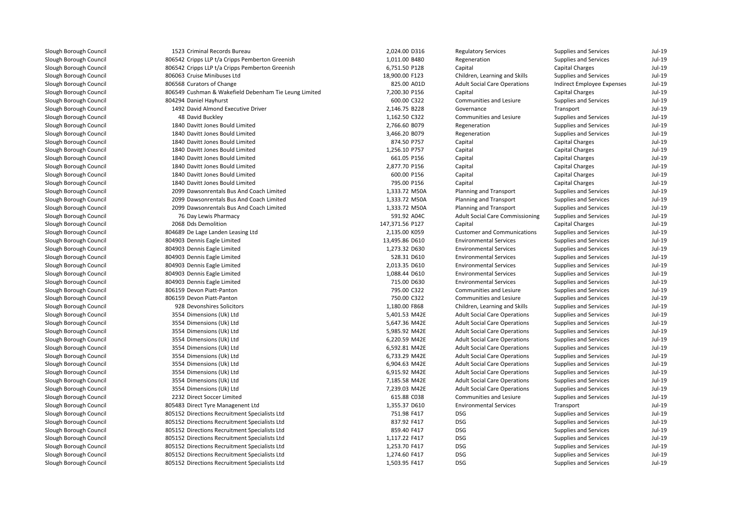| | | | | | | | | |
|---|---|---|---|---|---|---|---|---|
| Slough Borough Council | 1523 | Criminal Records Bureau | 2,024.00 | D316 | Regulatory Services | Supplies and Services | Jul-19 |
| Slough Borough Council | 806542 | Cripps LLP t/a Cripps Pemberton Greenish | 1,011.00 | B480 | Regeneration | Supplies and Services | Jul-19 |
| Slough Borough Council | 806542 | Cripps LLP t/a Cripps Pemberton Greenish | 6,751.50 | P128 | Capital | Capital Charges | Jul-19 |
| Slough Borough Council | 806063 | Cruise Minibuses Ltd | 18,900.00 | F123 | Children, Learning and Skills | Supplies and Services | Jul-19 |
| Slough Borough Council | 806568 | Curators of Change | 825.00 | A01D | Adult Social Care Operations | Indirect Employee Expenses | Jul-19 |
| Slough Borough Council | 806549 | Cushman & Wakefield Debenham Tie Leung Limited | 7,200.30 | P156 | Capital | Capital Charges | Jul-19 |
| Slough Borough Council | 804294 | Daniel Hayhurst | 600.00 | C322 | Communities and Lesiure | Supplies and Services | Jul-19 |
| Slough Borough Council | 1492 | David Almond Executive Driver | 2,146.75 | B228 | Governance | Transport | Jul-19 |
| Slough Borough Council | 48 | David Buckley | 1,162.50 | C322 | Communities and Lesiure | Supplies and Services | Jul-19 |
| Slough Borough Council | 1840 | Davitt Jones Bould Limited | 2,766.60 | B079 | Regeneration | Supplies and Services | Jul-19 |
| Slough Borough Council | 1840 | Davitt Jones Bould Limited | 3,466.20 | B079 | Regeneration | Supplies and Services | Jul-19 |
| Slough Borough Council | 1840 | Davitt Jones Bould Limited | 874.50 | P757 | Capital | Capital Charges | Jul-19 |
| Slough Borough Council | 1840 | Davitt Jones Bould Limited | 1,256.10 | P757 | Capital | Capital Charges | Jul-19 |
| Slough Borough Council | 1840 | Davitt Jones Bould Limited | 661.05 | P156 | Capital | Capital Charges | Jul-19 |
| Slough Borough Council | 1840 | Davitt Jones Bould Limited | 2,877.70 | P156 | Capital | Capital Charges | Jul-19 |
| Slough Borough Council | 1840 | Davitt Jones Bould Limited | 600.00 | P156 | Capital | Capital Charges | Jul-19 |
| Slough Borough Council | 1840 | Davitt Jones Bould Limited | 795.00 | P156 | Capital | Capital Charges | Jul-19 |
| Slough Borough Council | 2099 | Dawsonrentals Bus And Coach Limited | 1,333.72 | M50A | Planning and Transport | Supplies and Services | Jul-19 |
| Slough Borough Council | 2099 | Dawsonrentals Bus And Coach Limited | 1,333.72 | M50A | Planning and Transport | Supplies and Services | Jul-19 |
| Slough Borough Council | 2099 | Dawsonrentals Bus And Coach Limited | 1,333.72 | M50A | Planning and Transport | Supplies and Services | Jul-19 |
| Slough Borough Council | 76 | Day Lewis Pharmacy | 591.92 | A04C | Adult Social Care Commissioning | Supplies and Services | Jul-19 |
| Slough Borough Council | 2068 | Dds Demolition | 147,371.56 | P127 | Capital | Capital Charges | Jul-19 |
| Slough Borough Council | 804689 | De Lage Landen Leasing Ltd | 2,135.00 | K059 | Customer and Communications | Supplies and Services | Jul-19 |
| Slough Borough Council | 804903 | Dennis Eagle Limited | 13,495.86 | D610 | Environmental Services | Supplies and Services | Jul-19 |
| Slough Borough Council | 804903 | Dennis Eagle Limited | 1,273.32 | D630 | Environmental Services | Supplies and Services | Jul-19 |
| Slough Borough Council | 804903 | Dennis Eagle Limited | 528.31 | D610 | Environmental Services | Supplies and Services | Jul-19 |
| Slough Borough Council | 804903 | Dennis Eagle Limited | 2,013.35 | D610 | Environmental Services | Supplies and Services | Jul-19 |
| Slough Borough Council | 804903 | Dennis Eagle Limited | 1,088.44 | D610 | Environmental Services | Supplies and Services | Jul-19 |
| Slough Borough Council | 804903 | Dennis Eagle Limited | 715.00 | D630 | Environmental Services | Supplies and Services | Jul-19 |
| Slough Borough Council | 806159 | Devon Piatt-Panton | 795.00 | C322 | Communities and Lesiure | Supplies and Services | Jul-19 |
| Slough Borough Council | 806159 | Devon Piatt-Panton | 750.00 | C322 | Communities and Lesiure | Supplies and Services | Jul-19 |
| Slough Borough Council | 928 | Devonshires Solicitors | 1,180.00 | F868 | Children, Learning and Skills | Supplies and Services | Jul-19 |
| Slough Borough Council | 3554 | Dimensions (Uk) Ltd | 5,401.53 | M42E | Adult Social Care Operations | Supplies and Services | Jul-19 |
| Slough Borough Council | 3554 | Dimensions (Uk) Ltd | 5,647.36 | M42E | Adult Social Care Operations | Supplies and Services | Jul-19 |
| Slough Borough Council | 3554 | Dimensions (Uk) Ltd | 5,985.92 | M42E | Adult Social Care Operations | Supplies and Services | Jul-19 |
| Slough Borough Council | 3554 | Dimensions (Uk) Ltd | 6,220.59 | M42E | Adult Social Care Operations | Supplies and Services | Jul-19 |
| Slough Borough Council | 3554 | Dimensions (Uk) Ltd | 6,592.81 | M42E | Adult Social Care Operations | Supplies and Services | Jul-19 |
| Slough Borough Council | 3554 | Dimensions (Uk) Ltd | 6,733.29 | M42E | Adult Social Care Operations | Supplies and Services | Jul-19 |
| Slough Borough Council | 3554 | Dimensions (Uk) Ltd | 6,904.63 | M42E | Adult Social Care Operations | Supplies and Services | Jul-19 |
| Slough Borough Council | 3554 | Dimensions (Uk) Ltd | 6,915.92 | M42E | Adult Social Care Operations | Supplies and Services | Jul-19 |
| Slough Borough Council | 3554 | Dimensions (Uk) Ltd | 7,185.58 | M42E | Adult Social Care Operations | Supplies and Services | Jul-19 |
| Slough Borough Council | 3554 | Dimensions (Uk) Ltd | 7,239.03 | M42E | Adult Social Care Operations | Supplies and Services | Jul-19 |
| Slough Borough Council | 2232 | Direct Soccer Limited | 615.88 | C038 | Communities and Lesiure | Supplies and Services | Jul-19 |
| Slough Borough Council | 805483 | Direct Tyre Managenent Ltd | 1,355.37 | D610 | Environmental Services | Transport | Jul-19 |
| Slough Borough Council | 805152 | Directions Recruitment Specialists Ltd | 751.98 | F417 | DSG | Supplies and Services | Jul-19 |
| Slough Borough Council | 805152 | Directions Recruitment Specialists Ltd | 837.92 | F417 | DSG | Supplies and Services | Jul-19 |
| Slough Borough Council | 805152 | Directions Recruitment Specialists Ltd | 859.40 | F417 | DSG | Supplies and Services | Jul-19 |
| Slough Borough Council | 805152 | Directions Recruitment Specialists Ltd | 1,117.22 | F417 | DSG | Supplies and Services | Jul-19 |
| Slough Borough Council | 805152 | Directions Recruitment Specialists Ltd | 1,253.70 | F417 | DSG | Supplies and Services | Jul-19 |
| Slough Borough Council | 805152 | Directions Recruitment Specialists Ltd | 1,274.60 | F417 | DSG | Supplies and Services | Jul-19 |
| Slough Borough Council | 805152 | Directions Recruitment Specialists Ltd | 1,503.95 | F417 | DSG | Supplies and Services | Jul-19 |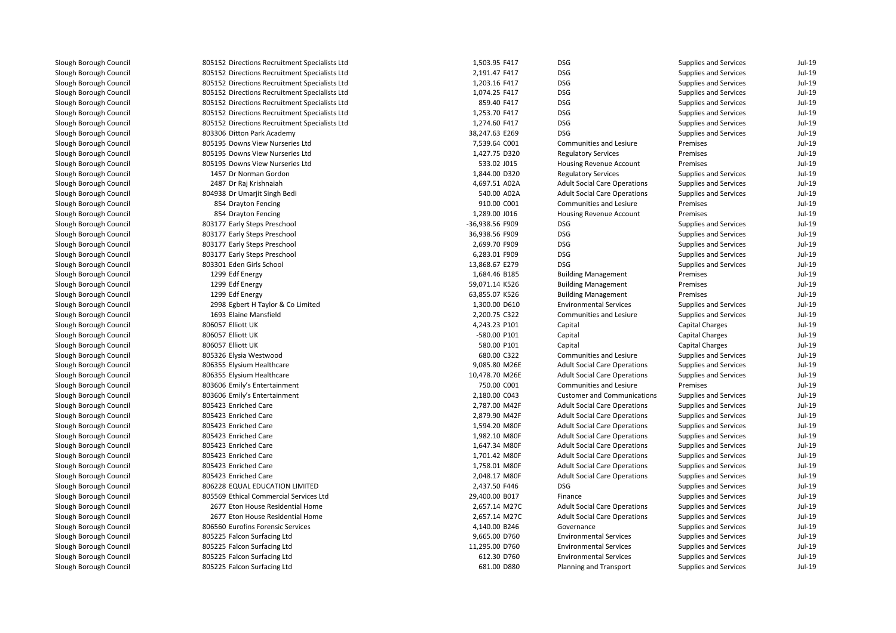| | | | | | | |
|---|---|---|---|---|---|---|
| Slough Borough Council | 805152 Directions Recruitment Specialists Ltd | 1,503.95 F417 | DSG | Supplies and Services | Jul-19 |
| Slough Borough Council | 805152 Directions Recruitment Specialists Ltd | 2,191.47 F417 | DSG | Supplies and Services | Jul-19 |
| Slough Borough Council | 805152 Directions Recruitment Specialists Ltd | 1,203.16 F417 | DSG | Supplies and Services | Jul-19 |
| Slough Borough Council | 805152 Directions Recruitment Specialists Ltd | 1,074.25 F417 | DSG | Supplies and Services | Jul-19 |
| Slough Borough Council | 805152 Directions Recruitment Specialists Ltd | 859.40 F417 | DSG | Supplies and Services | Jul-19 |
| Slough Borough Council | 805152 Directions Recruitment Specialists Ltd | 1,253.70 F417 | DSG | Supplies and Services | Jul-19 |
| Slough Borough Council | 805152 Directions Recruitment Specialists Ltd | 1,274.60 F417 | DSG | Supplies and Services | Jul-19 |
| Slough Borough Council | 803306 Ditton Park Academy | 38,247.63 E269 | DSG | Supplies and Services | Jul-19 |
| Slough Borough Council | 805195 Downs View Nurseries Ltd | 7,539.64 C001 | Communities and Lesiure | Premises | Jul-19 |
| Slough Borough Council | 805195 Downs View Nurseries Ltd | 1,427.75 D320 | Regulatory Services | Premises | Jul-19 |
| Slough Borough Council | 805195 Downs View Nurseries Ltd | 533.02 J015 | Housing Revenue Account | Premises | Jul-19 |
| Slough Borough Council | 1457 Dr Norman Gordon | 1,844.00 D320 | Regulatory Services | Supplies and Services | Jul-19 |
| Slough Borough Council | 2487 Dr Raj Krishnaiah | 4,697.51 A02A | Adult Social Care Operations | Supplies and Services | Jul-19 |
| Slough Borough Council | 804938 Dr Umarjit Singh Bedi | 540.00 A02A | Adult Social Care Operations | Supplies and Services | Jul-19 |
| Slough Borough Council | 854 Drayton Fencing | 910.00 C001 | Communities and Lesiure | Premises | Jul-19 |
| Slough Borough Council | 854 Drayton Fencing | 1,289.00 J016 | Housing Revenue Account | Premises | Jul-19 |
| Slough Borough Council | 803177 Early Steps Preschool | -36,938.56 F909 | DSG | Supplies and Services | Jul-19 |
| Slough Borough Council | 803177 Early Steps Preschool | 36,938.56 F909 | DSG | Supplies and Services | Jul-19 |
| Slough Borough Council | 803177 Early Steps Preschool | 2,699.70 F909 | DSG | Supplies and Services | Jul-19 |
| Slough Borough Council | 803177 Early Steps Preschool | 6,283.01 F909 | DSG | Supplies and Services | Jul-19 |
| Slough Borough Council | 803301 Eden Girls School | 13,868.67 E279 | DSG | Supplies and Services | Jul-19 |
| Slough Borough Council | 1299 Edf Energy | 1,684.46 B185 | Building Management | Premises | Jul-19 |
| Slough Borough Council | 1299 Edf Energy | 59,071.14 K526 | Building Management | Premises | Jul-19 |
| Slough Borough Council | 1299 Edf Energy | 63,855.07 K526 | Building Management | Premises | Jul-19 |
| Slough Borough Council | 2998 Egbert H Taylor & Co Limited | 1,300.00 D610 | Environmental Services | Supplies and Services | Jul-19 |
| Slough Borough Council | 1693 Elaine Mansfield | 2,200.75 C322 | Communities and Lesiure | Supplies and Services | Jul-19 |
| Slough Borough Council | 806057 Elliott UK | 4,243.23 P101 | Capital | Capital Charges | Jul-19 |
| Slough Borough Council | 806057 Elliott UK | -580.00 P101 | Capital | Capital Charges | Jul-19 |
| Slough Borough Council | 806057 Elliott UK | 580.00 P101 | Capital | Capital Charges | Jul-19 |
| Slough Borough Council | 805326 Elysia Westwood | 680.00 C322 | Communities and Lesiure | Supplies and Services | Jul-19 |
| Slough Borough Council | 806355 Elysium Healthcare | 9,085.80 M26E | Adult Social Care Operations | Supplies and Services | Jul-19 |
| Slough Borough Council | 806355 Elysium Healthcare | 10,478.70 M26E | Adult Social Care Operations | Supplies and Services | Jul-19 |
| Slough Borough Council | 803606 Emily's Entertainment | 750.00 C001 | Communities and Lesiure | Premises | Jul-19 |
| Slough Borough Council | 803606 Emily's Entertainment | 2,180.00 C043 | Customer and Communications | Supplies and Services | Jul-19 |
| Slough Borough Council | 805423 Enriched Care | 2,787.00 M42F | Adult Social Care Operations | Supplies and Services | Jul-19 |
| Slough Borough Council | 805423 Enriched Care | 2,879.90 M42F | Adult Social Care Operations | Supplies and Services | Jul-19 |
| Slough Borough Council | 805423 Enriched Care | 1,594.20 M80F | Adult Social Care Operations | Supplies and Services | Jul-19 |
| Slough Borough Council | 805423 Enriched Care | 1,982.10 M80F | Adult Social Care Operations | Supplies and Services | Jul-19 |
| Slough Borough Council | 805423 Enriched Care | 1,647.34 M80F | Adult Social Care Operations | Supplies and Services | Jul-19 |
| Slough Borough Council | 805423 Enriched Care | 1,701.42 M80F | Adult Social Care Operations | Supplies and Services | Jul-19 |
| Slough Borough Council | 805423 Enriched Care | 1,758.01 M80F | Adult Social Care Operations | Supplies and Services | Jul-19 |
| Slough Borough Council | 805423 Enriched Care | 2,048.17 M80F | Adult Social Care Operations | Supplies and Services | Jul-19 |
| Slough Borough Council | 806228 EQUAL EDUCATION LIMITED | 2,437.50 F446 | DSG | Supplies and Services | Jul-19 |
| Slough Borough Council | 805569 Ethical Commercial Services Ltd | 29,400.00 B017 | Finance | Supplies and Services | Jul-19 |
| Slough Borough Council | 2677 Eton House Residential Home | 2,657.14 M27C | Adult Social Care Operations | Supplies and Services | Jul-19 |
| Slough Borough Council | 2677 Eton House Residential Home | 2,657.14 M27C | Adult Social Care Operations | Supplies and Services | Jul-19 |
| Slough Borough Council | 806560 Eurofins Forensic Services | 4,140.00 B246 | Governance | Supplies and Services | Jul-19 |
| Slough Borough Council | 805225 Falcon Surfacing Ltd | 9,665.00 D760 | Environmental Services | Supplies and Services | Jul-19 |
| Slough Borough Council | 805225 Falcon Surfacing Ltd | 11,295.00 D760 | Environmental Services | Supplies and Services | Jul-19 |
| Slough Borough Council | 805225 Falcon Surfacing Ltd | 612.30 D760 | Environmental Services | Supplies and Services | Jul-19 |
| Slough Borough Council | 805225 Falcon Surfacing Ltd | 681.00 D880 | Planning and Transport | Supplies and Services | Jul-19 |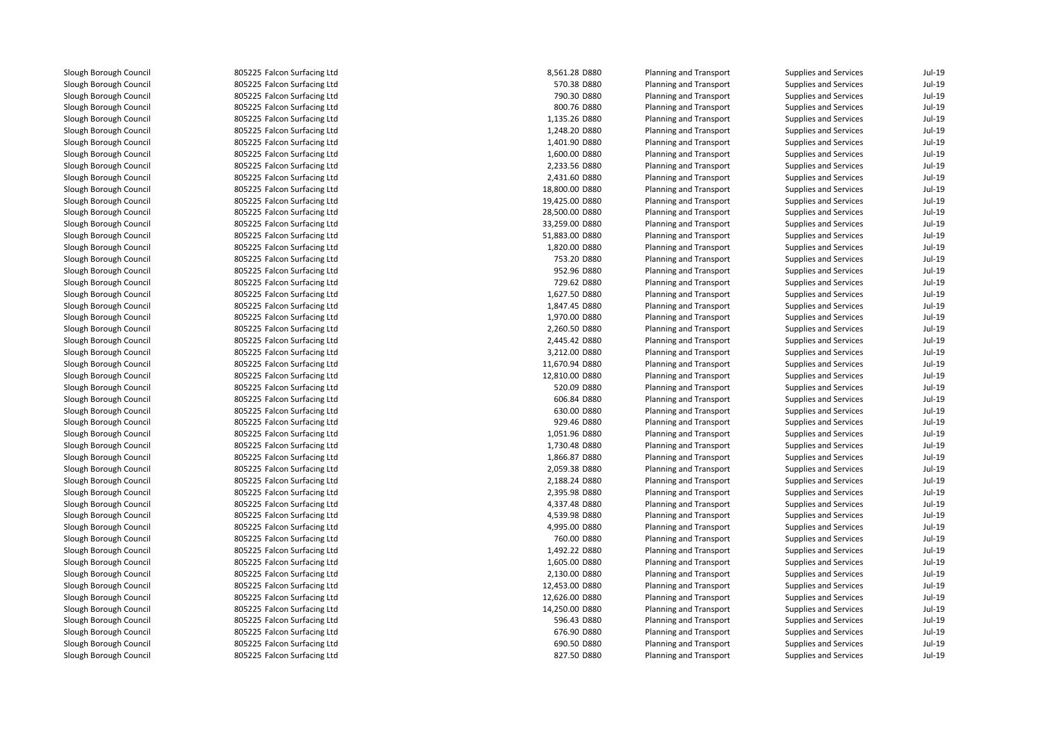| | | | | | | | |
|---|---|---|---|---|---|---|---|
| Slough Borough Council | 805225 | Falcon Surfacing Ltd | 8,561.28 | D880 | Planning and Transport | Supplies and Services | Jul-19 |
| Slough Borough Council | 805225 | Falcon Surfacing Ltd | 570.38 | D880 | Planning and Transport | Supplies and Services | Jul-19 |
| Slough Borough Council | 805225 | Falcon Surfacing Ltd | 790.30 | D880 | Planning and Transport | Supplies and Services | Jul-19 |
| Slough Borough Council | 805225 | Falcon Surfacing Ltd | 800.76 | D880 | Planning and Transport | Supplies and Services | Jul-19 |
| Slough Borough Council | 805225 | Falcon Surfacing Ltd | 1,135.26 | D880 | Planning and Transport | Supplies and Services | Jul-19 |
| Slough Borough Council | 805225 | Falcon Surfacing Ltd | 1,248.20 | D880 | Planning and Transport | Supplies and Services | Jul-19 |
| Slough Borough Council | 805225 | Falcon Surfacing Ltd | 1,401.90 | D880 | Planning and Transport | Supplies and Services | Jul-19 |
| Slough Borough Council | 805225 | Falcon Surfacing Ltd | 1,600.00 | D880 | Planning and Transport | Supplies and Services | Jul-19 |
| Slough Borough Council | 805225 | Falcon Surfacing Ltd | 2,233.56 | D880 | Planning and Transport | Supplies and Services | Jul-19 |
| Slough Borough Council | 805225 | Falcon Surfacing Ltd | 2,431.60 | D880 | Planning and Transport | Supplies and Services | Jul-19 |
| Slough Borough Council | 805225 | Falcon Surfacing Ltd | 18,800.00 | D880 | Planning and Transport | Supplies and Services | Jul-19 |
| Slough Borough Council | 805225 | Falcon Surfacing Ltd | 19,425.00 | D880 | Planning and Transport | Supplies and Services | Jul-19 |
| Slough Borough Council | 805225 | Falcon Surfacing Ltd | 28,500.00 | D880 | Planning and Transport | Supplies and Services | Jul-19 |
| Slough Borough Council | 805225 | Falcon Surfacing Ltd | 33,259.00 | D880 | Planning and Transport | Supplies and Services | Jul-19 |
| Slough Borough Council | 805225 | Falcon Surfacing Ltd | 51,883.00 | D880 | Planning and Transport | Supplies and Services | Jul-19 |
| Slough Borough Council | 805225 | Falcon Surfacing Ltd | 1,820.00 | D880 | Planning and Transport | Supplies and Services | Jul-19 |
| Slough Borough Council | 805225 | Falcon Surfacing Ltd | 753.20 | D880 | Planning and Transport | Supplies and Services | Jul-19 |
| Slough Borough Council | 805225 | Falcon Surfacing Ltd | 952.96 | D880 | Planning and Transport | Supplies and Services | Jul-19 |
| Slough Borough Council | 805225 | Falcon Surfacing Ltd | 729.62 | D880 | Planning and Transport | Supplies and Services | Jul-19 |
| Slough Borough Council | 805225 | Falcon Surfacing Ltd | 1,627.50 | D880 | Planning and Transport | Supplies and Services | Jul-19 |
| Slough Borough Council | 805225 | Falcon Surfacing Ltd | 1,847.45 | D880 | Planning and Transport | Supplies and Services | Jul-19 |
| Slough Borough Council | 805225 | Falcon Surfacing Ltd | 1,970.00 | D880 | Planning and Transport | Supplies and Services | Jul-19 |
| Slough Borough Council | 805225 | Falcon Surfacing Ltd | 2,260.50 | D880 | Planning and Transport | Supplies and Services | Jul-19 |
| Slough Borough Council | 805225 | Falcon Surfacing Ltd | 2,445.42 | D880 | Planning and Transport | Supplies and Services | Jul-19 |
| Slough Borough Council | 805225 | Falcon Surfacing Ltd | 3,212.00 | D880 | Planning and Transport | Supplies and Services | Jul-19 |
| Slough Borough Council | 805225 | Falcon Surfacing Ltd | 11,670.94 | D880 | Planning and Transport | Supplies and Services | Jul-19 |
| Slough Borough Council | 805225 | Falcon Surfacing Ltd | 12,810.00 | D880 | Planning and Transport | Supplies and Services | Jul-19 |
| Slough Borough Council | 805225 | Falcon Surfacing Ltd | 520.09 | D880 | Planning and Transport | Supplies and Services | Jul-19 |
| Slough Borough Council | 805225 | Falcon Surfacing Ltd | 606.84 | D880 | Planning and Transport | Supplies and Services | Jul-19 |
| Slough Borough Council | 805225 | Falcon Surfacing Ltd | 630.00 | D880 | Planning and Transport | Supplies and Services | Jul-19 |
| Slough Borough Council | 805225 | Falcon Surfacing Ltd | 929.46 | D880 | Planning and Transport | Supplies and Services | Jul-19 |
| Slough Borough Council | 805225 | Falcon Surfacing Ltd | 1,051.96 | D880 | Planning and Transport | Supplies and Services | Jul-19 |
| Slough Borough Council | 805225 | Falcon Surfacing Ltd | 1,730.48 | D880 | Planning and Transport | Supplies and Services | Jul-19 |
| Slough Borough Council | 805225 | Falcon Surfacing Ltd | 1,866.87 | D880 | Planning and Transport | Supplies and Services | Jul-19 |
| Slough Borough Council | 805225 | Falcon Surfacing Ltd | 2,059.38 | D880 | Planning and Transport | Supplies and Services | Jul-19 |
| Slough Borough Council | 805225 | Falcon Surfacing Ltd | 2,188.24 | D880 | Planning and Transport | Supplies and Services | Jul-19 |
| Slough Borough Council | 805225 | Falcon Surfacing Ltd | 2,395.98 | D880 | Planning and Transport | Supplies and Services | Jul-19 |
| Slough Borough Council | 805225 | Falcon Surfacing Ltd | 4,337.48 | D880 | Planning and Transport | Supplies and Services | Jul-19 |
| Slough Borough Council | 805225 | Falcon Surfacing Ltd | 4,539.98 | D880 | Planning and Transport | Supplies and Services | Jul-19 |
| Slough Borough Council | 805225 | Falcon Surfacing Ltd | 4,995.00 | D880 | Planning and Transport | Supplies and Services | Jul-19 |
| Slough Borough Council | 805225 | Falcon Surfacing Ltd | 760.00 | D880 | Planning and Transport | Supplies and Services | Jul-19 |
| Slough Borough Council | 805225 | Falcon Surfacing Ltd | 1,492.22 | D880 | Planning and Transport | Supplies and Services | Jul-19 |
| Slough Borough Council | 805225 | Falcon Surfacing Ltd | 1,605.00 | D880 | Planning and Transport | Supplies and Services | Jul-19 |
| Slough Borough Council | 805225 | Falcon Surfacing Ltd | 2,130.00 | D880 | Planning and Transport | Supplies and Services | Jul-19 |
| Slough Borough Council | 805225 | Falcon Surfacing Ltd | 12,453.00 | D880 | Planning and Transport | Supplies and Services | Jul-19 |
| Slough Borough Council | 805225 | Falcon Surfacing Ltd | 12,626.00 | D880 | Planning and Transport | Supplies and Services | Jul-19 |
| Slough Borough Council | 805225 | Falcon Surfacing Ltd | 14,250.00 | D880 | Planning and Transport | Supplies and Services | Jul-19 |
| Slough Borough Council | 805225 | Falcon Surfacing Ltd | 596.43 | D880 | Planning and Transport | Supplies and Services | Jul-19 |
| Slough Borough Council | 805225 | Falcon Surfacing Ltd | 676.90 | D880 | Planning and Transport | Supplies and Services | Jul-19 |
| Slough Borough Council | 805225 | Falcon Surfacing Ltd | 690.50 | D880 | Planning and Transport | Supplies and Services | Jul-19 |
| Slough Borough Council | 805225 | Falcon Surfacing Ltd | 827.50 | D880 | Planning and Transport | Supplies and Services | Jul-19 |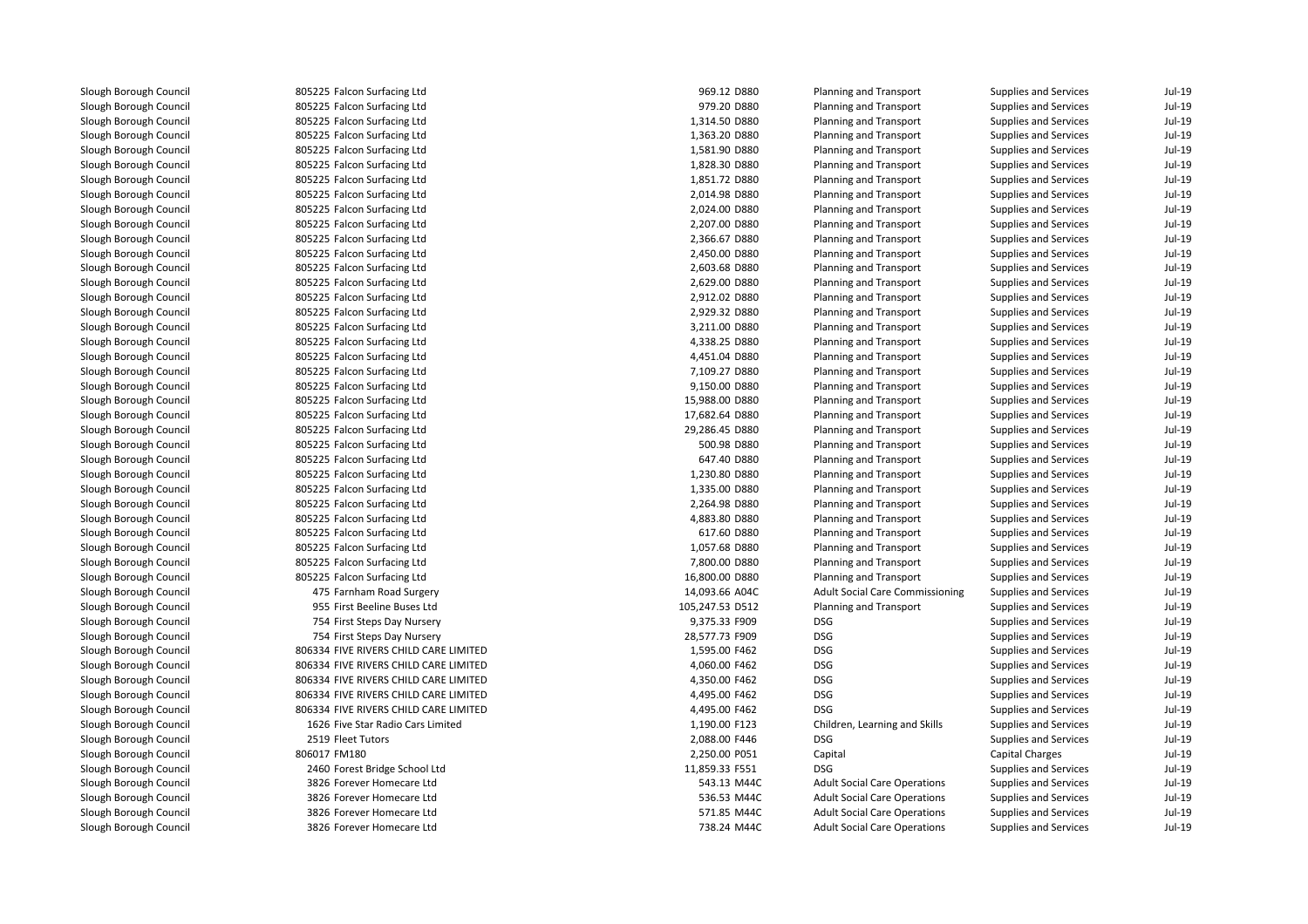| | | | | | | |
|---|---|---|---|---|---|---|
| Slough Borough Council | 805225 Falcon Surfacing Ltd | 969.12 D880 | Planning and Transport | Supplies and Services | Jul-19 |
| Slough Borough Council | 805225 Falcon Surfacing Ltd | 979.20 D880 | Planning and Transport | Supplies and Services | Jul-19 |
| Slough Borough Council | 805225 Falcon Surfacing Ltd | 1,314.50 D880 | Planning and Transport | Supplies and Services | Jul-19 |
| Slough Borough Council | 805225 Falcon Surfacing Ltd | 1,363.20 D880 | Planning and Transport | Supplies and Services | Jul-19 |
| Slough Borough Council | 805225 Falcon Surfacing Ltd | 1,581.90 D880 | Planning and Transport | Supplies and Services | Jul-19 |
| Slough Borough Council | 805225 Falcon Surfacing Ltd | 1,828.30 D880 | Planning and Transport | Supplies and Services | Jul-19 |
| Slough Borough Council | 805225 Falcon Surfacing Ltd | 1,851.72 D880 | Planning and Transport | Supplies and Services | Jul-19 |
| Slough Borough Council | 805225 Falcon Surfacing Ltd | 2,014.98 D880 | Planning and Transport | Supplies and Services | Jul-19 |
| Slough Borough Council | 805225 Falcon Surfacing Ltd | 2,024.00 D880 | Planning and Transport | Supplies and Services | Jul-19 |
| Slough Borough Council | 805225 Falcon Surfacing Ltd | 2,207.00 D880 | Planning and Transport | Supplies and Services | Jul-19 |
| Slough Borough Council | 805225 Falcon Surfacing Ltd | 2,366.67 D880 | Planning and Transport | Supplies and Services | Jul-19 |
| Slough Borough Council | 805225 Falcon Surfacing Ltd | 2,450.00 D880 | Planning and Transport | Supplies and Services | Jul-19 |
| Slough Borough Council | 805225 Falcon Surfacing Ltd | 2,603.68 D880 | Planning and Transport | Supplies and Services | Jul-19 |
| Slough Borough Council | 805225 Falcon Surfacing Ltd | 2,629.00 D880 | Planning and Transport | Supplies and Services | Jul-19 |
| Slough Borough Council | 805225 Falcon Surfacing Ltd | 2,912.02 D880 | Planning and Transport | Supplies and Services | Jul-19 |
| Slough Borough Council | 805225 Falcon Surfacing Ltd | 2,929.32 D880 | Planning and Transport | Supplies and Services | Jul-19 |
| Slough Borough Council | 805225 Falcon Surfacing Ltd | 3,211.00 D880 | Planning and Transport | Supplies and Services | Jul-19 |
| Slough Borough Council | 805225 Falcon Surfacing Ltd | 4,338.25 D880 | Planning and Transport | Supplies and Services | Jul-19 |
| Slough Borough Council | 805225 Falcon Surfacing Ltd | 4,451.04 D880 | Planning and Transport | Supplies and Services | Jul-19 |
| Slough Borough Council | 805225 Falcon Surfacing Ltd | 7,109.27 D880 | Planning and Transport | Supplies and Services | Jul-19 |
| Slough Borough Council | 805225 Falcon Surfacing Ltd | 9,150.00 D880 | Planning and Transport | Supplies and Services | Jul-19 |
| Slough Borough Council | 805225 Falcon Surfacing Ltd | 15,988.00 D880 | Planning and Transport | Supplies and Services | Jul-19 |
| Slough Borough Council | 805225 Falcon Surfacing Ltd | 17,682.64 D880 | Planning and Transport | Supplies and Services | Jul-19 |
| Slough Borough Council | 805225 Falcon Surfacing Ltd | 29,286.45 D880 | Planning and Transport | Supplies and Services | Jul-19 |
| Slough Borough Council | 805225 Falcon Surfacing Ltd | 500.98 D880 | Planning and Transport | Supplies and Services | Jul-19 |
| Slough Borough Council | 805225 Falcon Surfacing Ltd | 647.40 D880 | Planning and Transport | Supplies and Services | Jul-19 |
| Slough Borough Council | 805225 Falcon Surfacing Ltd | 1,230.80 D880 | Planning and Transport | Supplies and Services | Jul-19 |
| Slough Borough Council | 805225 Falcon Surfacing Ltd | 1,335.00 D880 | Planning and Transport | Supplies and Services | Jul-19 |
| Slough Borough Council | 805225 Falcon Surfacing Ltd | 2,264.98 D880 | Planning and Transport | Supplies and Services | Jul-19 |
| Slough Borough Council | 805225 Falcon Surfacing Ltd | 4,883.80 D880 | Planning and Transport | Supplies and Services | Jul-19 |
| Slough Borough Council | 805225 Falcon Surfacing Ltd | 617.60 D880 | Planning and Transport | Supplies and Services | Jul-19 |
| Slough Borough Council | 805225 Falcon Surfacing Ltd | 1,057.68 D880 | Planning and Transport | Supplies and Services | Jul-19 |
| Slough Borough Council | 805225 Falcon Surfacing Ltd | 7,800.00 D880 | Planning and Transport | Supplies and Services | Jul-19 |
| Slough Borough Council | 805225 Falcon Surfacing Ltd | 16,800.00 D880 | Planning and Transport | Supplies and Services | Jul-19 |
| Slough Borough Council | 475 Farnham Road Surgery | 14,093.66 A04C | Adult Social Care Commissioning | Supplies and Services | Jul-19 |
| Slough Borough Council | 955 First Beeline Buses Ltd | 105,247.53 D512 | Planning and Transport | Supplies and Services | Jul-19 |
| Slough Borough Council | 754 First Steps Day Nursery | 9,375.33 F909 | DSG | Supplies and Services | Jul-19 |
| Slough Borough Council | 754 First Steps Day Nursery | 28,577.73 F909 | DSG | Supplies and Services | Jul-19 |
| Slough Borough Council | 806334 FIVE RIVERS CHILD CARE LIMITED | 1,595.00 F462 | DSG | Supplies and Services | Jul-19 |
| Slough Borough Council | 806334 FIVE RIVERS CHILD CARE LIMITED | 4,060.00 F462 | DSG | Supplies and Services | Jul-19 |
| Slough Borough Council | 806334 FIVE RIVERS CHILD CARE LIMITED | 4,350.00 F462 | DSG | Supplies and Services | Jul-19 |
| Slough Borough Council | 806334 FIVE RIVERS CHILD CARE LIMITED | 4,495.00 F462 | DSG | Supplies and Services | Jul-19 |
| Slough Borough Council | 806334 FIVE RIVERS CHILD CARE LIMITED | 4,495.00 F462 | DSG | Supplies and Services | Jul-19 |
| Slough Borough Council | 1626 Five Star Radio Cars Limited | 1,190.00 F123 | Children, Learning and Skills | Supplies and Services | Jul-19 |
| Slough Borough Council | 2519 Fleet Tutors | 2,088.00 F446 | DSG | Supplies and Services | Jul-19 |
| Slough Borough Council | 806017 FM180 | 2,250.00 P051 | Capital | Capital Charges | Jul-19 |
| Slough Borough Council | 2460 Forest Bridge School Ltd | 11,859.33 F551 | DSG | Supplies and Services | Jul-19 |
| Slough Borough Council | 3826 Forever Homecare Ltd | 543.13 M44C | Adult Social Care Operations | Supplies and Services | Jul-19 |
| Slough Borough Council | 3826 Forever Homecare Ltd | 536.53 M44C | Adult Social Care Operations | Supplies and Services | Jul-19 |
| Slough Borough Council | 3826 Forever Homecare Ltd | 571.85 M44C | Adult Social Care Operations | Supplies and Services | Jul-19 |
| Slough Borough Council | 3826 Forever Homecare Ltd | 738.24 M44C | Adult Social Care Operations | Supplies and Services | Jul-19 |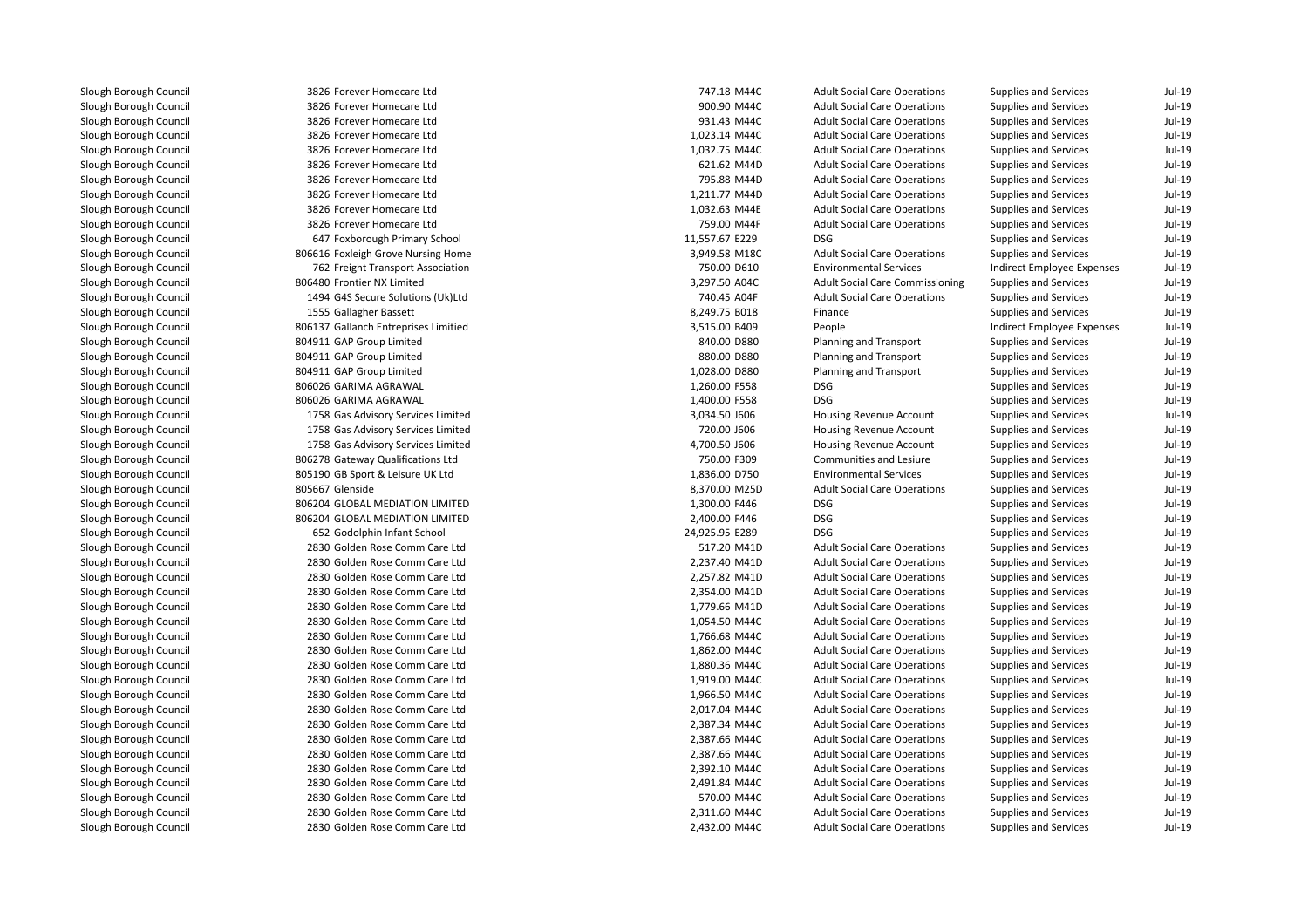| | | | | | | | |
|---|---|---|---|---|---|---|---|
| Slough Borough Council | 3826 | Forever Homecare Ltd | 747.18 | M44C | Adult Social Care Operations | Supplies and Services | Jul-19 |
| Slough Borough Council | 3826 | Forever Homecare Ltd | 900.90 | M44C | Adult Social Care Operations | Supplies and Services | Jul-19 |
| Slough Borough Council | 3826 | Forever Homecare Ltd | 931.43 | M44C | Adult Social Care Operations | Supplies and Services | Jul-19 |
| Slough Borough Council | 3826 | Forever Homecare Ltd | 1,023.14 | M44C | Adult Social Care Operations | Supplies and Services | Jul-19 |
| Slough Borough Council | 3826 | Forever Homecare Ltd | 1,032.75 | M44C | Adult Social Care Operations | Supplies and Services | Jul-19 |
| Slough Borough Council | 3826 | Forever Homecare Ltd | 621.62 | M44D | Adult Social Care Operations | Supplies and Services | Jul-19 |
| Slough Borough Council | 3826 | Forever Homecare Ltd | 795.88 | M44D | Adult Social Care Operations | Supplies and Services | Jul-19 |
| Slough Borough Council | 3826 | Forever Homecare Ltd | 1,211.77 | M44D | Adult Social Care Operations | Supplies and Services | Jul-19 |
| Slough Borough Council | 3826 | Forever Homecare Ltd | 1,032.63 | M44E | Adult Social Care Operations | Supplies and Services | Jul-19 |
| Slough Borough Council | 3826 | Forever Homecare Ltd | 759.00 | M44F | Adult Social Care Operations | Supplies and Services | Jul-19 |
| Slough Borough Council | 647 | Foxborough Primary School | 11,557.67 | E229 | DSG | Supplies and Services | Jul-19 |
| Slough Borough Council | 806616 | Foxleigh Grove Nursing Home | 3,949.58 | M18C | Adult Social Care Operations | Supplies and Services | Jul-19 |
| Slough Borough Council | 762 | Freight Transport Association | 750.00 | D610 | Environmental Services | Indirect Employee Expenses | Jul-19 |
| Slough Borough Council | 806480 | Frontier NX Limited | 3,297.50 | A04C | Adult Social Care Commissioning | Supplies and Services | Jul-19 |
| Slough Borough Council | 1494 | G4S Secure Solutions (Uk)Ltd | 740.45 | A04F | Adult Social Care Operations | Supplies and Services | Jul-19 |
| Slough Borough Council | 1555 | Gallagher Bassett | 8,249.75 | B018 | Finance | Supplies and Services | Jul-19 |
| Slough Borough Council | 806137 | Gallanch Entreprises Limitied | 3,515.00 | B409 | People | Indirect Employee Expenses | Jul-19 |
| Slough Borough Council | 804911 | GAP Group Limited | 840.00 | D880 | Planning and Transport | Supplies and Services | Jul-19 |
| Slough Borough Council | 804911 | GAP Group Limited | 880.00 | D880 | Planning and Transport | Supplies and Services | Jul-19 |
| Slough Borough Council | 804911 | GAP Group Limited | 1,028.00 | D880 | Planning and Transport | Supplies and Services | Jul-19 |
| Slough Borough Council | 806026 | GARIMA AGRAWAL | 1,260.00 | F558 | DSG | Supplies and Services | Jul-19 |
| Slough Borough Council | 806026 | GARIMA AGRAWAL | 1,400.00 | F558 | DSG | Supplies and Services | Jul-19 |
| Slough Borough Council | 1758 | Gas Advisory Services Limited | 3,034.50 | J606 | Housing Revenue Account | Supplies and Services | Jul-19 |
| Slough Borough Council | 1758 | Gas Advisory Services Limited | 720.00 | J606 | Housing Revenue Account | Supplies and Services | Jul-19 |
| Slough Borough Council | 1758 | Gas Advisory Services Limited | 4,700.50 | J606 | Housing Revenue Account | Supplies and Services | Jul-19 |
| Slough Borough Council | 806278 | Gateway Qualifications Ltd | 750.00 | F309 | Communities and Lesiure | Supplies and Services | Jul-19 |
| Slough Borough Council | 805190 | GB Sport & Leisure UK Ltd | 1,836.00 | D750 | Environmental Services | Supplies and Services | Jul-19 |
| Slough Borough Council | 805667 | Glenside | 8,370.00 | M25D | Adult Social Care Operations | Supplies and Services | Jul-19 |
| Slough Borough Council | 806204 | GLOBAL MEDIATION LIMITED | 1,300.00 | F446 | DSG | Supplies and Services | Jul-19 |
| Slough Borough Council | 806204 | GLOBAL MEDIATION LIMITED | 2,400.00 | F446 | DSG | Supplies and Services | Jul-19 |
| Slough Borough Council | 652 | Godolphin Infant School | 24,925.95 | E289 | DSG | Supplies and Services | Jul-19 |
| Slough Borough Council | 2830 | Golden Rose Comm Care Ltd | 517.20 | M41D | Adult Social Care Operations | Supplies and Services | Jul-19 |
| Slough Borough Council | 2830 | Golden Rose Comm Care Ltd | 2,237.40 | M41D | Adult Social Care Operations | Supplies and Services | Jul-19 |
| Slough Borough Council | 2830 | Golden Rose Comm Care Ltd | 2,257.82 | M41D | Adult Social Care Operations | Supplies and Services | Jul-19 |
| Slough Borough Council | 2830 | Golden Rose Comm Care Ltd | 2,354.00 | M41D | Adult Social Care Operations | Supplies and Services | Jul-19 |
| Slough Borough Council | 2830 | Golden Rose Comm Care Ltd | 1,779.66 | M41D | Adult Social Care Operations | Supplies and Services | Jul-19 |
| Slough Borough Council | 2830 | Golden Rose Comm Care Ltd | 1,054.50 | M44C | Adult Social Care Operations | Supplies and Services | Jul-19 |
| Slough Borough Council | 2830 | Golden Rose Comm Care Ltd | 1,766.68 | M44C | Adult Social Care Operations | Supplies and Services | Jul-19 |
| Slough Borough Council | 2830 | Golden Rose Comm Care Ltd | 1,862.00 | M44C | Adult Social Care Operations | Supplies and Services | Jul-19 |
| Slough Borough Council | 2830 | Golden Rose Comm Care Ltd | 1,880.36 | M44C | Adult Social Care Operations | Supplies and Services | Jul-19 |
| Slough Borough Council | 2830 | Golden Rose Comm Care Ltd | 1,919.00 | M44C | Adult Social Care Operations | Supplies and Services | Jul-19 |
| Slough Borough Council | 2830 | Golden Rose Comm Care Ltd | 1,966.50 | M44C | Adult Social Care Operations | Supplies and Services | Jul-19 |
| Slough Borough Council | 2830 | Golden Rose Comm Care Ltd | 2,017.04 | M44C | Adult Social Care Operations | Supplies and Services | Jul-19 |
| Slough Borough Council | 2830 | Golden Rose Comm Care Ltd | 2,387.34 | M44C | Adult Social Care Operations | Supplies and Services | Jul-19 |
| Slough Borough Council | 2830 | Golden Rose Comm Care Ltd | 2,387.66 | M44C | Adult Social Care Operations | Supplies and Services | Jul-19 |
| Slough Borough Council | 2830 | Golden Rose Comm Care Ltd | 2,387.66 | M44C | Adult Social Care Operations | Supplies and Services | Jul-19 |
| Slough Borough Council | 2830 | Golden Rose Comm Care Ltd | 2,392.10 | M44C | Adult Social Care Operations | Supplies and Services | Jul-19 |
| Slough Borough Council | 2830 | Golden Rose Comm Care Ltd | 2,491.84 | M44C | Adult Social Care Operations | Supplies and Services | Jul-19 |
| Slough Borough Council | 2830 | Golden Rose Comm Care Ltd | 570.00 | M44C | Adult Social Care Operations | Supplies and Services | Jul-19 |
| Slough Borough Council | 2830 | Golden Rose Comm Care Ltd | 2,311.60 | M44C | Adult Social Care Operations | Supplies and Services | Jul-19 |
| Slough Borough Council | 2830 | Golden Rose Comm Care Ltd | 2,432.00 | M44C | Adult Social Care Operations | Supplies and Services | Jul-19 |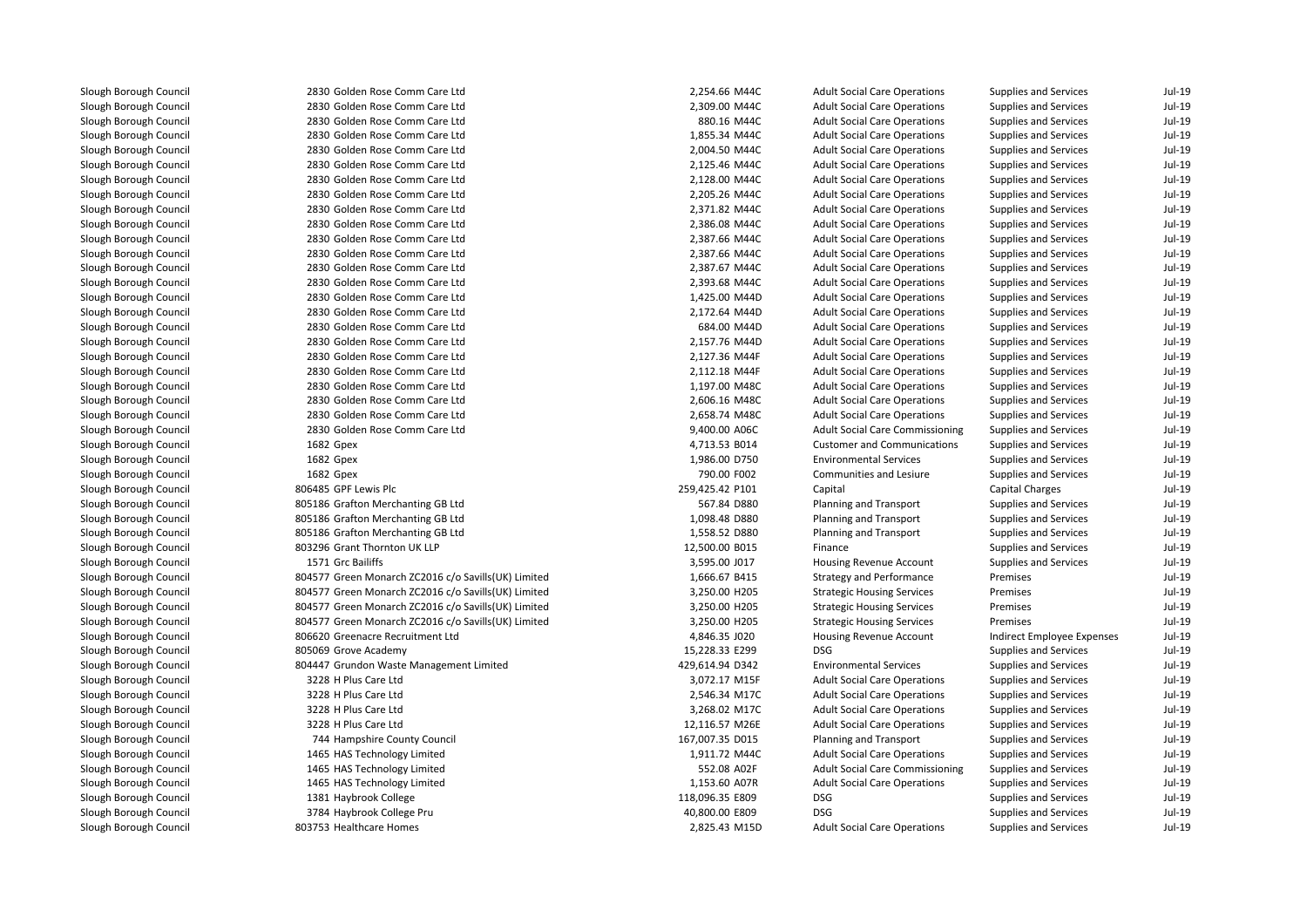| | | | | | | | |
|---|---|---|---|---|---|---|---|
| Slough Borough Council | 2830 | Golden Rose Comm Care Ltd | 2,254.66 | M44C | Adult Social Care Operations | Supplies and Services | Jul-19 |
| Slough Borough Council | 2830 | Golden Rose Comm Care Ltd | 2,309.00 | M44C | Adult Social Care Operations | Supplies and Services | Jul-19 |
| Slough Borough Council | 2830 | Golden Rose Comm Care Ltd | 880.16 | M44C | Adult Social Care Operations | Supplies and Services | Jul-19 |
| Slough Borough Council | 2830 | Golden Rose Comm Care Ltd | 1,855.34 | M44C | Adult Social Care Operations | Supplies and Services | Jul-19 |
| Slough Borough Council | 2830 | Golden Rose Comm Care Ltd | 2,004.50 | M44C | Adult Social Care Operations | Supplies and Services | Jul-19 |
| Slough Borough Council | 2830 | Golden Rose Comm Care Ltd | 2,125.46 | M44C | Adult Social Care Operations | Supplies and Services | Jul-19 |
| Slough Borough Council | 2830 | Golden Rose Comm Care Ltd | 2,128.00 | M44C | Adult Social Care Operations | Supplies and Services | Jul-19 |
| Slough Borough Council | 2830 | Golden Rose Comm Care Ltd | 2,205.26 | M44C | Adult Social Care Operations | Supplies and Services | Jul-19 |
| Slough Borough Council | 2830 | Golden Rose Comm Care Ltd | 2,371.82 | M44C | Adult Social Care Operations | Supplies and Services | Jul-19 |
| Slough Borough Council | 2830 | Golden Rose Comm Care Ltd | 2,386.08 | M44C | Adult Social Care Operations | Supplies and Services | Jul-19 |
| Slough Borough Council | 2830 | Golden Rose Comm Care Ltd | 2,387.66 | M44C | Adult Social Care Operations | Supplies and Services | Jul-19 |
| Slough Borough Council | 2830 | Golden Rose Comm Care Ltd | 2,387.66 | M44C | Adult Social Care Operations | Supplies and Services | Jul-19 |
| Slough Borough Council | 2830 | Golden Rose Comm Care Ltd | 2,387.67 | M44C | Adult Social Care Operations | Supplies and Services | Jul-19 |
| Slough Borough Council | 2830 | Golden Rose Comm Care Ltd | 2,393.68 | M44C | Adult Social Care Operations | Supplies and Services | Jul-19 |
| Slough Borough Council | 2830 | Golden Rose Comm Care Ltd | 1,425.00 | M44D | Adult Social Care Operations | Supplies and Services | Jul-19 |
| Slough Borough Council | 2830 | Golden Rose Comm Care Ltd | 2,172.64 | M44D | Adult Social Care Operations | Supplies and Services | Jul-19 |
| Slough Borough Council | 2830 | Golden Rose Comm Care Ltd | 684.00 | M44D | Adult Social Care Operations | Supplies and Services | Jul-19 |
| Slough Borough Council | 2830 | Golden Rose Comm Care Ltd | 2,157.76 | M44D | Adult Social Care Operations | Supplies and Services | Jul-19 |
| Slough Borough Council | 2830 | Golden Rose Comm Care Ltd | 2,127.36 | M44F | Adult Social Care Operations | Supplies and Services | Jul-19 |
| Slough Borough Council | 2830 | Golden Rose Comm Care Ltd | 2,112.18 | M44F | Adult Social Care Operations | Supplies and Services | Jul-19 |
| Slough Borough Council | 2830 | Golden Rose Comm Care Ltd | 1,197.00 | M48C | Adult Social Care Operations | Supplies and Services | Jul-19 |
| Slough Borough Council | 2830 | Golden Rose Comm Care Ltd | 2,606.16 | M48C | Adult Social Care Operations | Supplies and Services | Jul-19 |
| Slough Borough Council | 2830 | Golden Rose Comm Care Ltd | 2,658.74 | M48C | Adult Social Care Operations | Supplies and Services | Jul-19 |
| Slough Borough Council | 2830 | Golden Rose Comm Care Ltd | 9,400.00 | A06C | Adult Social Care Commissioning | Supplies and Services | Jul-19 |
| Slough Borough Council | 1682 | Gpex | 4,713.53 | B014 | Customer and Communications | Supplies and Services | Jul-19 |
| Slough Borough Council | 1682 | Gpex | 1,986.00 | D750 | Environmental Services | Supplies and Services | Jul-19 |
| Slough Borough Council | 1682 | Gpex | 790.00 | F002 | Communities and Lesiure | Supplies and Services | Jul-19 |
| Slough Borough Council | 806485 | GPF Lewis Plc | 259,425.42 | P101 | Capital | Capital Charges | Jul-19 |
| Slough Borough Council | 805186 | Grafton Merchanting GB Ltd | 567.84 | D880 | Planning and Transport | Supplies and Services | Jul-19 |
| Slough Borough Council | 805186 | Grafton Merchanting GB Ltd | 1,098.48 | D880 | Planning and Transport | Supplies and Services | Jul-19 |
| Slough Borough Council | 805186 | Grafton Merchanting GB Ltd | 1,558.52 | D880 | Planning and Transport | Supplies and Services | Jul-19 |
| Slough Borough Council | 803296 | Grant Thornton UK LLP | 12,500.00 | B015 | Finance | Supplies and Services | Jul-19 |
| Slough Borough Council | 1571 | Grc Bailiffs | 3,595.00 | J017 | Housing Revenue Account | Supplies and Services | Jul-19 |
| Slough Borough Council | 804577 | Green Monarch ZC2016 c/o Savills(UK) Limited | 1,666.67 | B415 | Strategy and Performance | Premises | Jul-19 |
| Slough Borough Council | 804577 | Green Monarch ZC2016 c/o Savills(UK) Limited | 3,250.00 | H205 | Strategic Housing Services | Premises | Jul-19 |
| Slough Borough Council | 804577 | Green Monarch ZC2016 c/o Savills(UK) Limited | 3,250.00 | H205 | Strategic Housing Services | Premises | Jul-19 |
| Slough Borough Council | 804577 | Green Monarch ZC2016 c/o Savills(UK) Limited | 3,250.00 | H205 | Strategic Housing Services | Premises | Jul-19 |
| Slough Borough Council | 806620 | Greenacre Recruitment Ltd | 4,846.35 | J020 | Housing Revenue Account | Indirect Employee Expenses | Jul-19 |
| Slough Borough Council | 805069 | Grove Academy | 15,228.33 | E299 | DSG | Supplies and Services | Jul-19 |
| Slough Borough Council | 804447 | Grundon Waste Management Limited | 429,614.94 | D342 | Environmental Services | Supplies and Services | Jul-19 |
| Slough Borough Council | 3228 | H Plus Care Ltd | 3,072.17 | M15F | Adult Social Care Operations | Supplies and Services | Jul-19 |
| Slough Borough Council | 3228 | H Plus Care Ltd | 2,546.34 | M17C | Adult Social Care Operations | Supplies and Services | Jul-19 |
| Slough Borough Council | 3228 | H Plus Care Ltd | 3,268.02 | M17C | Adult Social Care Operations | Supplies and Services | Jul-19 |
| Slough Borough Council | 3228 | H Plus Care Ltd | 12,116.57 | M26E | Adult Social Care Operations | Supplies and Services | Jul-19 |
| Slough Borough Council | 744 | Hampshire County Council | 167,007.35 | D015 | Planning and Transport | Supplies and Services | Jul-19 |
| Slough Borough Council | 1465 | HAS Technology Limited | 1,911.72 | M44C | Adult Social Care Operations | Supplies and Services | Jul-19 |
| Slough Borough Council | 1465 | HAS Technology Limited | 552.08 | A02F | Adult Social Care Commissioning | Supplies and Services | Jul-19 |
| Slough Borough Council | 1465 | HAS Technology Limited | 1,153.60 | A07R | Adult Social Care Operations | Supplies and Services | Jul-19 |
| Slough Borough Council | 1381 | Haybrook College | 118,096.35 | E809 | DSG | Supplies and Services | Jul-19 |
| Slough Borough Council | 3784 | Haybrook College Pru | 40,800.00 | E809 | DSG | Supplies and Services | Jul-19 |
| Slough Borough Council | 803753 | Healthcare Homes | 2,825.43 | M15D | Adult Social Care Operations | Supplies and Services | Jul-19 |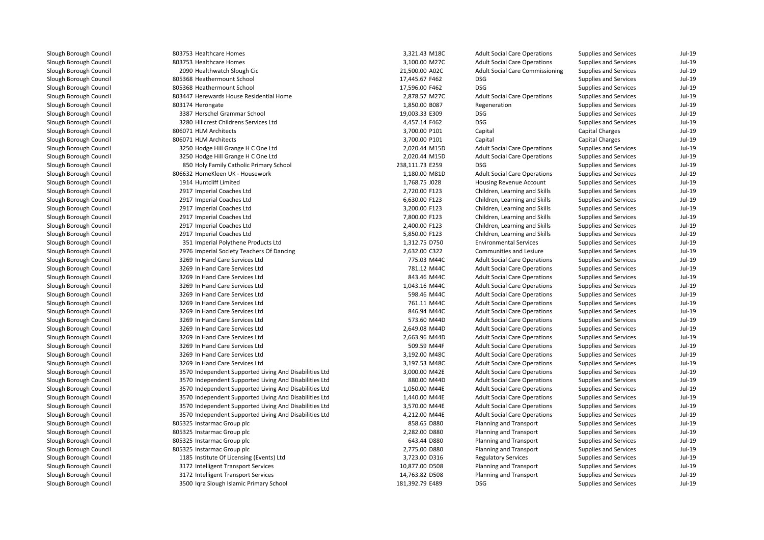| | | | | | | | |
|---|---|---|---|---|---|---|---|
| Slough Borough Council | 803753 Healthcare Homes | 3,321.43 | M18C | Adult Social Care Operations | Supplies and Services | Jul-19 |
| Slough Borough Council | 803753 Healthcare Homes | 3,100.00 | M27C | Adult Social Care Operations | Supplies and Services | Jul-19 |
| Slough Borough Council | 2090 Healthwatch Slough Cic | 21,500.00 | A02C | Adult Social Care Commissioning | Supplies and Services | Jul-19 |
| Slough Borough Council | 805368 Heathermount School | 17,445.67 | F462 | DSG | Supplies and Services | Jul-19 |
| Slough Borough Council | 805368 Heathermount School | 17,596.00 | F462 | DSG | Supplies and Services | Jul-19 |
| Slough Borough Council | 803447 Herewards House Residential Home | 2,878.57 | M27C | Adult Social Care Operations | Supplies and Services | Jul-19 |
| Slough Borough Council | 803174 Herongate | 1,850.00 | B087 | Regeneration | Supplies and Services | Jul-19 |
| Slough Borough Council | 3387 Herschel Grammar School | 19,003.33 | E309 | DSG | Supplies and Services | Jul-19 |
| Slough Borough Council | 3280 Hillcrest Childrens Services Ltd | 4,457.14 | F462 | DSG | Supplies and Services | Jul-19 |
| Slough Borough Council | 806071 HLM Architects | 3,700.00 | P101 | Capital | Capital Charges | Jul-19 |
| Slough Borough Council | 806071 HLM Architects | 3,700.00 | P101 | Capital | Capital Charges | Jul-19 |
| Slough Borough Council | 3250 Hodge Hill Grange H C One Ltd | 2,020.44 | M15D | Adult Social Care Operations | Supplies and Services | Jul-19 |
| Slough Borough Council | 3250 Hodge Hill Grange H C One Ltd | 2,020.44 | M15D | Adult Social Care Operations | Supplies and Services | Jul-19 |
| Slough Borough Council | 850 Holy Family Catholic Primary School | 238,111.73 | E259 | DSG | Supplies and Services | Jul-19 |
| Slough Borough Council | 806632 HomeKleen UK - Housework | 1,180.00 | M81D | Adult Social Care Operations | Supplies and Services | Jul-19 |
| Slough Borough Council | 1914 Huntcliff Limited | 1,768.75 | J028 | Housing Revenue Account | Supplies and Services | Jul-19 |
| Slough Borough Council | 2917 Imperial Coaches Ltd | 2,720.00 | F123 | Children, Learning and Skills | Supplies and Services | Jul-19 |
| Slough Borough Council | 2917 Imperial Coaches Ltd | 6,630.00 | F123 | Children, Learning and Skills | Supplies and Services | Jul-19 |
| Slough Borough Council | 2917 Imperial Coaches Ltd | 3,200.00 | F123 | Children, Learning and Skills | Supplies and Services | Jul-19 |
| Slough Borough Council | 2917 Imperial Coaches Ltd | 7,800.00 | F123 | Children, Learning and Skills | Supplies and Services | Jul-19 |
| Slough Borough Council | 2917 Imperial Coaches Ltd | 2,400.00 | F123 | Children, Learning and Skills | Supplies and Services | Jul-19 |
| Slough Borough Council | 2917 Imperial Coaches Ltd | 5,850.00 | F123 | Children, Learning and Skills | Supplies and Services | Jul-19 |
| Slough Borough Council | 351 Imperial Polythene Products Ltd | 1,312.75 | D750 | Environmental Services | Supplies and Services | Jul-19 |
| Slough Borough Council | 2976 Imperial Society Teachers Of Dancing | 2,632.00 | C322 | Communities and Lesiure | Supplies and Services | Jul-19 |
| Slough Borough Council | 3269 In Hand Care Services Ltd | 775.03 | M44C | Adult Social Care Operations | Supplies and Services | Jul-19 |
| Slough Borough Council | 3269 In Hand Care Services Ltd | 781.12 | M44C | Adult Social Care Operations | Supplies and Services | Jul-19 |
| Slough Borough Council | 3269 In Hand Care Services Ltd | 843.46 | M44C | Adult Social Care Operations | Supplies and Services | Jul-19 |
| Slough Borough Council | 3269 In Hand Care Services Ltd | 1,043.16 | M44C | Adult Social Care Operations | Supplies and Services | Jul-19 |
| Slough Borough Council | 3269 In Hand Care Services Ltd | 598.46 | M44C | Adult Social Care Operations | Supplies and Services | Jul-19 |
| Slough Borough Council | 3269 In Hand Care Services Ltd | 761.11 | M44C | Adult Social Care Operations | Supplies and Services | Jul-19 |
| Slough Borough Council | 3269 In Hand Care Services Ltd | 846.94 | M44C | Adult Social Care Operations | Supplies and Services | Jul-19 |
| Slough Borough Council | 3269 In Hand Care Services Ltd | 573.60 | M44D | Adult Social Care Operations | Supplies and Services | Jul-19 |
| Slough Borough Council | 3269 In Hand Care Services Ltd | 2,649.08 | M44D | Adult Social Care Operations | Supplies and Services | Jul-19 |
| Slough Borough Council | 3269 In Hand Care Services Ltd | 2,663.96 | M44D | Adult Social Care Operations | Supplies and Services | Jul-19 |
| Slough Borough Council | 3269 In Hand Care Services Ltd | 509.59 | M44F | Adult Social Care Operations | Supplies and Services | Jul-19 |
| Slough Borough Council | 3269 In Hand Care Services Ltd | 3,192.00 | M48C | Adult Social Care Operations | Supplies and Services | Jul-19 |
| Slough Borough Council | 3269 In Hand Care Services Ltd | 3,197.53 | M48C | Adult Social Care Operations | Supplies and Services | Jul-19 |
| Slough Borough Council | 3570 Independent Supported Living And Disabilities Ltd | 3,000.00 | M42E | Adult Social Care Operations | Supplies and Services | Jul-19 |
| Slough Borough Council | 3570 Independent Supported Living And Disabilities Ltd | 880.00 | M44D | Adult Social Care Operations | Supplies and Services | Jul-19 |
| Slough Borough Council | 3570 Independent Supported Living And Disabilities Ltd | 1,050.00 | M44E | Adult Social Care Operations | Supplies and Services | Jul-19 |
| Slough Borough Council | 3570 Independent Supported Living And Disabilities Ltd | 1,440.00 | M44E | Adult Social Care Operations | Supplies and Services | Jul-19 |
| Slough Borough Council | 3570 Independent Supported Living And Disabilities Ltd | 3,570.00 | M44E | Adult Social Care Operations | Supplies and Services | Jul-19 |
| Slough Borough Council | 3570 Independent Supported Living And Disabilities Ltd | 4,212.00 | M44E | Adult Social Care Operations | Supplies and Services | Jul-19 |
| Slough Borough Council | 805325 Instarmac Group plc | 858.65 | D880 | Planning and Transport | Supplies and Services | Jul-19 |
| Slough Borough Council | 805325 Instarmac Group plc | 2,282.00 | D880 | Planning and Transport | Supplies and Services | Jul-19 |
| Slough Borough Council | 805325 Instarmac Group plc | 643.44 | D880 | Planning and Transport | Supplies and Services | Jul-19 |
| Slough Borough Council | 805325 Instarmac Group plc | 2,775.00 | D880 | Planning and Transport | Supplies and Services | Jul-19 |
| Slough Borough Council | 1185 Institute Of Licensing (Events) Ltd | 3,723.00 | D316 | Regulatory Services | Supplies and Services | Jul-19 |
| Slough Borough Council | 3172 Intelligent Transport Services | 10,877.00 | D508 | Planning and Transport | Supplies and Services | Jul-19 |
| Slough Borough Council | 3172 Intelligent Transport Services | 14,763.82 | D508 | Planning and Transport | Supplies and Services | Jul-19 |
| Slough Borough Council | 3500 Iqra Slough Islamic Primary School | 181,392.79 | E489 | DSG | Supplies and Services | Jul-19 |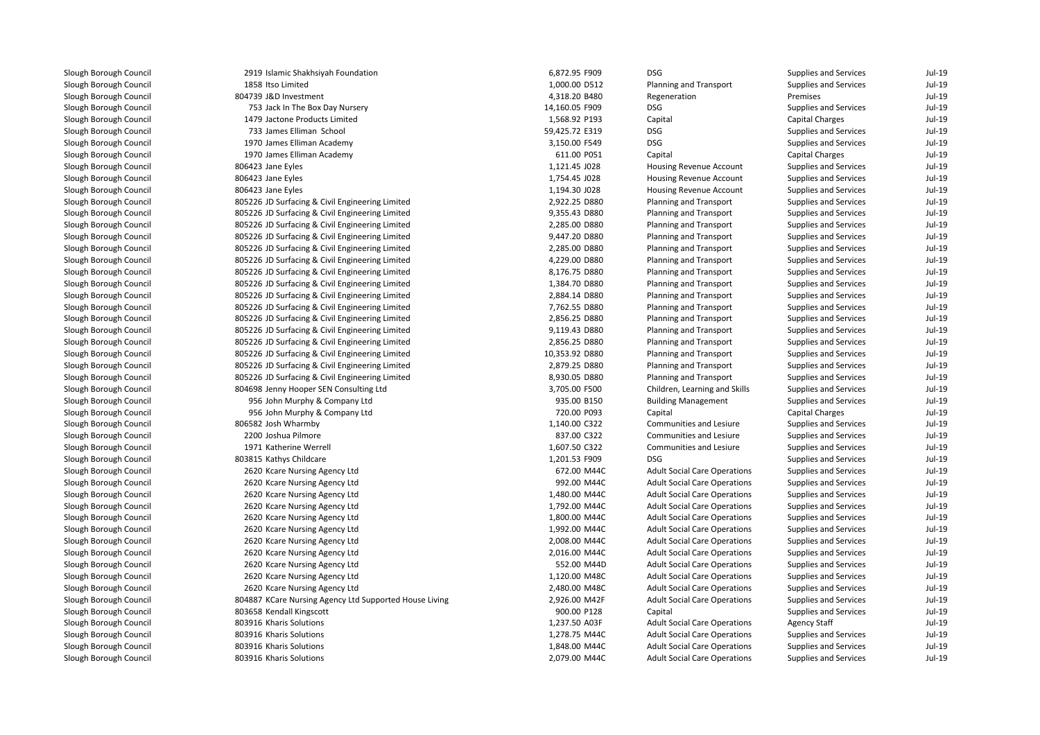| | | | | | | | |
|---|---|---|---|---|---|---|---|
| Slough Borough Council | 2919 | Islamic Shakhsiyah Foundation | 6,872.95 | F909 | DSG | Supplies and Services | Jul-19 |
| Slough Borough Council | 1858 | Itso Limited | 1,000.00 | D512 | Planning and Transport | Supplies and Services | Jul-19 |
| Slough Borough Council | 804739 | J&D Investment | 4,318.20 | B480 | Regeneration | Premises | Jul-19 |
| Slough Borough Council | 753 | Jack In The Box Day Nursery | 14,160.05 | F909 | DSG | Supplies and Services | Jul-19 |
| Slough Borough Council | 1479 | Jactone Products Limited | 1,568.92 | P193 | Capital | Capital Charges | Jul-19 |
| Slough Borough Council | 733 | James Elliman School | 59,425.72 | E319 | DSG | Supplies and Services | Jul-19 |
| Slough Borough Council | 1970 | James Elliman Academy | 3,150.00 | F549 | DSG | Supplies and Services | Jul-19 |
| Slough Borough Council | 1970 | James Elliman Academy | 611.00 | P051 | Capital | Capital Charges | Jul-19 |
| Slough Borough Council | 806423 | Jane Eyles | 1,121.45 | J028 | Housing Revenue Account | Supplies and Services | Jul-19 |
| Slough Borough Council | 806423 | Jane Eyles | 1,754.45 | J028 | Housing Revenue Account | Supplies and Services | Jul-19 |
| Slough Borough Council | 806423 | Jane Eyles | 1,194.30 | J028 | Housing Revenue Account | Supplies and Services | Jul-19 |
| Slough Borough Council | 805226 | JD Surfacing & Civil Engineering Limited | 2,922.25 | D880 | Planning and Transport | Supplies and Services | Jul-19 |
| Slough Borough Council | 805226 | JD Surfacing & Civil Engineering Limited | 9,355.43 | D880 | Planning and Transport | Supplies and Services | Jul-19 |
| Slough Borough Council | 805226 | JD Surfacing & Civil Engineering Limited | 2,285.00 | D880 | Planning and Transport | Supplies and Services | Jul-19 |
| Slough Borough Council | 805226 | JD Surfacing & Civil Engineering Limited | 9,447.20 | D880 | Planning and Transport | Supplies and Services | Jul-19 |
| Slough Borough Council | 805226 | JD Surfacing & Civil Engineering Limited | 2,285.00 | D880 | Planning and Transport | Supplies and Services | Jul-19 |
| Slough Borough Council | 805226 | JD Surfacing & Civil Engineering Limited | 4,229.00 | D880 | Planning and Transport | Supplies and Services | Jul-19 |
| Slough Borough Council | 805226 | JD Surfacing & Civil Engineering Limited | 8,176.75 | D880 | Planning and Transport | Supplies and Services | Jul-19 |
| Slough Borough Council | 805226 | JD Surfacing & Civil Engineering Limited | 1,384.70 | D880 | Planning and Transport | Supplies and Services | Jul-19 |
| Slough Borough Council | 805226 | JD Surfacing & Civil Engineering Limited | 2,884.14 | D880 | Planning and Transport | Supplies and Services | Jul-19 |
| Slough Borough Council | 805226 | JD Surfacing & Civil Engineering Limited | 7,762.55 | D880 | Planning and Transport | Supplies and Services | Jul-19 |
| Slough Borough Council | 805226 | JD Surfacing & Civil Engineering Limited | 2,856.25 | D880 | Planning and Transport | Supplies and Services | Jul-19 |
| Slough Borough Council | 805226 | JD Surfacing & Civil Engineering Limited | 9,119.43 | D880 | Planning and Transport | Supplies and Services | Jul-19 |
| Slough Borough Council | 805226 | JD Surfacing & Civil Engineering Limited | 2,856.25 | D880 | Planning and Transport | Supplies and Services | Jul-19 |
| Slough Borough Council | 805226 | JD Surfacing & Civil Engineering Limited | 10,353.92 | D880 | Planning and Transport | Supplies and Services | Jul-19 |
| Slough Borough Council | 805226 | JD Surfacing & Civil Engineering Limited | 2,879.25 | D880 | Planning and Transport | Supplies and Services | Jul-19 |
| Slough Borough Council | 805226 | JD Surfacing & Civil Engineering Limited | 8,930.05 | D880 | Planning and Transport | Supplies and Services | Jul-19 |
| Slough Borough Council | 804698 | Jenny Hooper SEN Consulting Ltd | 3,705.00 | F500 | Children, Learning and Skills | Supplies and Services | Jul-19 |
| Slough Borough Council | 956 | John Murphy & Company Ltd | 935.00 | B150 | Building Management | Supplies and Services | Jul-19 |
| Slough Borough Council | 956 | John Murphy & Company Ltd | 720.00 | P093 | Capital | Capital Charges | Jul-19 |
| Slough Borough Council | 806582 | Josh Wharmby | 1,140.00 | C322 | Communities and Lesiure | Supplies and Services | Jul-19 |
| Slough Borough Council | 2200 | Joshua Pilmore | 837.00 | C322 | Communities and Lesiure | Supplies and Services | Jul-19 |
| Slough Borough Council | 1971 | Katherine Werrell | 1,607.50 | C322 | Communities and Lesiure | Supplies and Services | Jul-19 |
| Slough Borough Council | 803815 | Kathys Childcare | 1,201.53 | F909 | DSG | Supplies and Services | Jul-19 |
| Slough Borough Council | 2620 | Kcare Nursing Agency Ltd | 672.00 | M44C | Adult Social Care Operations | Supplies and Services | Jul-19 |
| Slough Borough Council | 2620 | Kcare Nursing Agency Ltd | 992.00 | M44C | Adult Social Care Operations | Supplies and Services | Jul-19 |
| Slough Borough Council | 2620 | Kcare Nursing Agency Ltd | 1,480.00 | M44C | Adult Social Care Operations | Supplies and Services | Jul-19 |
| Slough Borough Council | 2620 | Kcare Nursing Agency Ltd | 1,792.00 | M44C | Adult Social Care Operations | Supplies and Services | Jul-19 |
| Slough Borough Council | 2620 | Kcare Nursing Agency Ltd | 1,800.00 | M44C | Adult Social Care Operations | Supplies and Services | Jul-19 |
| Slough Borough Council | 2620 | Kcare Nursing Agency Ltd | 1,992.00 | M44C | Adult Social Care Operations | Supplies and Services | Jul-19 |
| Slough Borough Council | 2620 | Kcare Nursing Agency Ltd | 2,008.00 | M44C | Adult Social Care Operations | Supplies and Services | Jul-19 |
| Slough Borough Council | 2620 | Kcare Nursing Agency Ltd | 2,016.00 | M44C | Adult Social Care Operations | Supplies and Services | Jul-19 |
| Slough Borough Council | 2620 | Kcare Nursing Agency Ltd | 552.00 | M44D | Adult Social Care Operations | Supplies and Services | Jul-19 |
| Slough Borough Council | 2620 | Kcare Nursing Agency Ltd | 1,120.00 | M48C | Adult Social Care Operations | Supplies and Services | Jul-19 |
| Slough Borough Council | 2620 | Kcare Nursing Agency Ltd | 2,480.00 | M48C | Adult Social Care Operations | Supplies and Services | Jul-19 |
| Slough Borough Council | 804887 | KCare Nursing Agency Ltd Supported House Living | 2,926.00 | M42F | Adult Social Care Operations | Supplies and Services | Jul-19 |
| Slough Borough Council | 803658 | Kendall Kingscott | 900.00 | P128 | Capital | Supplies and Services | Jul-19 |
| Slough Borough Council | 803916 | Kharis Solutions | 1,237.50 | A03F | Adult Social Care Operations | Agency Staff | Jul-19 |
| Slough Borough Council | 803916 | Kharis Solutions | 1,278.75 | M44C | Adult Social Care Operations | Supplies and Services | Jul-19 |
| Slough Borough Council | 803916 | Kharis Solutions | 1,848.00 | M44C | Adult Social Care Operations | Supplies and Services | Jul-19 |
| Slough Borough Council | 803916 | Kharis Solutions | 2,079.00 | M44C | Adult Social Care Operations | Supplies and Services | Jul-19 |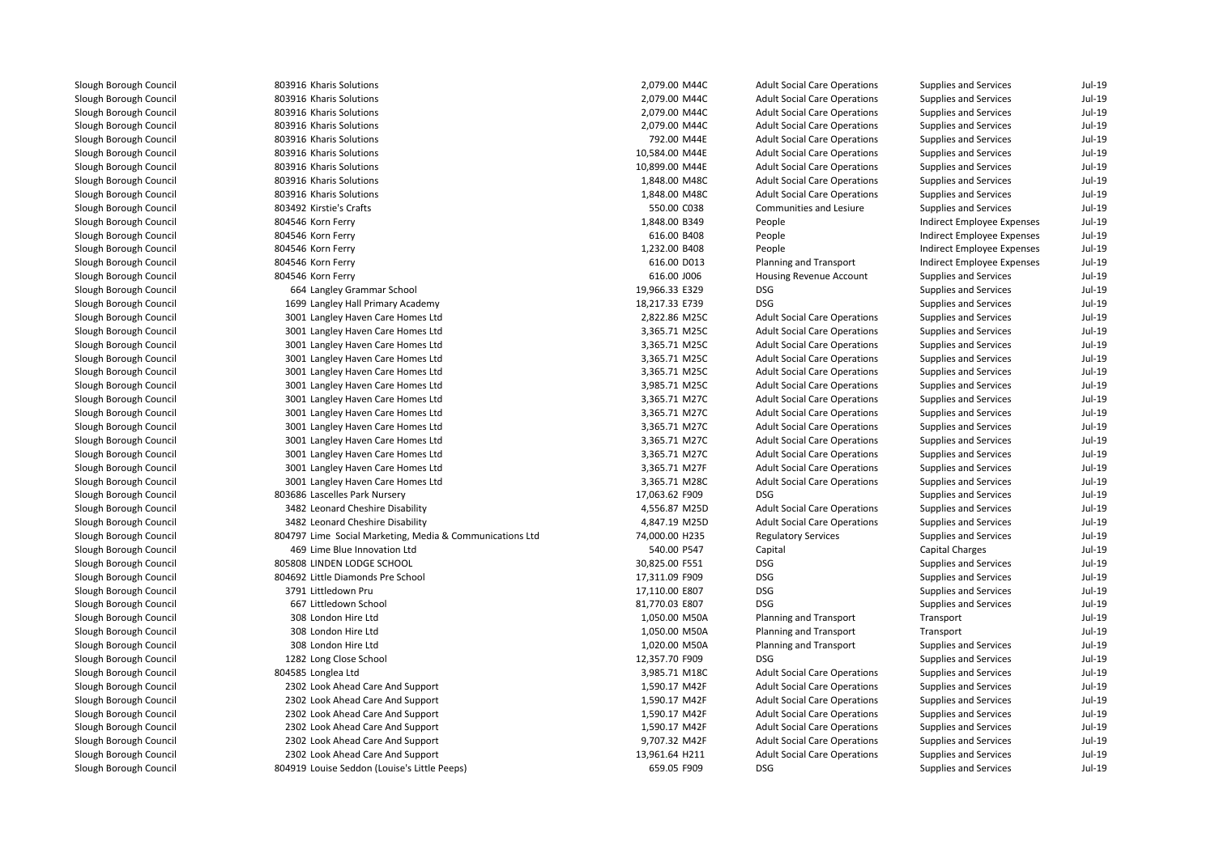| | | | | | | | |
|---|---|---|---|---|---|---|---|
| Slough Borough Council | 803916 Kharis Solutions | 2,079.00 | M44C | Adult Social Care Operations | Supplies and Services | Jul-19 |
| Slough Borough Council | 803916 Kharis Solutions | 2,079.00 | M44C | Adult Social Care Operations | Supplies and Services | Jul-19 |
| Slough Borough Council | 803916 Kharis Solutions | 2,079.00 | M44C | Adult Social Care Operations | Supplies and Services | Jul-19 |
| Slough Borough Council | 803916 Kharis Solutions | 2,079.00 | M44C | Adult Social Care Operations | Supplies and Services | Jul-19 |
| Slough Borough Council | 803916 Kharis Solutions | 792.00 | M44E | Adult Social Care Operations | Supplies and Services | Jul-19 |
| Slough Borough Council | 803916 Kharis Solutions | 10,584.00 | M44E | Adult Social Care Operations | Supplies and Services | Jul-19 |
| Slough Borough Council | 803916 Kharis Solutions | 10,899.00 | M44E | Adult Social Care Operations | Supplies and Services | Jul-19 |
| Slough Borough Council | 803916 Kharis Solutions | 1,848.00 | M48C | Adult Social Care Operations | Supplies and Services | Jul-19 |
| Slough Borough Council | 803916 Kharis Solutions | 1,848.00 | M48C | Adult Social Care Operations | Supplies and Services | Jul-19 |
| Slough Borough Council | 803492 Kirstie's Crafts | 550.00 | C038 | Communities and Lesiure | Supplies and Services | Jul-19 |
| Slough Borough Council | 804546 Korn Ferry | 1,848.00 | B349 | People | Indirect Employee Expenses | Jul-19 |
| Slough Borough Council | 804546 Korn Ferry | 616.00 | B408 | People | Indirect Employee Expenses | Jul-19 |
| Slough Borough Council | 804546 Korn Ferry | 1,232.00 | B408 | People | Indirect Employee Expenses | Jul-19 |
| Slough Borough Council | 804546 Korn Ferry | 616.00 | D013 | Planning and Transport | Indirect Employee Expenses | Jul-19 |
| Slough Borough Council | 804546 Korn Ferry | 616.00 | J006 | Housing Revenue Account | Supplies and Services | Jul-19 |
| Slough Borough Council | 664 Langley Grammar School | 19,966.33 | E329 | DSG | Supplies and Services | Jul-19 |
| Slough Borough Council | 1699 Langley Hall Primary Academy | 18,217.33 | E739 | DSG | Supplies and Services | Jul-19 |
| Slough Borough Council | 3001 Langley Haven Care Homes Ltd | 2,822.86 | M25C | Adult Social Care Operations | Supplies and Services | Jul-19 |
| Slough Borough Council | 3001 Langley Haven Care Homes Ltd | 3,365.71 | M25C | Adult Social Care Operations | Supplies and Services | Jul-19 |
| Slough Borough Council | 3001 Langley Haven Care Homes Ltd | 3,365.71 | M25C | Adult Social Care Operations | Supplies and Services | Jul-19 |
| Slough Borough Council | 3001 Langley Haven Care Homes Ltd | 3,365.71 | M25C | Adult Social Care Operations | Supplies and Services | Jul-19 |
| Slough Borough Council | 3001 Langley Haven Care Homes Ltd | 3,365.71 | M25C | Adult Social Care Operations | Supplies and Services | Jul-19 |
| Slough Borough Council | 3001 Langley Haven Care Homes Ltd | 3,985.71 | M25C | Adult Social Care Operations | Supplies and Services | Jul-19 |
| Slough Borough Council | 3001 Langley Haven Care Homes Ltd | 3,365.71 | M27C | Adult Social Care Operations | Supplies and Services | Jul-19 |
| Slough Borough Council | 3001 Langley Haven Care Homes Ltd | 3,365.71 | M27C | Adult Social Care Operations | Supplies and Services | Jul-19 |
| Slough Borough Council | 3001 Langley Haven Care Homes Ltd | 3,365.71 | M27C | Adult Social Care Operations | Supplies and Services | Jul-19 |
| Slough Borough Council | 3001 Langley Haven Care Homes Ltd | 3,365.71 | M27C | Adult Social Care Operations | Supplies and Services | Jul-19 |
| Slough Borough Council | 3001 Langley Haven Care Homes Ltd | 3,365.71 | M27C | Adult Social Care Operations | Supplies and Services | Jul-19 |
| Slough Borough Council | 3001 Langley Haven Care Homes Ltd | 3,365.71 | M27F | Adult Social Care Operations | Supplies and Services | Jul-19 |
| Slough Borough Council | 3001 Langley Haven Care Homes Ltd | 3,365.71 | M28C | Adult Social Care Operations | Supplies and Services | Jul-19 |
| Slough Borough Council | 803686 Lascelles Park Nursery | 17,063.62 | F909 | DSG | Supplies and Services | Jul-19 |
| Slough Borough Council | 3482 Leonard Cheshire Disability | 4,556.87 | M25D | Adult Social Care Operations | Supplies and Services | Jul-19 |
| Slough Borough Council | 3482 Leonard Cheshire Disability | 4,847.19 | M25D | Adult Social Care Operations | Supplies and Services | Jul-19 |
| Slough Borough Council | 804797 Lime Social Marketing, Media & Communications Ltd | 74,000.00 | H235 | Regulatory Services | Supplies and Services | Jul-19 |
| Slough Borough Council | 469 Lime Blue Innovation Ltd | 540.00 | P547 | Capital | Capital Charges | Jul-19 |
| Slough Borough Council | 805808 LINDEN LODGE SCHOOL | 30,825.00 | F551 | DSG | Supplies and Services | Jul-19 |
| Slough Borough Council | 804692 Little Diamonds Pre School | 17,311.09 | F909 | DSG | Supplies and Services | Jul-19 |
| Slough Borough Council | 3791 Littledown Pru | 17,110.00 | E807 | DSG | Supplies and Services | Jul-19 |
| Slough Borough Council | 667 Littledown School | 81,770.03 | E807 | DSG | Supplies and Services | Jul-19 |
| Slough Borough Council | 308 London Hire Ltd | 1,050.00 | M50A | Planning and Transport | Transport | Jul-19 |
| Slough Borough Council | 308 London Hire Ltd | 1,050.00 | M50A | Planning and Transport | Transport | Jul-19 |
| Slough Borough Council | 308 London Hire Ltd | 1,020.00 | M50A | Planning and Transport | Supplies and Services | Jul-19 |
| Slough Borough Council | 1282 Long Close School | 12,357.70 | F909 | DSG | Supplies and Services | Jul-19 |
| Slough Borough Council | 804585 Longlea Ltd | 3,985.71 | M18C | Adult Social Care Operations | Supplies and Services | Jul-19 |
| Slough Borough Council | 2302 Look Ahead Care And Support | 1,590.17 | M42F | Adult Social Care Operations | Supplies and Services | Jul-19 |
| Slough Borough Council | 2302 Look Ahead Care And Support | 1,590.17 | M42F | Adult Social Care Operations | Supplies and Services | Jul-19 |
| Slough Borough Council | 2302 Look Ahead Care And Support | 1,590.17 | M42F | Adult Social Care Operations | Supplies and Services | Jul-19 |
| Slough Borough Council | 2302 Look Ahead Care And Support | 1,590.17 | M42F | Adult Social Care Operations | Supplies and Services | Jul-19 |
| Slough Borough Council | 2302 Look Ahead Care And Support | 9,707.32 | M42F | Adult Social Care Operations | Supplies and Services | Jul-19 |
| Slough Borough Council | 2302 Look Ahead Care And Support | 13,961.64 | H211 | Adult Social Care Operations | Supplies and Services | Jul-19 |
| Slough Borough Council | 804919 Louise Seddon (Louise's Little Peeps) | 659.05 | F909 | DSG | Supplies and Services | Jul-19 |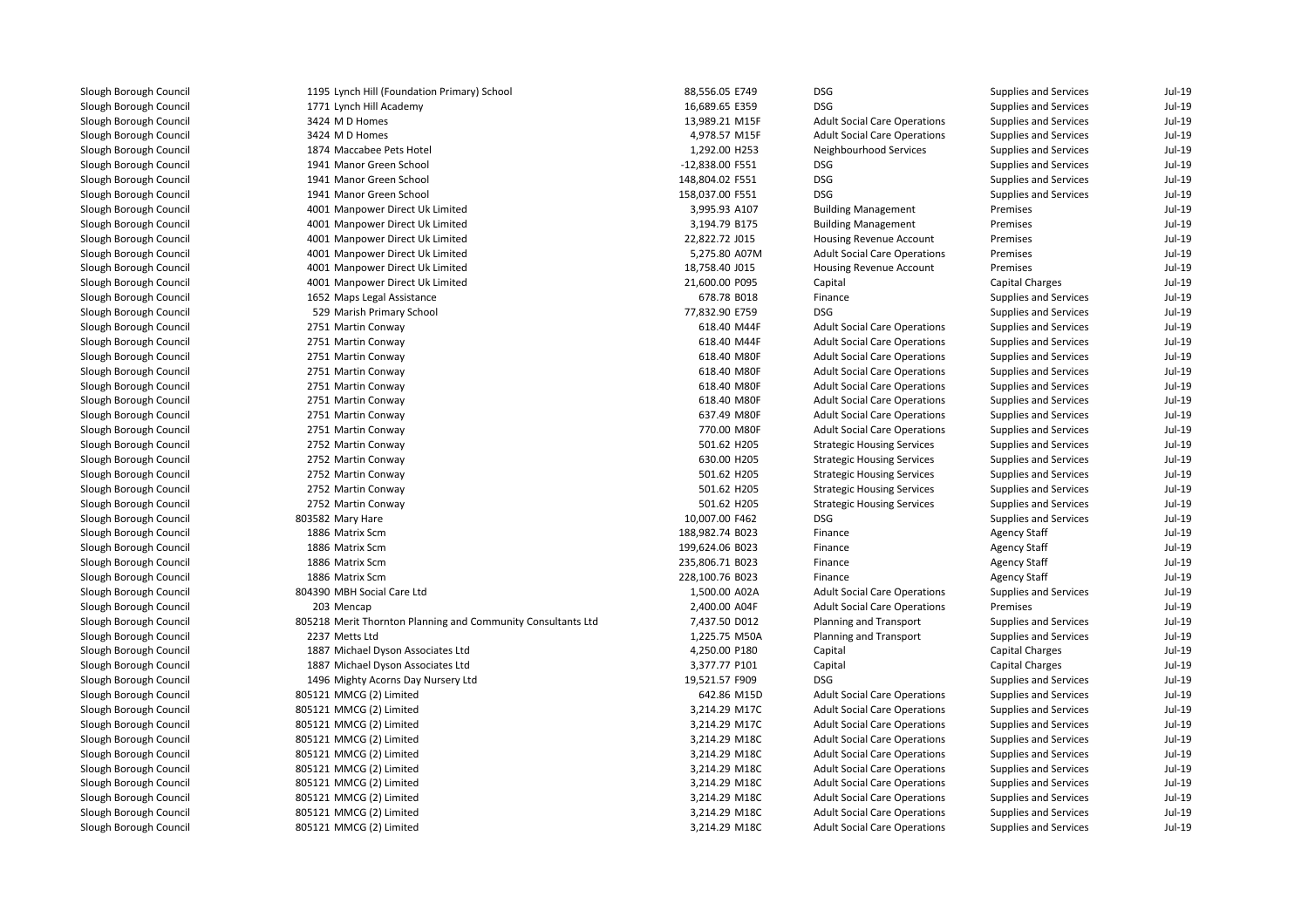| | | | | | | |
|---|---|---|---|---|---|---|
| Slough Borough Council | 1195 Lynch Hill (Foundation Primary) School | 88,556.05 E749 | DSG | Supplies and Services | Jul-19 |
| Slough Borough Council | 1771 Lynch Hill Academy | 16,689.65 E359 | DSG | Supplies and Services | Jul-19 |
| Slough Borough Council | 3424 M D Homes | 13,989.21 M15F | Adult Social Care Operations | Supplies and Services | Jul-19 |
| Slough Borough Council | 3424 M D Homes | 4,978.57 M15F | Adult Social Care Operations | Supplies and Services | Jul-19 |
| Slough Borough Council | 1874 Maccabee Pets Hotel | 1,292.00 H253 | Neighbourhood Services | Supplies and Services | Jul-19 |
| Slough Borough Council | 1941 Manor Green School | -12,838.00 F551 | DSG | Supplies and Services | Jul-19 |
| Slough Borough Council | 1941 Manor Green School | 148,804.02 F551 | DSG | Supplies and Services | Jul-19 |
| Slough Borough Council | 1941 Manor Green School | 158,037.00 F551 | DSG | Supplies and Services | Jul-19 |
| Slough Borough Council | 4001 Manpower Direct Uk Limited | 3,995.93 A107 | Building Management | Premises | Jul-19 |
| Slough Borough Council | 4001 Manpower Direct Uk Limited | 3,194.79 B175 | Building Management | Premises | Jul-19 |
| Slough Borough Council | 4001 Manpower Direct Uk Limited | 22,822.72 J015 | Housing Revenue Account | Premises | Jul-19 |
| Slough Borough Council | 4001 Manpower Direct Uk Limited | 5,275.80 A07M | Adult Social Care Operations | Premises | Jul-19 |
| Slough Borough Council | 4001 Manpower Direct Uk Limited | 18,758.40 J015 | Housing Revenue Account | Premises | Jul-19 |
| Slough Borough Council | 4001 Manpower Direct Uk Limited | 21,600.00 P095 | Capital | Capital Charges | Jul-19 |
| Slough Borough Council | 1652 Maps Legal Assistance | 678.78 B018 | Finance | Supplies and Services | Jul-19 |
| Slough Borough Council | 529 Marish Primary School | 77,832.90 E759 | DSG | Supplies and Services | Jul-19 |
| Slough Borough Council | 2751 Martin Conway | 618.40 M44F | Adult Social Care Operations | Supplies and Services | Jul-19 |
| Slough Borough Council | 2751 Martin Conway | 618.40 M44F | Adult Social Care Operations | Supplies and Services | Jul-19 |
| Slough Borough Council | 2751 Martin Conway | 618.40 M80F | Adult Social Care Operations | Supplies and Services | Jul-19 |
| Slough Borough Council | 2751 Martin Conway | 618.40 M80F | Adult Social Care Operations | Supplies and Services | Jul-19 |
| Slough Borough Council | 2751 Martin Conway | 618.40 M80F | Adult Social Care Operations | Supplies and Services | Jul-19 |
| Slough Borough Council | 2751 Martin Conway | 618.40 M80F | Adult Social Care Operations | Supplies and Services | Jul-19 |
| Slough Borough Council | 2751 Martin Conway | 637.49 M80F | Adult Social Care Operations | Supplies and Services | Jul-19 |
| Slough Borough Council | 2751 Martin Conway | 770.00 M80F | Adult Social Care Operations | Supplies and Services | Jul-19 |
| Slough Borough Council | 2752 Martin Conway | 501.62 H205 | Strategic Housing Services | Supplies and Services | Jul-19 |
| Slough Borough Council | 2752 Martin Conway | 630.00 H205 | Strategic Housing Services | Supplies and Services | Jul-19 |
| Slough Borough Council | 2752 Martin Conway | 501.62 H205 | Strategic Housing Services | Supplies and Services | Jul-19 |
| Slough Borough Council | 2752 Martin Conway | 501.62 H205 | Strategic Housing Services | Supplies and Services | Jul-19 |
| Slough Borough Council | 2752 Martin Conway | 501.62 H205 | Strategic Housing Services | Supplies and Services | Jul-19 |
| Slough Borough Council | 803582 Mary Hare | 10,007.00 F462 | DSG | Supplies and Services | Jul-19 |
| Slough Borough Council | 1886 Matrix Scm | 188,982.74 B023 | Finance | Agency Staff | Jul-19 |
| Slough Borough Council | 1886 Matrix Scm | 199,624.06 B023 | Finance | Agency Staff | Jul-19 |
| Slough Borough Council | 1886 Matrix Scm | 235,806.71 B023 | Finance | Agency Staff | Jul-19 |
| Slough Borough Council | 1886 Matrix Scm | 228,100.76 B023 | Finance | Agency Staff | Jul-19 |
| Slough Borough Council | 804390 MBH Social Care Ltd | 1,500.00 A02A | Adult Social Care Operations | Supplies and Services | Jul-19 |
| Slough Borough Council | 203 Mencap | 2,400.00 A04F | Adult Social Care Operations | Premises | Jul-19 |
| Slough Borough Council | 805218 Merit Thornton Planning and Community Consultants Ltd | 7,437.50 D012 | Planning and Transport | Supplies and Services | Jul-19 |
| Slough Borough Council | 2237 Metts Ltd | 1,225.75 M50A | Planning and Transport | Supplies and Services | Jul-19 |
| Slough Borough Council | 1887 Michael Dyson Associates Ltd | 4,250.00 P180 | Capital | Capital Charges | Jul-19 |
| Slough Borough Council | 1887 Michael Dyson Associates Ltd | 3,377.77 P101 | Capital | Capital Charges | Jul-19 |
| Slough Borough Council | 1496 Mighty Acorns Day Nursery Ltd | 19,521.57 F909 | DSG | Supplies and Services | Jul-19 |
| Slough Borough Council | 805121 MMCG (2) Limited | 642.86 M15D | Adult Social Care Operations | Supplies and Services | Jul-19 |
| Slough Borough Council | 805121 MMCG (2) Limited | 3,214.29 M17C | Adult Social Care Operations | Supplies and Services | Jul-19 |
| Slough Borough Council | 805121 MMCG (2) Limited | 3,214.29 M17C | Adult Social Care Operations | Supplies and Services | Jul-19 |
| Slough Borough Council | 805121 MMCG (2) Limited | 3,214.29 M18C | Adult Social Care Operations | Supplies and Services | Jul-19 |
| Slough Borough Council | 805121 MMCG (2) Limited | 3,214.29 M18C | Adult Social Care Operations | Supplies and Services | Jul-19 |
| Slough Borough Council | 805121 MMCG (2) Limited | 3,214.29 M18C | Adult Social Care Operations | Supplies and Services | Jul-19 |
| Slough Borough Council | 805121 MMCG (2) Limited | 3,214.29 M18C | Adult Social Care Operations | Supplies and Services | Jul-19 |
| Slough Borough Council | 805121 MMCG (2) Limited | 3,214.29 M18C | Adult Social Care Operations | Supplies and Services | Jul-19 |
| Slough Borough Council | 805121 MMCG (2) Limited | 3,214.29 M18C | Adult Social Care Operations | Supplies and Services | Jul-19 |
| Slough Borough Council | 805121 MMCG (2) Limited | 3,214.29 M18C | Adult Social Care Operations | Supplies and Services | Jul-19 |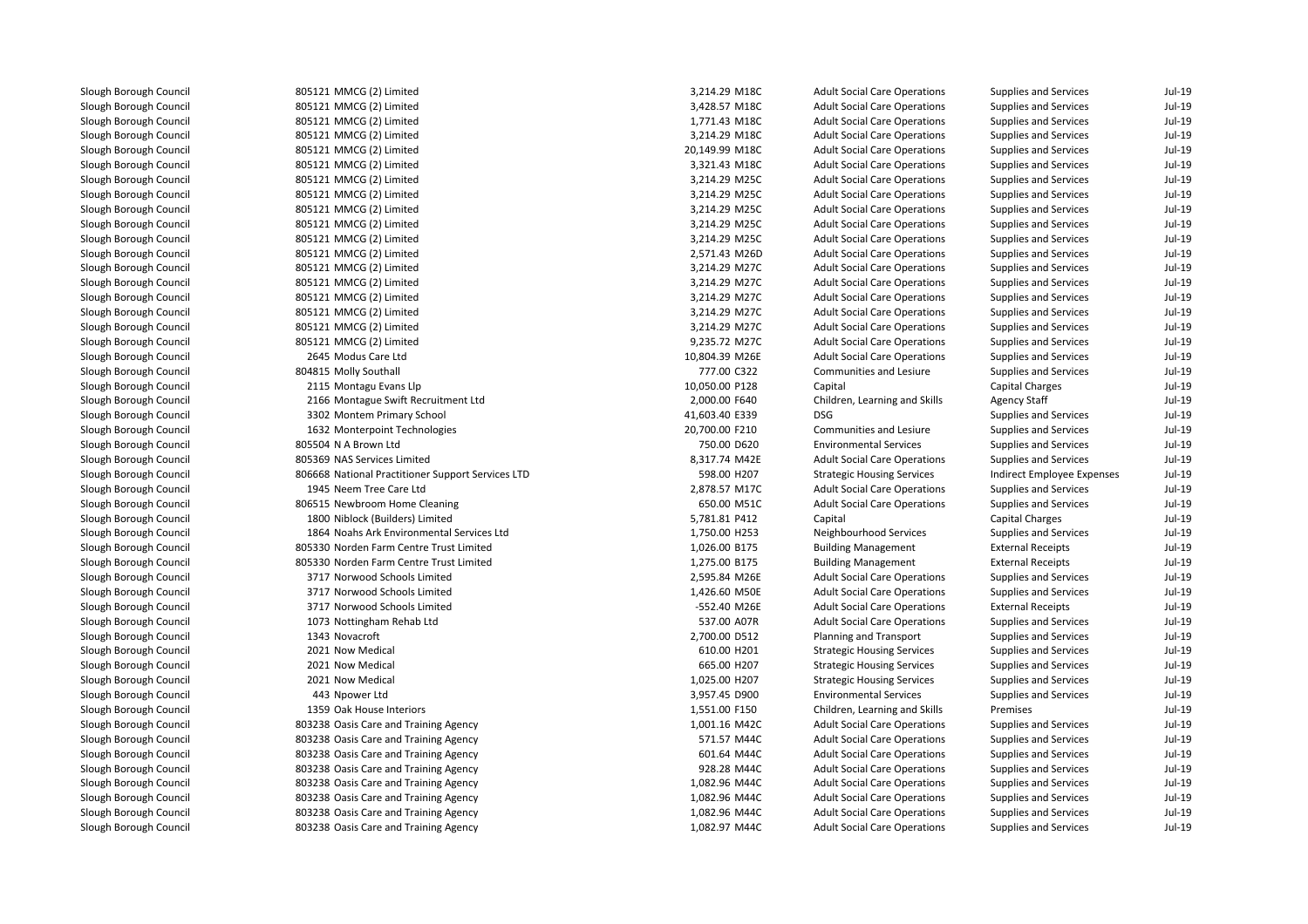| | | | | | | | |
|---|---|---|---|---|---|---|---|
| Slough Borough Council | 805121 MMCG (2) Limited | 3,214.29 | M18C | Adult Social Care Operations | Supplies and Services | Jul-19 |
| Slough Borough Council | 805121 MMCG (2) Limited | 3,428.57 | M18C | Adult Social Care Operations | Supplies and Services | Jul-19 |
| Slough Borough Council | 805121 MMCG (2) Limited | 1,771.43 | M18C | Adult Social Care Operations | Supplies and Services | Jul-19 |
| Slough Borough Council | 805121 MMCG (2) Limited | 3,214.29 | M18C | Adult Social Care Operations | Supplies and Services | Jul-19 |
| Slough Borough Council | 805121 MMCG (2) Limited | 20,149.99 | M18C | Adult Social Care Operations | Supplies and Services | Jul-19 |
| Slough Borough Council | 805121 MMCG (2) Limited | 3,321.43 | M18C | Adult Social Care Operations | Supplies and Services | Jul-19 |
| Slough Borough Council | 805121 MMCG (2) Limited | 3,214.29 | M25C | Adult Social Care Operations | Supplies and Services | Jul-19 |
| Slough Borough Council | 805121 MMCG (2) Limited | 3,214.29 | M25C | Adult Social Care Operations | Supplies and Services | Jul-19 |
| Slough Borough Council | 805121 MMCG (2) Limited | 3,214.29 | M25C | Adult Social Care Operations | Supplies and Services | Jul-19 |
| Slough Borough Council | 805121 MMCG (2) Limited | 3,214.29 | M25C | Adult Social Care Operations | Supplies and Services | Jul-19 |
| Slough Borough Council | 805121 MMCG (2) Limited | 3,214.29 | M25C | Adult Social Care Operations | Supplies and Services | Jul-19 |
| Slough Borough Council | 805121 MMCG (2) Limited | 2,571.43 | M26D | Adult Social Care Operations | Supplies and Services | Jul-19 |
| Slough Borough Council | 805121 MMCG (2) Limited | 3,214.29 | M27C | Adult Social Care Operations | Supplies and Services | Jul-19 |
| Slough Borough Council | 805121 MMCG (2) Limited | 3,214.29 | M27C | Adult Social Care Operations | Supplies and Services | Jul-19 |
| Slough Borough Council | 805121 MMCG (2) Limited | 3,214.29 | M27C | Adult Social Care Operations | Supplies and Services | Jul-19 |
| Slough Borough Council | 805121 MMCG (2) Limited | 3,214.29 | M27C | Adult Social Care Operations | Supplies and Services | Jul-19 |
| Slough Borough Council | 805121 MMCG (2) Limited | 3,214.29 | M27C | Adult Social Care Operations | Supplies and Services | Jul-19 |
| Slough Borough Council | 805121 MMCG (2) Limited | 9,235.72 | M27C | Adult Social Care Operations | Supplies and Services | Jul-19 |
| Slough Borough Council | 2645 Modus Care Ltd | 10,804.39 | M26E | Adult Social Care Operations | Supplies and Services | Jul-19 |
| Slough Borough Council | 804815 Molly Southall | 777.00 | C322 | Communities and Lesiure | Supplies and Services | Jul-19 |
| Slough Borough Council | 2115 Montagu Evans Llp | 10,050.00 | P128 | Capital | Capital Charges | Jul-19 |
| Slough Borough Council | 2166 Montague Swift Recruitment Ltd | 2,000.00 | F640 | Children, Learning and Skills | Agency Staff | Jul-19 |
| Slough Borough Council | 3302 Montem Primary School | 41,603.40 | E339 | DSG | Supplies and Services | Jul-19 |
| Slough Borough Council | 1632 Monterpoint Technologies | 20,700.00 | F210 | Communities and Lesiure | Supplies and Services | Jul-19 |
| Slough Borough Council | 805504 N A Brown Ltd | 750.00 | D620 | Environmental Services | Supplies and Services | Jul-19 |
| Slough Borough Council | 805369 NAS Services Limited | 8,317.74 | M42E | Adult Social Care Operations | Supplies and Services | Jul-19 |
| Slough Borough Council | 806668 National Practitioner Support Services LTD | 598.00 | H207 | Strategic Housing Services | Indirect Employee Expenses | Jul-19 |
| Slough Borough Council | 1945 Neem Tree Care Ltd | 2,878.57 | M17C | Adult Social Care Operations | Supplies and Services | Jul-19 |
| Slough Borough Council | 806515 Newbroom Home Cleaning | 650.00 | M51C | Adult Social Care Operations | Supplies and Services | Jul-19 |
| Slough Borough Council | 1800 Niblock (Builders) Limited | 5,781.81 | P412 | Capital | Capital Charges | Jul-19 |
| Slough Borough Council | 1864 Noahs Ark Environmental Services Ltd | 1,750.00 | H253 | Neighbourhood Services | Supplies and Services | Jul-19 |
| Slough Borough Council | 805330 Norden Farm Centre Trust Limited | 1,026.00 | B175 | Building Management | External Receipts | Jul-19 |
| Slough Borough Council | 805330 Norden Farm Centre Trust Limited | 1,275.00 | B175 | Building Management | External Receipts | Jul-19 |
| Slough Borough Council | 3717 Norwood Schools Limited | 2,595.84 | M26E | Adult Social Care Operations | Supplies and Services | Jul-19 |
| Slough Borough Council | 3717 Norwood Schools Limited | 1,426.60 | M50E | Adult Social Care Operations | Supplies and Services | Jul-19 |
| Slough Borough Council | 3717 Norwood Schools Limited | -552.40 | M26E | Adult Social Care Operations | External Receipts | Jul-19 |
| Slough Borough Council | 1073 Nottingham Rehab Ltd | 537.00 | A07R | Adult Social Care Operations | Supplies and Services | Jul-19 |
| Slough Borough Council | 1343 Novacroft | 2,700.00 | D512 | Planning and Transport | Supplies and Services | Jul-19 |
| Slough Borough Council | 2021 Now Medical | 610.00 | H201 | Strategic Housing Services | Supplies and Services | Jul-19 |
| Slough Borough Council | 2021 Now Medical | 665.00 | H207 | Strategic Housing Services | Supplies and Services | Jul-19 |
| Slough Borough Council | 2021 Now Medical | 1,025.00 | H207 | Strategic Housing Services | Supplies and Services | Jul-19 |
| Slough Borough Council | 443 Npower Ltd | 3,957.45 | D900 | Environmental Services | Supplies and Services | Jul-19 |
| Slough Borough Council | 1359 Oak House Interiors | 1,551.00 | F150 | Children, Learning and Skills | Premises | Jul-19 |
| Slough Borough Council | 803238 Oasis Care and Training Agency | 1,001.16 | M42C | Adult Social Care Operations | Supplies and Services | Jul-19 |
| Slough Borough Council | 803238 Oasis Care and Training Agency | 571.57 | M44C | Adult Social Care Operations | Supplies and Services | Jul-19 |
| Slough Borough Council | 803238 Oasis Care and Training Agency | 601.64 | M44C | Adult Social Care Operations | Supplies and Services | Jul-19 |
| Slough Borough Council | 803238 Oasis Care and Training Agency | 928.28 | M44C | Adult Social Care Operations | Supplies and Services | Jul-19 |
| Slough Borough Council | 803238 Oasis Care and Training Agency | 1,082.96 | M44C | Adult Social Care Operations | Supplies and Services | Jul-19 |
| Slough Borough Council | 803238 Oasis Care and Training Agency | 1,082.96 | M44C | Adult Social Care Operations | Supplies and Services | Jul-19 |
| Slough Borough Council | 803238 Oasis Care and Training Agency | 1,082.96 | M44C | Adult Social Care Operations | Supplies and Services | Jul-19 |
| Slough Borough Council | 803238 Oasis Care and Training Agency | 1,082.97 | M44C | Adult Social Care Operations | Supplies and Services | Jul-19 |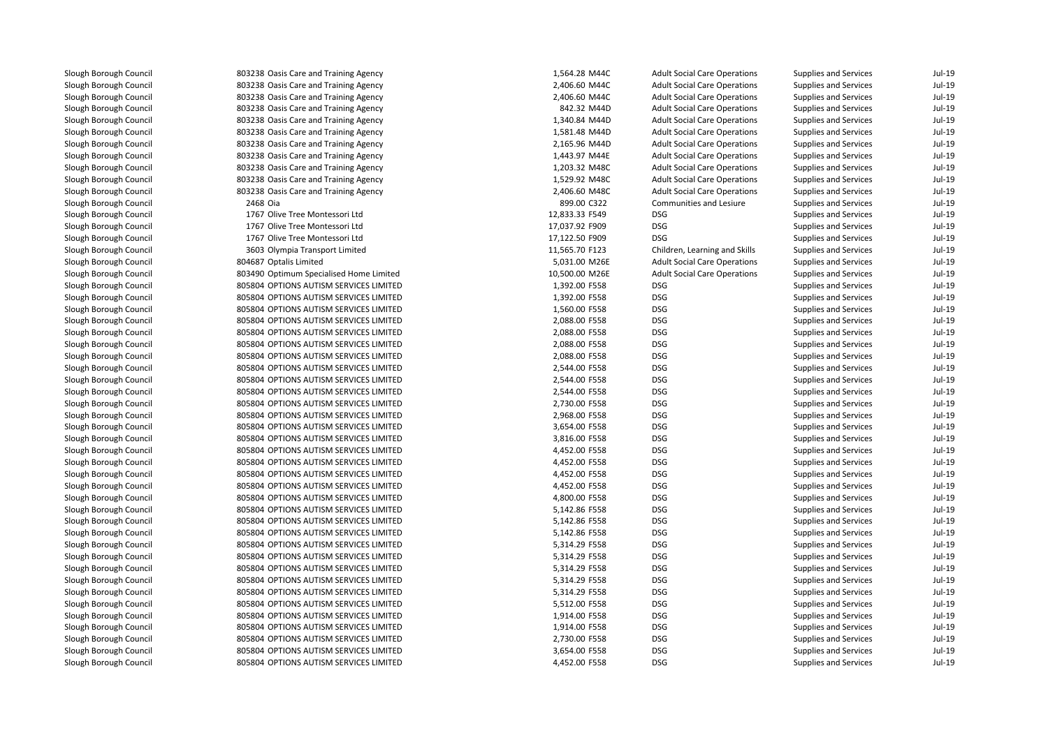| | | | | | | | |
|---|---|---|---|---|---|---|---|
| Slough Borough Council | 803238 | Oasis Care and Training Agency | 1,564.28 | M44C | Adult Social Care Operations | Supplies and Services | Jul-19 |
| Slough Borough Council | 803238 | Oasis Care and Training Agency | 2,406.60 | M44C | Adult Social Care Operations | Supplies and Services | Jul-19 |
| Slough Borough Council | 803238 | Oasis Care and Training Agency | 2,406.60 | M44C | Adult Social Care Operations | Supplies and Services | Jul-19 |
| Slough Borough Council | 803238 | Oasis Care and Training Agency | 842.32 | M44D | Adult Social Care Operations | Supplies and Services | Jul-19 |
| Slough Borough Council | 803238 | Oasis Care and Training Agency | 1,340.84 | M44D | Adult Social Care Operations | Supplies and Services | Jul-19 |
| Slough Borough Council | 803238 | Oasis Care and Training Agency | 1,581.48 | M44D | Adult Social Care Operations | Supplies and Services | Jul-19 |
| Slough Borough Council | 803238 | Oasis Care and Training Agency | 2,165.96 | M44D | Adult Social Care Operations | Supplies and Services | Jul-19 |
| Slough Borough Council | 803238 | Oasis Care and Training Agency | 1,443.97 | M44E | Adult Social Care Operations | Supplies and Services | Jul-19 |
| Slough Borough Council | 803238 | Oasis Care and Training Agency | 1,203.32 | M48C | Adult Social Care Operations | Supplies and Services | Jul-19 |
| Slough Borough Council | 803238 | Oasis Care and Training Agency | 1,529.92 | M48C | Adult Social Care Operations | Supplies and Services | Jul-19 |
| Slough Borough Council | 803238 | Oasis Care and Training Agency | 2,406.60 | M48C | Adult Social Care Operations | Supplies and Services | Jul-19 |
| Slough Borough Council | 2468 | Oia | 899.00 | C322 | Communities and Lesiure | Supplies and Services | Jul-19 |
| Slough Borough Council | 1767 | Olive Tree Montessori Ltd | 12,833.33 | F549 | DSG | Supplies and Services | Jul-19 |
| Slough Borough Council | 1767 | Olive Tree Montessori Ltd | 17,037.92 | F909 | DSG | Supplies and Services | Jul-19 |
| Slough Borough Council | 1767 | Olive Tree Montessori Ltd | 17,122.50 | F909 | DSG | Supplies and Services | Jul-19 |
| Slough Borough Council | 3603 | Olympia Transport Limited | 11,565.70 | F123 | Children, Learning and Skills | Supplies and Services | Jul-19 |
| Slough Borough Council | 804687 | Optalis Limited | 5,031.00 | M26E | Adult Social Care Operations | Supplies and Services | Jul-19 |
| Slough Borough Council | 803490 | Optimum Specialised Home Limited | 10,500.00 | M26E | Adult Social Care Operations | Supplies and Services | Jul-19 |
| Slough Borough Council | 805804 | OPTIONS AUTISM SERVICES LIMITED | 1,392.00 | F558 | DSG | Supplies and Services | Jul-19 |
| Slough Borough Council | 805804 | OPTIONS AUTISM SERVICES LIMITED | 1,392.00 | F558 | DSG | Supplies and Services | Jul-19 |
| Slough Borough Council | 805804 | OPTIONS AUTISM SERVICES LIMITED | 1,560.00 | F558 | DSG | Supplies and Services | Jul-19 |
| Slough Borough Council | 805804 | OPTIONS AUTISM SERVICES LIMITED | 2,088.00 | F558 | DSG | Supplies and Services | Jul-19 |
| Slough Borough Council | 805804 | OPTIONS AUTISM SERVICES LIMITED | 2,088.00 | F558 | DSG | Supplies and Services | Jul-19 |
| Slough Borough Council | 805804 | OPTIONS AUTISM SERVICES LIMITED | 2,088.00 | F558 | DSG | Supplies and Services | Jul-19 |
| Slough Borough Council | 805804 | OPTIONS AUTISM SERVICES LIMITED | 2,088.00 | F558 | DSG | Supplies and Services | Jul-19 |
| Slough Borough Council | 805804 | OPTIONS AUTISM SERVICES LIMITED | 2,544.00 | F558 | DSG | Supplies and Services | Jul-19 |
| Slough Borough Council | 805804 | OPTIONS AUTISM SERVICES LIMITED | 2,544.00 | F558 | DSG | Supplies and Services | Jul-19 |
| Slough Borough Council | 805804 | OPTIONS AUTISM SERVICES LIMITED | 2,544.00 | F558 | DSG | Supplies and Services | Jul-19 |
| Slough Borough Council | 805804 | OPTIONS AUTISM SERVICES LIMITED | 2,730.00 | F558 | DSG | Supplies and Services | Jul-19 |
| Slough Borough Council | 805804 | OPTIONS AUTISM SERVICES LIMITED | 2,968.00 | F558 | DSG | Supplies and Services | Jul-19 |
| Slough Borough Council | 805804 | OPTIONS AUTISM SERVICES LIMITED | 3,654.00 | F558 | DSG | Supplies and Services | Jul-19 |
| Slough Borough Council | 805804 | OPTIONS AUTISM SERVICES LIMITED | 3,816.00 | F558 | DSG | Supplies and Services | Jul-19 |
| Slough Borough Council | 805804 | OPTIONS AUTISM SERVICES LIMITED | 4,452.00 | F558 | DSG | Supplies and Services | Jul-19 |
| Slough Borough Council | 805804 | OPTIONS AUTISM SERVICES LIMITED | 4,452.00 | F558 | DSG | Supplies and Services | Jul-19 |
| Slough Borough Council | 805804 | OPTIONS AUTISM SERVICES LIMITED | 4,452.00 | F558 | DSG | Supplies and Services | Jul-19 |
| Slough Borough Council | 805804 | OPTIONS AUTISM SERVICES LIMITED | 4,452.00 | F558 | DSG | Supplies and Services | Jul-19 |
| Slough Borough Council | 805804 | OPTIONS AUTISM SERVICES LIMITED | 4,800.00 | F558 | DSG | Supplies and Services | Jul-19 |
| Slough Borough Council | 805804 | OPTIONS AUTISM SERVICES LIMITED | 5,142.86 | F558 | DSG | Supplies and Services | Jul-19 |
| Slough Borough Council | 805804 | OPTIONS AUTISM SERVICES LIMITED | 5,142.86 | F558 | DSG | Supplies and Services | Jul-19 |
| Slough Borough Council | 805804 | OPTIONS AUTISM SERVICES LIMITED | 5,142.86 | F558 | DSG | Supplies and Services | Jul-19 |
| Slough Borough Council | 805804 | OPTIONS AUTISM SERVICES LIMITED | 5,314.29 | F558 | DSG | Supplies and Services | Jul-19 |
| Slough Borough Council | 805804 | OPTIONS AUTISM SERVICES LIMITED | 5,314.29 | F558 | DSG | Supplies and Services | Jul-19 |
| Slough Borough Council | 805804 | OPTIONS AUTISM SERVICES LIMITED | 5,314.29 | F558 | DSG | Supplies and Services | Jul-19 |
| Slough Borough Council | 805804 | OPTIONS AUTISM SERVICES LIMITED | 5,314.29 | F558 | DSG | Supplies and Services | Jul-19 |
| Slough Borough Council | 805804 | OPTIONS AUTISM SERVICES LIMITED | 5,314.29 | F558 | DSG | Supplies and Services | Jul-19 |
| Slough Borough Council | 805804 | OPTIONS AUTISM SERVICES LIMITED | 5,512.00 | F558 | DSG | Supplies and Services | Jul-19 |
| Slough Borough Council | 805804 | OPTIONS AUTISM SERVICES LIMITED | 1,914.00 | F558 | DSG | Supplies and Services | Jul-19 |
| Slough Borough Council | 805804 | OPTIONS AUTISM SERVICES LIMITED | 1,914.00 | F558 | DSG | Supplies and Services | Jul-19 |
| Slough Borough Council | 805804 | OPTIONS AUTISM SERVICES LIMITED | 2,730.00 | F558 | DSG | Supplies and Services | Jul-19 |
| Slough Borough Council | 805804 | OPTIONS AUTISM SERVICES LIMITED | 3,654.00 | F558 | DSG | Supplies and Services | Jul-19 |
| Slough Borough Council | 805804 | OPTIONS AUTISM SERVICES LIMITED | 4,452.00 | F558 | DSG | Supplies and Services | Jul-19 |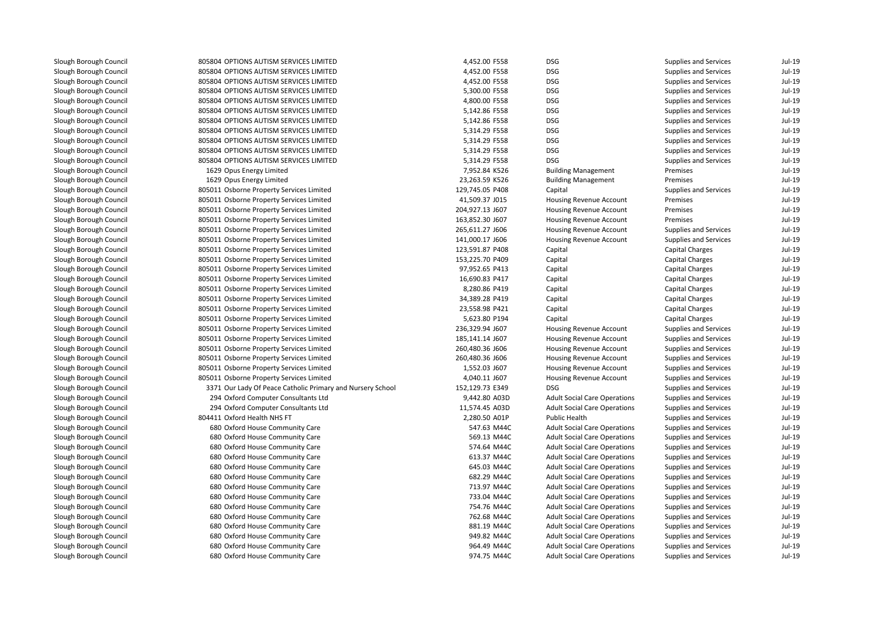| | | | | | | |
|---|---|---|---|---|---|---|
| Slough Borough Council | 805804 OPTIONS AUTISM SERVICES LIMITED | 4,452.00 F558 | DSG | Supplies and Services | Jul-19 |
| Slough Borough Council | 805804 OPTIONS AUTISM SERVICES LIMITED | 4,452.00 F558 | DSG | Supplies and Services | Jul-19 |
| Slough Borough Council | 805804 OPTIONS AUTISM SERVICES LIMITED | 4,452.00 F558 | DSG | Supplies and Services | Jul-19 |
| Slough Borough Council | 805804 OPTIONS AUTISM SERVICES LIMITED | 5,300.00 F558 | DSG | Supplies and Services | Jul-19 |
| Slough Borough Council | 805804 OPTIONS AUTISM SERVICES LIMITED | 4,800.00 F558 | DSG | Supplies and Services | Jul-19 |
| Slough Borough Council | 805804 OPTIONS AUTISM SERVICES LIMITED | 5,142.86 F558 | DSG | Supplies and Services | Jul-19 |
| Slough Borough Council | 805804 OPTIONS AUTISM SERVICES LIMITED | 5,142.86 F558 | DSG | Supplies and Services | Jul-19 |
| Slough Borough Council | 805804 OPTIONS AUTISM SERVICES LIMITED | 5,314.29 F558 | DSG | Supplies and Services | Jul-19 |
| Slough Borough Council | 805804 OPTIONS AUTISM SERVICES LIMITED | 5,314.29 F558 | DSG | Supplies and Services | Jul-19 |
| Slough Borough Council | 805804 OPTIONS AUTISM SERVICES LIMITED | 5,314.29 F558 | DSG | Supplies and Services | Jul-19 |
| Slough Borough Council | 805804 OPTIONS AUTISM SERVICES LIMITED | 5,314.29 F558 | DSG | Supplies and Services | Jul-19 |
| Slough Borough Council | 1629 Opus Energy Limited | 7,952.84 K526 | Building Management | Premises | Jul-19 |
| Slough Borough Council | 1629 Opus Energy Limited | 23,263.59 K526 | Building Management | Premises | Jul-19 |
| Slough Borough Council | 805011 Osborne Property Services Limited | 129,745.05 P408 | Capital | Supplies and Services | Jul-19 |
| Slough Borough Council | 805011 Osborne Property Services Limited | 41,509.37 J015 | Housing Revenue Account | Premises | Jul-19 |
| Slough Borough Council | 805011 Osborne Property Services Limited | 204,927.13 J607 | Housing Revenue Account | Premises | Jul-19 |
| Slough Borough Council | 805011 Osborne Property Services Limited | 163,852.30 J607 | Housing Revenue Account | Premises | Jul-19 |
| Slough Borough Council | 805011 Osborne Property Services Limited | 265,611.27 J606 | Housing Revenue Account | Supplies and Services | Jul-19 |
| Slough Borough Council | 805011 Osborne Property Services Limited | 141,000.17 J606 | Housing Revenue Account | Supplies and Services | Jul-19 |
| Slough Borough Council | 805011 Osborne Property Services Limited | 123,591.87 P408 | Capital | Capital Charges | Jul-19 |
| Slough Borough Council | 805011 Osborne Property Services Limited | 153,225.70 P409 | Capital | Capital Charges | Jul-19 |
| Slough Borough Council | 805011 Osborne Property Services Limited | 97,952.65 P413 | Capital | Capital Charges | Jul-19 |
| Slough Borough Council | 805011 Osborne Property Services Limited | 16,690.83 P417 | Capital | Capital Charges | Jul-19 |
| Slough Borough Council | 805011 Osborne Property Services Limited | 8,280.86 P419 | Capital | Capital Charges | Jul-19 |
| Slough Borough Council | 805011 Osborne Property Services Limited | 34,389.28 P419 | Capital | Capital Charges | Jul-19 |
| Slough Borough Council | 805011 Osborne Property Services Limited | 23,558.98 P421 | Capital | Capital Charges | Jul-19 |
| Slough Borough Council | 805011 Osborne Property Services Limited | 5,623.80 P194 | Capital | Capital Charges | Jul-19 |
| Slough Borough Council | 805011 Osborne Property Services Limited | 236,329.94 J607 | Housing Revenue Account | Supplies and Services | Jul-19 |
| Slough Borough Council | 805011 Osborne Property Services Limited | 185,141.14 J607 | Housing Revenue Account | Supplies and Services | Jul-19 |
| Slough Borough Council | 805011 Osborne Property Services Limited | 260,480.36 J606 | Housing Revenue Account | Supplies and Services | Jul-19 |
| Slough Borough Council | 805011 Osborne Property Services Limited | 260,480.36 J606 | Housing Revenue Account | Supplies and Services | Jul-19 |
| Slough Borough Council | 805011 Osborne Property Services Limited | 1,552.03 J607 | Housing Revenue Account | Supplies and Services | Jul-19 |
| Slough Borough Council | 805011 Osborne Property Services Limited | 4,040.11 J607 | Housing Revenue Account | Supplies and Services | Jul-19 |
| Slough Borough Council | 3371 Our Lady Of Peace Catholic Primary and Nursery School | 152,129.73 E349 | DSG | Supplies and Services | Jul-19 |
| Slough Borough Council | 294 Oxford Computer Consultants Ltd | 9,442.80 A03D | Adult Social Care Operations | Supplies and Services | Jul-19 |
| Slough Borough Council | 294 Oxford Computer Consultants Ltd | 11,574.45 A03D | Adult Social Care Operations | Supplies and Services | Jul-19 |
| Slough Borough Council | 804411 Oxford Health NHS FT | 2,280.50 A01P | Public Health | Supplies and Services | Jul-19 |
| Slough Borough Council | 680 Oxford House Community Care | 547.63 M44C | Adult Social Care Operations | Supplies and Services | Jul-19 |
| Slough Borough Council | 680 Oxford House Community Care | 569.13 M44C | Adult Social Care Operations | Supplies and Services | Jul-19 |
| Slough Borough Council | 680 Oxford House Community Care | 574.64 M44C | Adult Social Care Operations | Supplies and Services | Jul-19 |
| Slough Borough Council | 680 Oxford House Community Care | 613.37 M44C | Adult Social Care Operations | Supplies and Services | Jul-19 |
| Slough Borough Council | 680 Oxford House Community Care | 645.03 M44C | Adult Social Care Operations | Supplies and Services | Jul-19 |
| Slough Borough Council | 680 Oxford House Community Care | 682.29 M44C | Adult Social Care Operations | Supplies and Services | Jul-19 |
| Slough Borough Council | 680 Oxford House Community Care | 713.97 M44C | Adult Social Care Operations | Supplies and Services | Jul-19 |
| Slough Borough Council | 680 Oxford House Community Care | 733.04 M44C | Adult Social Care Operations | Supplies and Services | Jul-19 |
| Slough Borough Council | 680 Oxford House Community Care | 754.76 M44C | Adult Social Care Operations | Supplies and Services | Jul-19 |
| Slough Borough Council | 680 Oxford House Community Care | 762.68 M44C | Adult Social Care Operations | Supplies and Services | Jul-19 |
| Slough Borough Council | 680 Oxford House Community Care | 881.19 M44C | Adult Social Care Operations | Supplies and Services | Jul-19 |
| Slough Borough Council | 680 Oxford House Community Care | 949.82 M44C | Adult Social Care Operations | Supplies and Services | Jul-19 |
| Slough Borough Council | 680 Oxford House Community Care | 964.49 M44C | Adult Social Care Operations | Supplies and Services | Jul-19 |
| Slough Borough Council | 680 Oxford House Community Care | 974.75 M44C | Adult Social Care Operations | Supplies and Services | Jul-19 |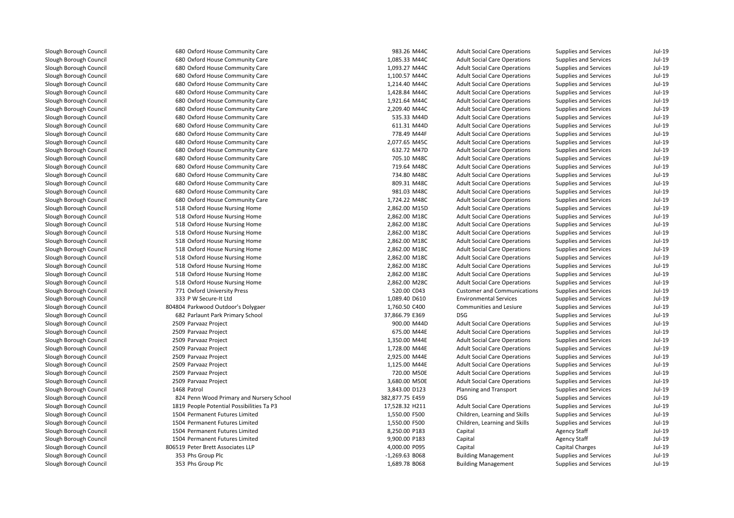| | | | | | | | |
|---|---|---|---|---|---|---|---|
| Slough Borough Council | 680 | Oxford House Community Care | 983.26 | M44C | Adult Social Care Operations | Supplies and Services | Jul-19 |
| Slough Borough Council | 680 | Oxford House Community Care | 1,085.33 | M44C | Adult Social Care Operations | Supplies and Services | Jul-19 |
| Slough Borough Council | 680 | Oxford House Community Care | 1,093.27 | M44C | Adult Social Care Operations | Supplies and Services | Jul-19 |
| Slough Borough Council | 680 | Oxford House Community Care | 1,100.57 | M44C | Adult Social Care Operations | Supplies and Services | Jul-19 |
| Slough Borough Council | 680 | Oxford House Community Care | 1,214.40 | M44C | Adult Social Care Operations | Supplies and Services | Jul-19 |
| Slough Borough Council | 680 | Oxford House Community Care | 1,428.84 | M44C | Adult Social Care Operations | Supplies and Services | Jul-19 |
| Slough Borough Council | 680 | Oxford House Community Care | 1,921.64 | M44C | Adult Social Care Operations | Supplies and Services | Jul-19 |
| Slough Borough Council | 680 | Oxford House Community Care | 2,209.40 | M44C | Adult Social Care Operations | Supplies and Services | Jul-19 |
| Slough Borough Council | 680 | Oxford House Community Care | 535.33 | M44D | Adult Social Care Operations | Supplies and Services | Jul-19 |
| Slough Borough Council | 680 | Oxford House Community Care | 611.31 | M44D | Adult Social Care Operations | Supplies and Services | Jul-19 |
| Slough Borough Council | 680 | Oxford House Community Care | 778.49 | M44F | Adult Social Care Operations | Supplies and Services | Jul-19 |
| Slough Borough Council | 680 | Oxford House Community Care | 2,077.65 | M45C | Adult Social Care Operations | Supplies and Services | Jul-19 |
| Slough Borough Council | 680 | Oxford House Community Care | 632.72 | M47D | Adult Social Care Operations | Supplies and Services | Jul-19 |
| Slough Borough Council | 680 | Oxford House Community Care | 705.10 | M48C | Adult Social Care Operations | Supplies and Services | Jul-19 |
| Slough Borough Council | 680 | Oxford House Community Care | 719.64 | M48C | Adult Social Care Operations | Supplies and Services | Jul-19 |
| Slough Borough Council | 680 | Oxford House Community Care | 734.80 | M48C | Adult Social Care Operations | Supplies and Services | Jul-19 |
| Slough Borough Council | 680 | Oxford House Community Care | 809.31 | M48C | Adult Social Care Operations | Supplies and Services | Jul-19 |
| Slough Borough Council | 680 | Oxford House Community Care | 981.03 | M48C | Adult Social Care Operations | Supplies and Services | Jul-19 |
| Slough Borough Council | 680 | Oxford House Community Care | 1,724.22 | M48C | Adult Social Care Operations | Supplies and Services | Jul-19 |
| Slough Borough Council | 518 | Oxford House Nursing Home | 2,862.00 | M15D | Adult Social Care Operations | Supplies and Services | Jul-19 |
| Slough Borough Council | 518 | Oxford House Nursing Home | 2,862.00 | M18C | Adult Social Care Operations | Supplies and Services | Jul-19 |
| Slough Borough Council | 518 | Oxford House Nursing Home | 2,862.00 | M18C | Adult Social Care Operations | Supplies and Services | Jul-19 |
| Slough Borough Council | 518 | Oxford House Nursing Home | 2,862.00 | M18C | Adult Social Care Operations | Supplies and Services | Jul-19 |
| Slough Borough Council | 518 | Oxford House Nursing Home | 2,862.00 | M18C | Adult Social Care Operations | Supplies and Services | Jul-19 |
| Slough Borough Council | 518 | Oxford House Nursing Home | 2,862.00 | M18C | Adult Social Care Operations | Supplies and Services | Jul-19 |
| Slough Borough Council | 518 | Oxford House Nursing Home | 2,862.00 | M18C | Adult Social Care Operations | Supplies and Services | Jul-19 |
| Slough Borough Council | 518 | Oxford House Nursing Home | 2,862.00 | M18C | Adult Social Care Operations | Supplies and Services | Jul-19 |
| Slough Borough Council | 518 | Oxford House Nursing Home | 2,862.00 | M18C | Adult Social Care Operations | Supplies and Services | Jul-19 |
| Slough Borough Council | 518 | Oxford House Nursing Home | 2,862.00 | M28C | Adult Social Care Operations | Supplies and Services | Jul-19 |
| Slough Borough Council | 771 | Oxford University Press | 520.00 | C043 | Customer and Communications | Supplies and Services | Jul-19 |
| Slough Borough Council | 333 | P W Secure-It Ltd | 1,089.40 | D610 | Environmental Services | Supplies and Services | Jul-19 |
| Slough Borough Council | 804804 | Parkwood Outdoor's Dolygaer | 1,760.50 | C400 | Communities and Lesiure | Supplies and Services | Jul-19 |
| Slough Borough Council | 682 | Parlaunt Park Primary School | 37,866.79 | E369 | DSG | Supplies and Services | Jul-19 |
| Slough Borough Council | 2509 | Parvaaz Project | 900.00 | M44D | Adult Social Care Operations | Supplies and Services | Jul-19 |
| Slough Borough Council | 2509 | Parvaaz Project | 675.00 | M44E | Adult Social Care Operations | Supplies and Services | Jul-19 |
| Slough Borough Council | 2509 | Parvaaz Project | 1,350.00 | M44E | Adult Social Care Operations | Supplies and Services | Jul-19 |
| Slough Borough Council | 2509 | Parvaaz Project | 1,728.00 | M44E | Adult Social Care Operations | Supplies and Services | Jul-19 |
| Slough Borough Council | 2509 | Parvaaz Project | 2,925.00 | M44E | Adult Social Care Operations | Supplies and Services | Jul-19 |
| Slough Borough Council | 2509 | Parvaaz Project | 1,125.00 | M44E | Adult Social Care Operations | Supplies and Services | Jul-19 |
| Slough Borough Council | 2509 | Parvaaz Project | 720.00 | M50E | Adult Social Care Operations | Supplies and Services | Jul-19 |
| Slough Borough Council | 2509 | Parvaaz Project | 3,680.00 | M50E | Adult Social Care Operations | Supplies and Services | Jul-19 |
| Slough Borough Council | 1468 | Patrol | 3,843.00 | D123 | Planning and Transport | Supplies and Services | Jul-19 |
| Slough Borough Council | 824 | Penn Wood Primary and Nursery School | 382,877.75 | E459 | DSG | Supplies and Services | Jul-19 |
| Slough Borough Council | 1819 | People Potential Possibilities Ta P3 | 17,528.32 | H211 | Adult Social Care Operations | Supplies and Services | Jul-19 |
| Slough Borough Council | 1504 | Permanent Futures Limited | 1,550.00 | F500 | Children, Learning and Skills | Supplies and Services | Jul-19 |
| Slough Borough Council | 1504 | Permanent Futures Limited | 1,550.00 | F500 | Children, Learning and Skills | Supplies and Services | Jul-19 |
| Slough Borough Council | 1504 | Permanent Futures Limited | 8,250.00 | P183 | Capital | Agency Staff | Jul-19 |
| Slough Borough Council | 1504 | Permanent Futures Limited | 9,900.00 | P183 | Capital | Agency Staff | Jul-19 |
| Slough Borough Council | 806519 | Peter Brett Associates LLP | 4,000.00 | P095 | Capital | Capital Charges | Jul-19 |
| Slough Borough Council | 353 | Phs Group Plc | -1,269.63 | B068 | Building Management | Supplies and Services | Jul-19 |
| Slough Borough Council | 353 | Phs Group Plc | 1,689.78 | B068 | Building Management | Supplies and Services | Jul-19 |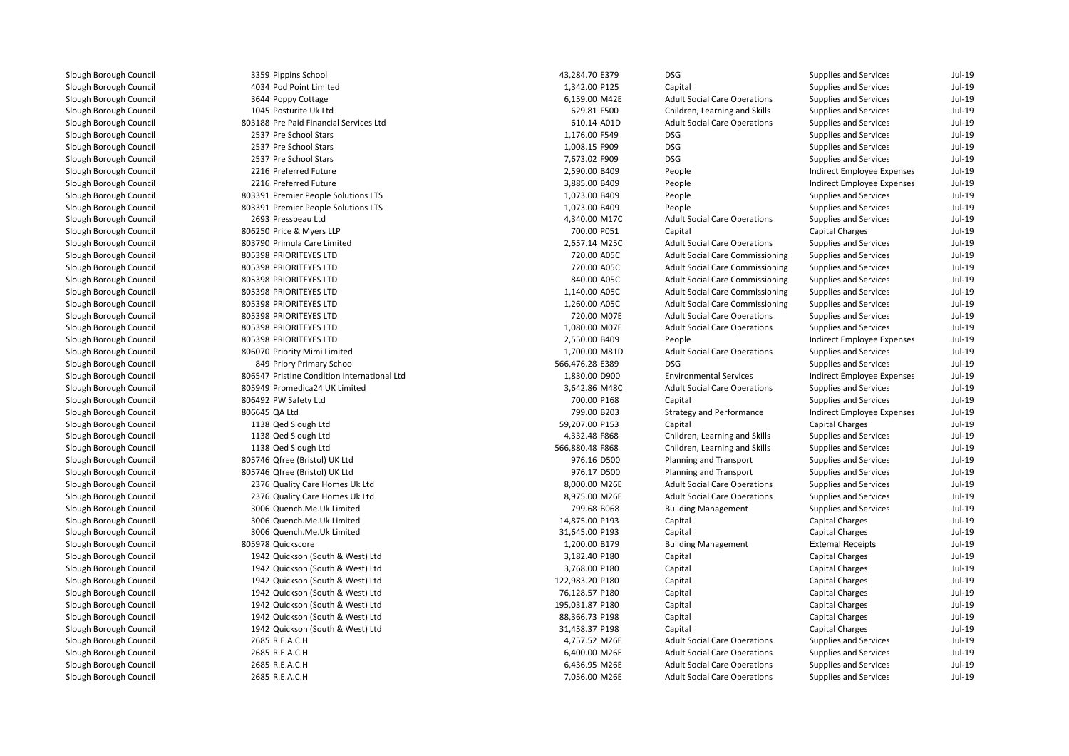| | | | | | | | |
|---|---|---|---|---|---|---|---|
| Slough Borough Council | 3359 | Pippins School | 43,284.70 | E379 | DSG | Supplies and Services | Jul-19 |
| Slough Borough Council | 4034 | Pod Point Limited | 1,342.00 | P125 | Capital | Supplies and Services | Jul-19 |
| Slough Borough Council | 3644 | Poppy Cottage | 6,159.00 | M42E | Adult Social Care Operations | Supplies and Services | Jul-19 |
| Slough Borough Council | 1045 | Posturite Uk Ltd | 629.81 | F500 | Children, Learning and Skills | Supplies and Services | Jul-19 |
| Slough Borough Council | 803188 | Pre Paid Financial Services Ltd | 610.14 | A01D | Adult Social Care Operations | Supplies and Services | Jul-19 |
| Slough Borough Council | 2537 | Pre School Stars | 1,176.00 | F549 | DSG | Supplies and Services | Jul-19 |
| Slough Borough Council | 2537 | Pre School Stars | 1,008.15 | F909 | DSG | Supplies and Services | Jul-19 |
| Slough Borough Council | 2537 | Pre School Stars | 7,673.02 | F909 | DSG | Supplies and Services | Jul-19 |
| Slough Borough Council | 2216 | Preferred Future | 2,590.00 | B409 | People | Indirect Employee Expenses | Jul-19 |
| Slough Borough Council | 2216 | Preferred Future | 3,885.00 | B409 | People | Indirect Employee Expenses | Jul-19 |
| Slough Borough Council | 803391 | Premier People Solutions LTS | 1,073.00 | B409 | People | Supplies and Services | Jul-19 |
| Slough Borough Council | 803391 | Premier People Solutions LTS | 1,073.00 | B409 | People | Supplies and Services | Jul-19 |
| Slough Borough Council | 2693 | Pressbeau Ltd | 4,340.00 | M17C | Adult Social Care Operations | Supplies and Services | Jul-19 |
| Slough Borough Council | 806250 | Price & Myers LLP | 700.00 | P051 | Capital | Capital Charges | Jul-19 |
| Slough Borough Council | 803790 | Primula Care Limited | 2,657.14 | M25C | Adult Social Care Operations | Supplies and Services | Jul-19 |
| Slough Borough Council | 805398 | PRIORITEYES LTD | 720.00 | A05C | Adult Social Care Commissioning | Supplies and Services | Jul-19 |
| Slough Borough Council | 805398 | PRIORITEYES LTD | 720.00 | A05C | Adult Social Care Commissioning | Supplies and Services | Jul-19 |
| Slough Borough Council | 805398 | PRIORITEYES LTD | 840.00 | A05C | Adult Social Care Commissioning | Supplies and Services | Jul-19 |
| Slough Borough Council | 805398 | PRIORITEYES LTD | 1,140.00 | A05C | Adult Social Care Commissioning | Supplies and Services | Jul-19 |
| Slough Borough Council | 805398 | PRIORITEYES LTD | 1,260.00 | A05C | Adult Social Care Commissioning | Supplies and Services | Jul-19 |
| Slough Borough Council | 805398 | PRIORITEYES LTD | 720.00 | M07E | Adult Social Care Operations | Supplies and Services | Jul-19 |
| Slough Borough Council | 805398 | PRIORITEYES LTD | 1,080.00 | M07E | Adult Social Care Operations | Supplies and Services | Jul-19 |
| Slough Borough Council | 805398 | PRIORITEYES LTD | 2,550.00 | B409 | People | Indirect Employee Expenses | Jul-19 |
| Slough Borough Council | 806070 | Priority Mimi Limited | 1,700.00 | M81D | Adult Social Care Operations | Supplies and Services | Jul-19 |
| Slough Borough Council | 849 | Priory Primary School | 566,476.28 | E389 | DSG | Supplies and Services | Jul-19 |
| Slough Borough Council | 806547 | Pristine Condition International Ltd | 1,830.00 | D900 | Environmental Services | Indirect Employee Expenses | Jul-19 |
| Slough Borough Council | 805949 | Promedica24 UK Limited | 3,642.86 | M48C | Adult Social Care Operations | Supplies and Services | Jul-19 |
| Slough Borough Council | 806492 | PW Safety Ltd | 700.00 | P168 | Capital | Supplies and Services | Jul-19 |
| Slough Borough Council | 806645 | QA Ltd | 799.00 | B203 | Strategy and Performance | Indirect Employee Expenses | Jul-19 |
| Slough Borough Council | 1138 | Qed Slough Ltd | 59,207.00 | P153 | Capital | Capital Charges | Jul-19 |
| Slough Borough Council | 1138 | Qed Slough Ltd | 4,332.48 | F868 | Children, Learning and Skills | Supplies and Services | Jul-19 |
| Slough Borough Council | 1138 | Qed Slough Ltd | 566,880.48 | F868 | Children, Learning and Skills | Supplies and Services | Jul-19 |
| Slough Borough Council | 805746 | Qfree (Bristol) UK Ltd | 976.16 | D500 | Planning and Transport | Supplies and Services | Jul-19 |
| Slough Borough Council | 805746 | Qfree (Bristol) UK Ltd | 976.17 | D500 | Planning and Transport | Supplies and Services | Jul-19 |
| Slough Borough Council | 2376 | Quality Care Homes Uk Ltd | 8,000.00 | M26E | Adult Social Care Operations | Supplies and Services | Jul-19 |
| Slough Borough Council | 2376 | Quality Care Homes Uk Ltd | 8,975.00 | M26E | Adult Social Care Operations | Supplies and Services | Jul-19 |
| Slough Borough Council | 3006 | Quench.Me.Uk Limited | 799.68 | B068 | Building Management | Supplies and Services | Jul-19 |
| Slough Borough Council | 3006 | Quench.Me.Uk Limited | 14,875.00 | P193 | Capital | Capital Charges | Jul-19 |
| Slough Borough Council | 3006 | Quench.Me.Uk Limited | 31,645.00 | P193 | Capital | Capital Charges | Jul-19 |
| Slough Borough Council | 805978 | Quickscore | 1,200.00 | B179 | Building Management | External Receipts | Jul-19 |
| Slough Borough Council | 1942 | Quickson (South & West) Ltd | 3,182.40 | P180 | Capital | Capital Charges | Jul-19 |
| Slough Borough Council | 1942 | Quickson (South & West) Ltd | 3,768.00 | P180 | Capital | Capital Charges | Jul-19 |
| Slough Borough Council | 1942 | Quickson (South & West) Ltd | 122,983.20 | P180 | Capital | Capital Charges | Jul-19 |
| Slough Borough Council | 1942 | Quickson (South & West) Ltd | 76,128.57 | P180 | Capital | Capital Charges | Jul-19 |
| Slough Borough Council | 1942 | Quickson (South & West) Ltd | 195,031.87 | P180 | Capital | Capital Charges | Jul-19 |
| Slough Borough Council | 1942 | Quickson (South & West) Ltd | 88,366.73 | P198 | Capital | Capital Charges | Jul-19 |
| Slough Borough Council | 1942 | Quickson (South & West) Ltd | 31,458.37 | P198 | Capital | Capital Charges | Jul-19 |
| Slough Borough Council | 2685 | R.E.A.C.H | 4,757.52 | M26E | Adult Social Care Operations | Supplies and Services | Jul-19 |
| Slough Borough Council | 2685 | R.E.A.C.H | 6,400.00 | M26E | Adult Social Care Operations | Supplies and Services | Jul-19 |
| Slough Borough Council | 2685 | R.E.A.C.H | 6,436.95 | M26E | Adult Social Care Operations | Supplies and Services | Jul-19 |
| Slough Borough Council | 2685 | R.E.A.C.H | 7,056.00 | M26E | Adult Social Care Operations | Supplies and Services | Jul-19 |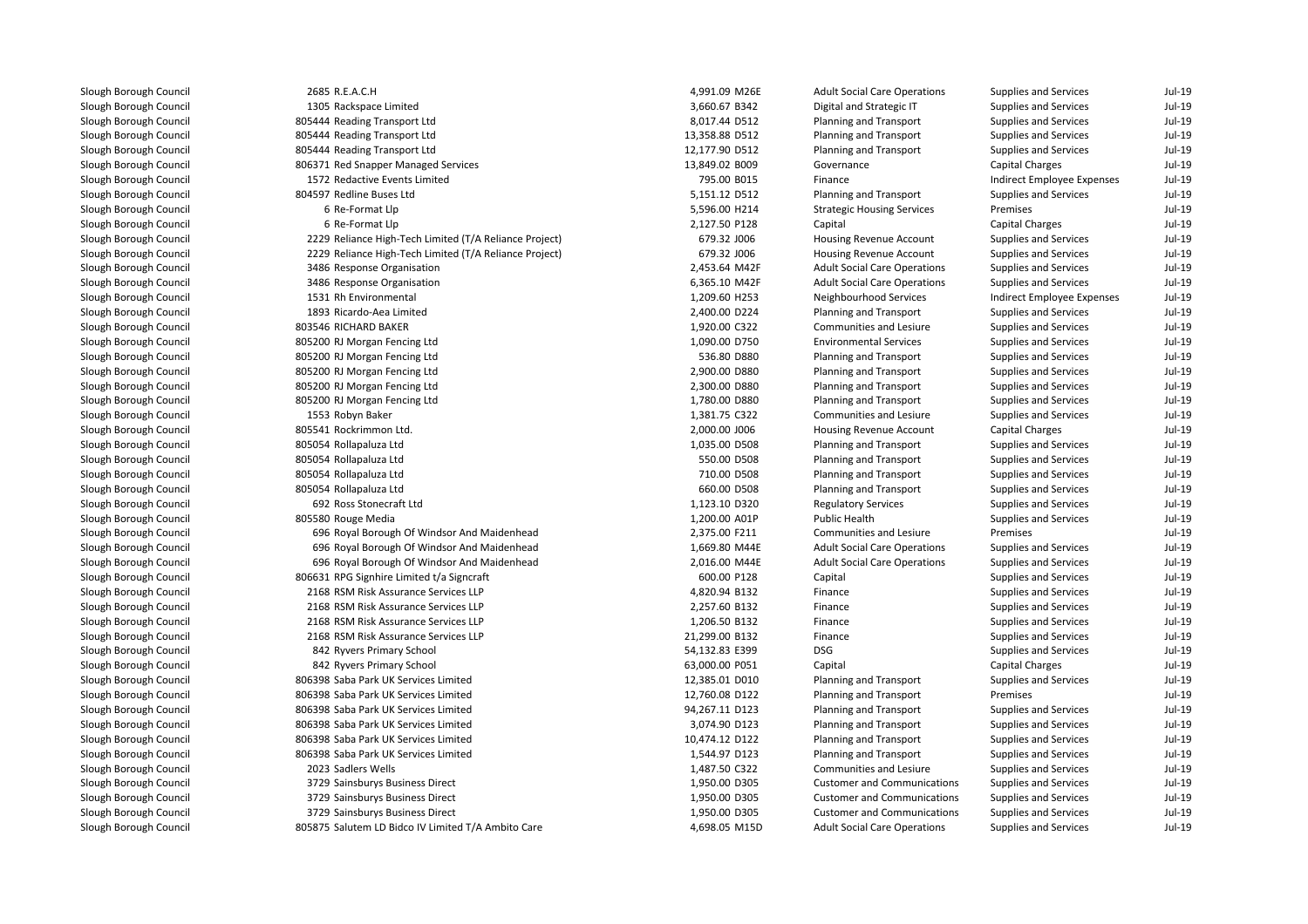| | | | | | | | |
|---|---|---|---|---|---|---|---|
| Slough Borough Council | 2685 R.E.A.C.H | 4,991.09 | M26E | Adult Social Care Operations | Supplies and Services | Jul-19 |
| Slough Borough Council | 1305 Rackspace Limited | 3,660.67 | B342 | Digital and Strategic IT | Supplies and Services | Jul-19 |
| Slough Borough Council | 805444 Reading Transport Ltd | 8,017.44 | D512 | Planning and Transport | Supplies and Services | Jul-19 |
| Slough Borough Council | 805444 Reading Transport Ltd | 13,358.88 | D512 | Planning and Transport | Supplies and Services | Jul-19 |
| Slough Borough Council | 805444 Reading Transport Ltd | 12,177.90 | D512 | Planning and Transport | Supplies and Services | Jul-19 |
| Slough Borough Council | 806371 Red Snapper Managed Services | 13,849.02 | B009 | Governance | Capital Charges | Jul-19 |
| Slough Borough Council | 1572 Redactive Events Limited | 795.00 | B015 | Finance | Indirect Employee Expenses | Jul-19 |
| Slough Borough Council | 804597 Redline Buses Ltd | 5,151.12 | D512 | Planning and Transport | Supplies and Services | Jul-19 |
| Slough Borough Council | 6 Re-Format Llp | 5,596.00 | H214 | Strategic Housing Services | Premises | Jul-19 |
| Slough Borough Council | 6 Re-Format Llp | 2,127.50 | P128 | Capital | Capital Charges | Jul-19 |
| Slough Borough Council | 2229 Reliance High-Tech Limited (T/A Reliance Project) | 679.32 | J006 | Housing Revenue Account | Supplies and Services | Jul-19 |
| Slough Borough Council | 2229 Reliance High-Tech Limited (T/A Reliance Project) | 679.32 | J006 | Housing Revenue Account | Supplies and Services | Jul-19 |
| Slough Borough Council | 3486 Response Organisation | 2,453.64 | M42F | Adult Social Care Operations | Supplies and Services | Jul-19 |
| Slough Borough Council | 3486 Response Organisation | 6,365.10 | M42F | Adult Social Care Operations | Supplies and Services | Jul-19 |
| Slough Borough Council | 1531 Rh Environmental | 1,209.60 | H253 | Neighbourhood Services | Indirect Employee Expenses | Jul-19 |
| Slough Borough Council | 1893 Ricardo-Aea Limited | 2,400.00 | D224 | Planning and Transport | Supplies and Services | Jul-19 |
| Slough Borough Council | 803546 RICHARD BAKER | 1,920.00 | C322 | Communities and Lesiure | Supplies and Services | Jul-19 |
| Slough Borough Council | 805200 RJ Morgan Fencing Ltd | 1,090.00 | D750 | Environmental Services | Supplies and Services | Jul-19 |
| Slough Borough Council | 805200 RJ Morgan Fencing Ltd | 536.80 | D880 | Planning and Transport | Supplies and Services | Jul-19 |
| Slough Borough Council | 805200 RJ Morgan Fencing Ltd | 2,900.00 | D880 | Planning and Transport | Supplies and Services | Jul-19 |
| Slough Borough Council | 805200 RJ Morgan Fencing Ltd | 2,300.00 | D880 | Planning and Transport | Supplies and Services | Jul-19 |
| Slough Borough Council | 805200 RJ Morgan Fencing Ltd | 1,780.00 | D880 | Planning and Transport | Supplies and Services | Jul-19 |
| Slough Borough Council | 1553 Robyn Baker | 1,381.75 | C322 | Communities and Lesiure | Supplies and Services | Jul-19 |
| Slough Borough Council | 805541 Rockrimmon Ltd. | 2,000.00 | J006 | Housing Revenue Account | Capital Charges | Jul-19 |
| Slough Borough Council | 805054 Rollapaluza Ltd | 1,035.00 | D508 | Planning and Transport | Supplies and Services | Jul-19 |
| Slough Borough Council | 805054 Rollapaluza Ltd | 550.00 | D508 | Planning and Transport | Supplies and Services | Jul-19 |
| Slough Borough Council | 805054 Rollapaluza Ltd | 710.00 | D508 | Planning and Transport | Supplies and Services | Jul-19 |
| Slough Borough Council | 805054 Rollapaluza Ltd | 660.00 | D508 | Planning and Transport | Supplies and Services | Jul-19 |
| Slough Borough Council | 692 Ross Stonecraft Ltd | 1,123.10 | D320 | Regulatory Services | Supplies and Services | Jul-19 |
| Slough Borough Council | 805580 Rouge Media | 1,200.00 | A01P | Public Health | Supplies and Services | Jul-19 |
| Slough Borough Council | 696 Royal Borough Of Windsor And Maidenhead | 2,375.00 | F211 | Communities and Lesiure | Premises | Jul-19 |
| Slough Borough Council | 696 Royal Borough Of Windsor And Maidenhead | 1,669.80 | M44E | Adult Social Care Operations | Supplies and Services | Jul-19 |
| Slough Borough Council | 696 Royal Borough Of Windsor And Maidenhead | 2,016.00 | M44E | Adult Social Care Operations | Supplies and Services | Jul-19 |
| Slough Borough Council | 806631 RPG Signhire Limited t/a Signcraft | 600.00 | P128 | Capital | Supplies and Services | Jul-19 |
| Slough Borough Council | 2168 RSM Risk Assurance Services LLP | 4,820.94 | B132 | Finance | Supplies and Services | Jul-19 |
| Slough Borough Council | 2168 RSM Risk Assurance Services LLP | 2,257.60 | B132 | Finance | Supplies and Services | Jul-19 |
| Slough Borough Council | 2168 RSM Risk Assurance Services LLP | 1,206.50 | B132 | Finance | Supplies and Services | Jul-19 |
| Slough Borough Council | 2168 RSM Risk Assurance Services LLP | 21,299.00 | B132 | Finance | Supplies and Services | Jul-19 |
| Slough Borough Council | 842 Ryvers Primary School | 54,132.83 | E399 | DSG | Supplies and Services | Jul-19 |
| Slough Borough Council | 842 Ryvers Primary School | 63,000.00 | P051 | Capital | Capital Charges | Jul-19 |
| Slough Borough Council | 806398 Saba Park UK Services Limited | 12,385.01 | D010 | Planning and Transport | Supplies and Services | Jul-19 |
| Slough Borough Council | 806398 Saba Park UK Services Limited | 12,760.08 | D122 | Planning and Transport | Premises | Jul-19 |
| Slough Borough Council | 806398 Saba Park UK Services Limited | 94,267.11 | D123 | Planning and Transport | Supplies and Services | Jul-19 |
| Slough Borough Council | 806398 Saba Park UK Services Limited | 3,074.90 | D123 | Planning and Transport | Supplies and Services | Jul-19 |
| Slough Borough Council | 806398 Saba Park UK Services Limited | 10,474.12 | D122 | Planning and Transport | Supplies and Services | Jul-19 |
| Slough Borough Council | 806398 Saba Park UK Services Limited | 1,544.97 | D123 | Planning and Transport | Supplies and Services | Jul-19 |
| Slough Borough Council | 2023 Sadlers Wells | 1,487.50 | C322 | Communities and Lesiure | Supplies and Services | Jul-19 |
| Slough Borough Council | 3729 Sainsburys Business Direct | 1,950.00 | D305 | Customer and Communications | Supplies and Services | Jul-19 |
| Slough Borough Council | 3729 Sainsburys Business Direct | 1,950.00 | D305 | Customer and Communications | Supplies and Services | Jul-19 |
| Slough Borough Council | 3729 Sainsburys Business Direct | 1,950.00 | D305 | Customer and Communications | Supplies and Services | Jul-19 |
| Slough Borough Council | 805875 Salutem LD Bidco IV Limited T/A Ambito Care | 4,698.05 | M15D | Adult Social Care Operations | Supplies and Services | Jul-19 |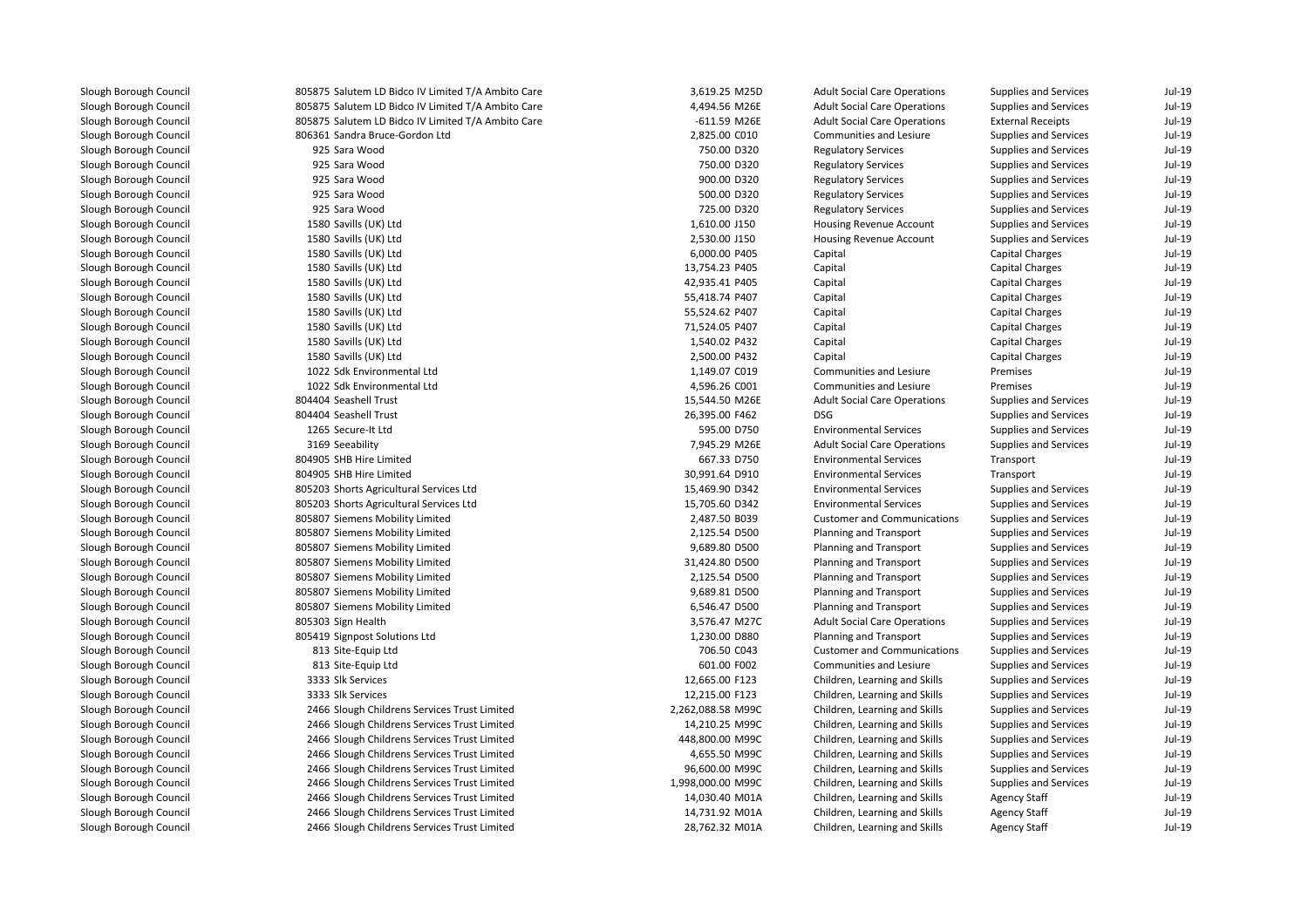| | | | | | | |
|---|---|---|---|---|---|---|
| Slough Borough Council | 805875 Salutem LD Bidco IV Limited T/A Ambito Care | 3,619.25 | M25D | Adult Social Care Operations | Supplies and Services | Jul-19 |
| Slough Borough Council | 805875 Salutem LD Bidco IV Limited T/A Ambito Care | 4,494.56 | M26E | Adult Social Care Operations | Supplies and Services | Jul-19 |
| Slough Borough Council | 805875 Salutem LD Bidco IV Limited T/A Ambito Care | -611.59 | M26E | Adult Social Care Operations | External Receipts | Jul-19 |
| Slough Borough Council | 806361 Sandra Bruce-Gordon Ltd | 2,825.00 | C010 | Communities and Lesiure | Supplies and Services | Jul-19 |
| Slough Borough Council | 925 Sara Wood | 750.00 | D320 | Regulatory Services | Supplies and Services | Jul-19 |
| Slough Borough Council | 925 Sara Wood | 750.00 | D320 | Regulatory Services | Supplies and Services | Jul-19 |
| Slough Borough Council | 925 Sara Wood | 900.00 | D320 | Regulatory Services | Supplies and Services | Jul-19 |
| Slough Borough Council | 925 Sara Wood | 500.00 | D320 | Regulatory Services | Supplies and Services | Jul-19 |
| Slough Borough Council | 925 Sara Wood | 725.00 | D320 | Regulatory Services | Supplies and Services | Jul-19 |
| Slough Borough Council | 1580 Savills (UK) Ltd | 1,610.00 | J150 | Housing Revenue Account | Supplies and Services | Jul-19 |
| Slough Borough Council | 1580 Savills (UK) Ltd | 2,530.00 | J150 | Housing Revenue Account | Supplies and Services | Jul-19 |
| Slough Borough Council | 1580 Savills (UK) Ltd | 6,000.00 | P405 | Capital | Capital Charges | Jul-19 |
| Slough Borough Council | 1580 Savills (UK) Ltd | 13,754.23 | P405 | Capital | Capital Charges | Jul-19 |
| Slough Borough Council | 1580 Savills (UK) Ltd | 42,935.41 | P405 | Capital | Capital Charges | Jul-19 |
| Slough Borough Council | 1580 Savills (UK) Ltd | 55,418.74 | P407 | Capital | Capital Charges | Jul-19 |
| Slough Borough Council | 1580 Savills (UK) Ltd | 55,524.62 | P407 | Capital | Capital Charges | Jul-19 |
| Slough Borough Council | 1580 Savills (UK) Ltd | 71,524.05 | P407 | Capital | Capital Charges | Jul-19 |
| Slough Borough Council | 1580 Savills (UK) Ltd | 1,540.02 | P432 | Capital | Capital Charges | Jul-19 |
| Slough Borough Council | 1580 Savills (UK) Ltd | 2,500.00 | P432 | Capital | Capital Charges | Jul-19 |
| Slough Borough Council | 1022 Sdk Environmental Ltd | 1,149.07 | C019 | Communities and Lesiure | Premises | Jul-19 |
| Slough Borough Council | 1022 Sdk Environmental Ltd | 4,596.26 | C001 | Communities and Lesiure | Premises | Jul-19 |
| Slough Borough Council | 804404 Seashell Trust | 15,544.50 | M26E | Adult Social Care Operations | Supplies and Services | Jul-19 |
| Slough Borough Council | 804404 Seashell Trust | 26,395.00 | F462 | DSG | Supplies and Services | Jul-19 |
| Slough Borough Council | 1265 Secure-It Ltd | 595.00 | D750 | Environmental Services | Supplies and Services | Jul-19 |
| Slough Borough Council | 3169 Seeability | 7,945.29 | M26E | Adult Social Care Operations | Supplies and Services | Jul-19 |
| Slough Borough Council | 804905 SHB Hire Limited | 667.33 | D750 | Environmental Services | Transport | Jul-19 |
| Slough Borough Council | 804905 SHB Hire Limited | 30,991.64 | D910 | Environmental Services | Transport | Jul-19 |
| Slough Borough Council | 805203 Shorts Agricultural Services Ltd | 15,469.90 | D342 | Environmental Services | Supplies and Services | Jul-19 |
| Slough Borough Council | 805203 Shorts Agricultural Services Ltd | 15,705.60 | D342 | Environmental Services | Supplies and Services | Jul-19 |
| Slough Borough Council | 805807 Siemens Mobility Limited | 2,487.50 | B039 | Customer and Communications | Supplies and Services | Jul-19 |
| Slough Borough Council | 805807 Siemens Mobility Limited | 2,125.54 | D500 | Planning and Transport | Supplies and Services | Jul-19 |
| Slough Borough Council | 805807 Siemens Mobility Limited | 9,689.80 | D500 | Planning and Transport | Supplies and Services | Jul-19 |
| Slough Borough Council | 805807 Siemens Mobility Limited | 31,424.80 | D500 | Planning and Transport | Supplies and Services | Jul-19 |
| Slough Borough Council | 805807 Siemens Mobility Limited | 2,125.54 | D500 | Planning and Transport | Supplies and Services | Jul-19 |
| Slough Borough Council | 805807 Siemens Mobility Limited | 9,689.81 | D500 | Planning and Transport | Supplies and Services | Jul-19 |
| Slough Borough Council | 805807 Siemens Mobility Limited | 6,546.47 | D500 | Planning and Transport | Supplies and Services | Jul-19 |
| Slough Borough Council | 805303 Sign Health | 3,576.47 | M27C | Adult Social Care Operations | Supplies and Services | Jul-19 |
| Slough Borough Council | 805419 Signpost Solutions Ltd | 1,230.00 | D880 | Planning and Transport | Supplies and Services | Jul-19 |
| Slough Borough Council | 813 Site-Equip Ltd | 706.50 | C043 | Customer and Communications | Supplies and Services | Jul-19 |
| Slough Borough Council | 813 Site-Equip Ltd | 601.00 | F002 | Communities and Lesiure | Supplies and Services | Jul-19 |
| Slough Borough Council | 3333 Slk Services | 12,665.00 | F123 | Children, Learning and Skills | Supplies and Services | Jul-19 |
| Slough Borough Council | 3333 Slk Services | 12,215.00 | F123 | Children, Learning and Skills | Supplies and Services | Jul-19 |
| Slough Borough Council | 2466 Slough Childrens Services Trust Limited | 2,262,088.58 | M99C | Children, Learning and Skills | Supplies and Services | Jul-19 |
| Slough Borough Council | 2466 Slough Childrens Services Trust Limited | 14,210.25 | M99C | Children, Learning and Skills | Supplies and Services | Jul-19 |
| Slough Borough Council | 2466 Slough Childrens Services Trust Limited | 448,800.00 | M99C | Children, Learning and Skills | Supplies and Services | Jul-19 |
| Slough Borough Council | 2466 Slough Childrens Services Trust Limited | 4,655.50 | M99C | Children, Learning and Skills | Supplies and Services | Jul-19 |
| Slough Borough Council | 2466 Slough Childrens Services Trust Limited | 96,600.00 | M99C | Children, Learning and Skills | Supplies and Services | Jul-19 |
| Slough Borough Council | 2466 Slough Childrens Services Trust Limited | 1,998,000.00 | M99C | Children, Learning and Skills | Supplies and Services | Jul-19 |
| Slough Borough Council | 2466 Slough Childrens Services Trust Limited | 14,030.40 | M01A | Children, Learning and Skills | Agency Staff | Jul-19 |
| Slough Borough Council | 2466 Slough Childrens Services Trust Limited | 14,731.92 | M01A | Children, Learning and Skills | Agency Staff | Jul-19 |
| Slough Borough Council | 2466 Slough Childrens Services Trust Limited | 28,762.32 | M01A | Children, Learning and Skills | Agency Staff | Jul-19 |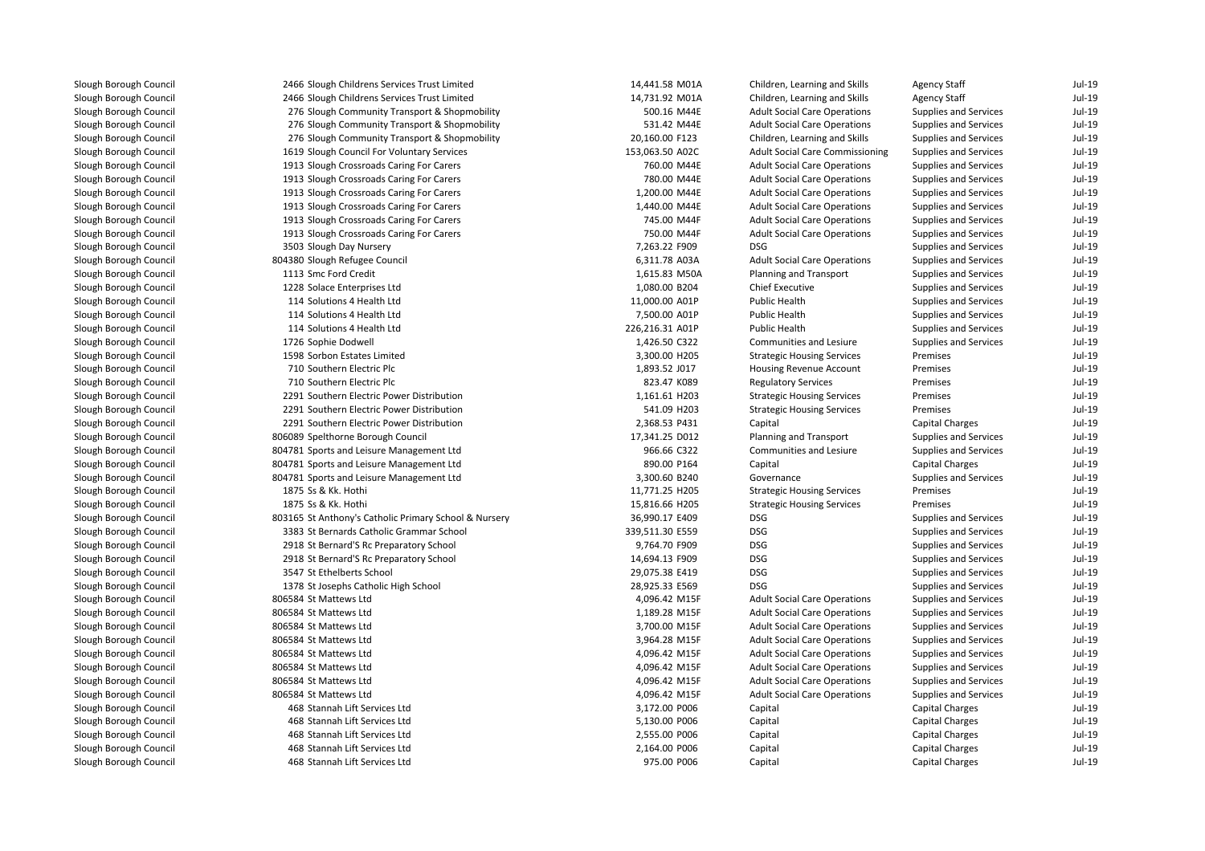| | | | | | | | |
|---|---|---|---|---|---|---|---|
| Slough Borough Council | 2466 | Slough Childrens Services Trust Limited | 14,441.58 | M01A | Children, Learning and Skills | Agency Staff | Jul-19 |
| Slough Borough Council | 2466 | Slough Childrens Services Trust Limited | 14,731.92 | M01A | Children, Learning and Skills | Agency Staff | Jul-19 |
| Slough Borough Council | 276 | Slough Community Transport & Shopmobility | 500.16 | M44E | Adult Social Care Operations | Supplies and Services | Jul-19 |
| Slough Borough Council | 276 | Slough Community Transport & Shopmobility | 531.42 | M44E | Adult Social Care Operations | Supplies and Services | Jul-19 |
| Slough Borough Council | 276 | Slough Community Transport & Shopmobility | 20,160.00 | F123 | Children, Learning and Skills | Supplies and Services | Jul-19 |
| Slough Borough Council | 1619 | Slough Council For Voluntary Services | 153,063.50 | A02C | Adult Social Care Commissioning | Supplies and Services | Jul-19 |
| Slough Borough Council | 1913 | Slough Crossroads Caring For Carers | 760.00 | M44E | Adult Social Care Operations | Supplies and Services | Jul-19 |
| Slough Borough Council | 1913 | Slough Crossroads Caring For Carers | 780.00 | M44E | Adult Social Care Operations | Supplies and Services | Jul-19 |
| Slough Borough Council | 1913 | Slough Crossroads Caring For Carers | 1,200.00 | M44E | Adult Social Care Operations | Supplies and Services | Jul-19 |
| Slough Borough Council | 1913 | Slough Crossroads Caring For Carers | 1,440.00 | M44E | Adult Social Care Operations | Supplies and Services | Jul-19 |
| Slough Borough Council | 1913 | Slough Crossroads Caring For Carers | 745.00 | M44F | Adult Social Care Operations | Supplies and Services | Jul-19 |
| Slough Borough Council | 1913 | Slough Crossroads Caring For Carers | 750.00 | M44F | Adult Social Care Operations | Supplies and Services | Jul-19 |
| Slough Borough Council | 3503 | Slough Day Nursery | 7,263.22 | F909 | DSG | Supplies and Services | Jul-19 |
| Slough Borough Council | 804380 | Slough Refugee Council | 6,311.78 | A03A | Adult Social Care Operations | Supplies and Services | Jul-19 |
| Slough Borough Council | 1113 | Smc Ford Credit | 1,615.83 | M50A | Planning and Transport | Supplies and Services | Jul-19 |
| Slough Borough Council | 1228 | Solace Enterprises Ltd | 1,080.00 | B204 | Chief Executive | Supplies and Services | Jul-19 |
| Slough Borough Council | 114 | Solutions 4 Health Ltd | 11,000.00 | A01P | Public Health | Supplies and Services | Jul-19 |
| Slough Borough Council | 114 | Solutions 4 Health Ltd | 7,500.00 | A01P | Public Health | Supplies and Services | Jul-19 |
| Slough Borough Council | 114 | Solutions 4 Health Ltd | 226,216.31 | A01P | Public Health | Supplies and Services | Jul-19 |
| Slough Borough Council | 1726 | Sophie Dodwell | 1,426.50 | C322 | Communities and Lesiure | Supplies and Services | Jul-19 |
| Slough Borough Council | 1598 | Sorbon Estates Limited | 3,300.00 | H205 | Strategic Housing Services | Premises | Jul-19 |
| Slough Borough Council | 710 | Southern Electric Plc | 1,893.52 | J017 | Housing Revenue Account | Premises | Jul-19 |
| Slough Borough Council | 710 | Southern Electric Plc | 823.47 | K089 | Regulatory Services | Premises | Jul-19 |
| Slough Borough Council | 2291 | Southern Electric Power Distribution | 1,161.61 | H203 | Strategic Housing Services | Premises | Jul-19 |
| Slough Borough Council | 2291 | Southern Electric Power Distribution | 541.09 | H203 | Strategic Housing Services | Premises | Jul-19 |
| Slough Borough Council | 2291 | Southern Electric Power Distribution | 2,368.53 | P431 | Capital | Capital Charges | Jul-19 |
| Slough Borough Council | 806089 | Spelthorne Borough Council | 17,341.25 | D012 | Planning and Transport | Supplies and Services | Jul-19 |
| Slough Borough Council | 804781 | Sports and Leisure Management Ltd | 966.66 | C322 | Communities and Lesiure | Supplies and Services | Jul-19 |
| Slough Borough Council | 804781 | Sports and Leisure Management Ltd | 890.00 | P164 | Capital | Capital Charges | Jul-19 |
| Slough Borough Council | 804781 | Sports and Leisure Management Ltd | 3,300.60 | B240 | Governance | Supplies and Services | Jul-19 |
| Slough Borough Council | 1875 | Ss & Kk. Hothi | 11,771.25 | H205 | Strategic Housing Services | Premises | Jul-19 |
| Slough Borough Council | 1875 | Ss & Kk. Hothi | 15,816.66 | H205 | Strategic Housing Services | Premises | Jul-19 |
| Slough Borough Council | 803165 | St Anthony's Catholic Primary School & Nursery | 36,990.17 | E409 | DSG | Supplies and Services | Jul-19 |
| Slough Borough Council | 3383 | St Bernards Catholic Grammar School | 339,511.30 | E559 | DSG | Supplies and Services | Jul-19 |
| Slough Borough Council | 2918 | St Bernard'S Rc Preparatory School | 9,764.70 | F909 | DSG | Supplies and Services | Jul-19 |
| Slough Borough Council | 2918 | St Bernard'S Rc Preparatory School | 14,694.13 | F909 | DSG | Supplies and Services | Jul-19 |
| Slough Borough Council | 3547 | St Ethelberts School | 29,075.38 | E419 | DSG | Supplies and Services | Jul-19 |
| Slough Borough Council | 1378 | St Josephs Catholic High School | 28,925.33 | E569 | DSG | Supplies and Services | Jul-19 |
| Slough Borough Council | 806584 | St Mattews Ltd | 4,096.42 | M15F | Adult Social Care Operations | Supplies and Services | Jul-19 |
| Slough Borough Council | 806584 | St Mattews Ltd | 1,189.28 | M15F | Adult Social Care Operations | Supplies and Services | Jul-19 |
| Slough Borough Council | 806584 | St Mattews Ltd | 3,700.00 | M15F | Adult Social Care Operations | Supplies and Services | Jul-19 |
| Slough Borough Council | 806584 | St Mattews Ltd | 3,964.28 | M15F | Adult Social Care Operations | Supplies and Services | Jul-19 |
| Slough Borough Council | 806584 | St Mattews Ltd | 4,096.42 | M15F | Adult Social Care Operations | Supplies and Services | Jul-19 |
| Slough Borough Council | 806584 | St Mattews Ltd | 4,096.42 | M15F | Adult Social Care Operations | Supplies and Services | Jul-19 |
| Slough Borough Council | 806584 | St Mattews Ltd | 4,096.42 | M15F | Adult Social Care Operations | Supplies and Services | Jul-19 |
| Slough Borough Council | 806584 | St Mattews Ltd | 4,096.42 | M15F | Adult Social Care Operations | Supplies and Services | Jul-19 |
| Slough Borough Council | 468 | Stannah Lift Services Ltd | 3,172.00 | P006 | Capital | Capital Charges | Jul-19 |
| Slough Borough Council | 468 | Stannah Lift Services Ltd | 5,130.00 | P006 | Capital | Capital Charges | Jul-19 |
| Slough Borough Council | 468 | Stannah Lift Services Ltd | 2,555.00 | P006 | Capital | Capital Charges | Jul-19 |
| Slough Borough Council | 468 | Stannah Lift Services Ltd | 2,164.00 | P006 | Capital | Capital Charges | Jul-19 |
| Slough Borough Council | 468 | Stannah Lift Services Ltd | 975.00 | P006 | Capital | Capital Charges | Jul-19 |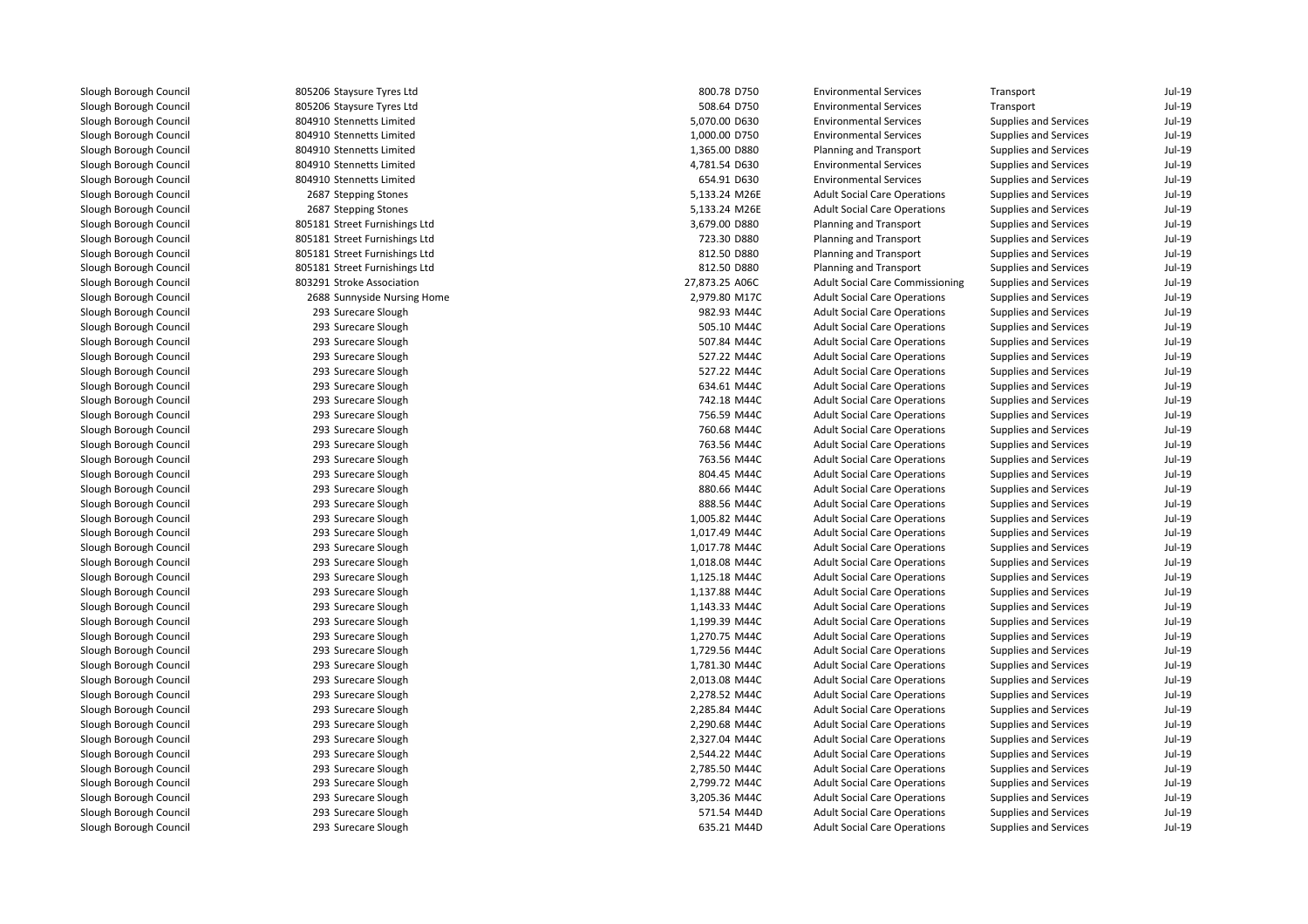| | | | | | | | |
|---|---|---|---|---|---|---|---|
| Slough Borough Council | 805206 | Staysure Tyres Ltd | 800.78 | D750 | Environmental Services | Transport | Jul-19 |
| Slough Borough Council | 805206 | Staysure Tyres Ltd | 508.64 | D750 | Environmental Services | Transport | Jul-19 |
| Slough Borough Council | 804910 | Stennetts Limited | 5,070.00 | D630 | Environmental Services | Supplies and Services | Jul-19 |
| Slough Borough Council | 804910 | Stennetts Limited | 1,000.00 | D750 | Environmental Services | Supplies and Services | Jul-19 |
| Slough Borough Council | 804910 | Stennetts Limited | 1,365.00 | D880 | Planning and Transport | Supplies and Services | Jul-19 |
| Slough Borough Council | 804910 | Stennetts Limited | 4,781.54 | D630 | Environmental Services | Supplies and Services | Jul-19 |
| Slough Borough Council | 804910 | Stennetts Limited | 654.91 | D630 | Environmental Services | Supplies and Services | Jul-19 |
| Slough Borough Council | 2687 | Stepping Stones | 5,133.24 | M26E | Adult Social Care Operations | Supplies and Services | Jul-19 |
| Slough Borough Council | 2687 | Stepping Stones | 5,133.24 | M26E | Adult Social Care Operations | Supplies and Services | Jul-19 |
| Slough Borough Council | 805181 | Street Furnishings Ltd | 3,679.00 | D880 | Planning and Transport | Supplies and Services | Jul-19 |
| Slough Borough Council | 805181 | Street Furnishings Ltd | 723.30 | D880 | Planning and Transport | Supplies and Services | Jul-19 |
| Slough Borough Council | 805181 | Street Furnishings Ltd | 812.50 | D880 | Planning and Transport | Supplies and Services | Jul-19 |
| Slough Borough Council | 805181 | Street Furnishings Ltd | 812.50 | D880 | Planning and Transport | Supplies and Services | Jul-19 |
| Slough Borough Council | 803291 | Stroke Association | 27,873.25 | A06C | Adult Social Care Commissioning | Supplies and Services | Jul-19 |
| Slough Borough Council | 2688 | Sunnyside Nursing Home | 2,979.80 | M17C | Adult Social Care Operations | Supplies and Services | Jul-19 |
| Slough Borough Council | 293 | Surecare Slough | 982.93 | M44C | Adult Social Care Operations | Supplies and Services | Jul-19 |
| Slough Borough Council | 293 | Surecare Slough | 505.10 | M44C | Adult Social Care Operations | Supplies and Services | Jul-19 |
| Slough Borough Council | 293 | Surecare Slough | 507.84 | M44C | Adult Social Care Operations | Supplies and Services | Jul-19 |
| Slough Borough Council | 293 | Surecare Slough | 527.22 | M44C | Adult Social Care Operations | Supplies and Services | Jul-19 |
| Slough Borough Council | 293 | Surecare Slough | 527.22 | M44C | Adult Social Care Operations | Supplies and Services | Jul-19 |
| Slough Borough Council | 293 | Surecare Slough | 634.61 | M44C | Adult Social Care Operations | Supplies and Services | Jul-19 |
| Slough Borough Council | 293 | Surecare Slough | 742.18 | M44C | Adult Social Care Operations | Supplies and Services | Jul-19 |
| Slough Borough Council | 293 | Surecare Slough | 756.59 | M44C | Adult Social Care Operations | Supplies and Services | Jul-19 |
| Slough Borough Council | 293 | Surecare Slough | 760.68 | M44C | Adult Social Care Operations | Supplies and Services | Jul-19 |
| Slough Borough Council | 293 | Surecare Slough | 763.56 | M44C | Adult Social Care Operations | Supplies and Services | Jul-19 |
| Slough Borough Council | 293 | Surecare Slough | 763.56 | M44C | Adult Social Care Operations | Supplies and Services | Jul-19 |
| Slough Borough Council | 293 | Surecare Slough | 804.45 | M44C | Adult Social Care Operations | Supplies and Services | Jul-19 |
| Slough Borough Council | 293 | Surecare Slough | 880.66 | M44C | Adult Social Care Operations | Supplies and Services | Jul-19 |
| Slough Borough Council | 293 | Surecare Slough | 888.56 | M44C | Adult Social Care Operations | Supplies and Services | Jul-19 |
| Slough Borough Council | 293 | Surecare Slough | 1,005.82 | M44C | Adult Social Care Operations | Supplies and Services | Jul-19 |
| Slough Borough Council | 293 | Surecare Slough | 1,017.49 | M44C | Adult Social Care Operations | Supplies and Services | Jul-19 |
| Slough Borough Council | 293 | Surecare Slough | 1,017.78 | M44C | Adult Social Care Operations | Supplies and Services | Jul-19 |
| Slough Borough Council | 293 | Surecare Slough | 1,018.08 | M44C | Adult Social Care Operations | Supplies and Services | Jul-19 |
| Slough Borough Council | 293 | Surecare Slough | 1,125.18 | M44C | Adult Social Care Operations | Supplies and Services | Jul-19 |
| Slough Borough Council | 293 | Surecare Slough | 1,137.88 | M44C | Adult Social Care Operations | Supplies and Services | Jul-19 |
| Slough Borough Council | 293 | Surecare Slough | 1,143.33 | M44C | Adult Social Care Operations | Supplies and Services | Jul-19 |
| Slough Borough Council | 293 | Surecare Slough | 1,199.39 | M44C | Adult Social Care Operations | Supplies and Services | Jul-19 |
| Slough Borough Council | 293 | Surecare Slough | 1,270.75 | M44C | Adult Social Care Operations | Supplies and Services | Jul-19 |
| Slough Borough Council | 293 | Surecare Slough | 1,729.56 | M44C | Adult Social Care Operations | Supplies and Services | Jul-19 |
| Slough Borough Council | 293 | Surecare Slough | 1,781.30 | M44C | Adult Social Care Operations | Supplies and Services | Jul-19 |
| Slough Borough Council | 293 | Surecare Slough | 2,013.08 | M44C | Adult Social Care Operations | Supplies and Services | Jul-19 |
| Slough Borough Council | 293 | Surecare Slough | 2,278.52 | M44C | Adult Social Care Operations | Supplies and Services | Jul-19 |
| Slough Borough Council | 293 | Surecare Slough | 2,285.84 | M44C | Adult Social Care Operations | Supplies and Services | Jul-19 |
| Slough Borough Council | 293 | Surecare Slough | 2,290.68 | M44C | Adult Social Care Operations | Supplies and Services | Jul-19 |
| Slough Borough Council | 293 | Surecare Slough | 2,327.04 | M44C | Adult Social Care Operations | Supplies and Services | Jul-19 |
| Slough Borough Council | 293 | Surecare Slough | 2,544.22 | M44C | Adult Social Care Operations | Supplies and Services | Jul-19 |
| Slough Borough Council | 293 | Surecare Slough | 2,785.50 | M44C | Adult Social Care Operations | Supplies and Services | Jul-19 |
| Slough Borough Council | 293 | Surecare Slough | 2,799.72 | M44C | Adult Social Care Operations | Supplies and Services | Jul-19 |
| Slough Borough Council | 293 | Surecare Slough | 3,205.36 | M44C | Adult Social Care Operations | Supplies and Services | Jul-19 |
| Slough Borough Council | 293 | Surecare Slough | 571.54 | M44D | Adult Social Care Operations | Supplies and Services | Jul-19 |
| Slough Borough Council | 293 | Surecare Slough | 635.21 | M44D | Adult Social Care Operations | Supplies and Services | Jul-19 |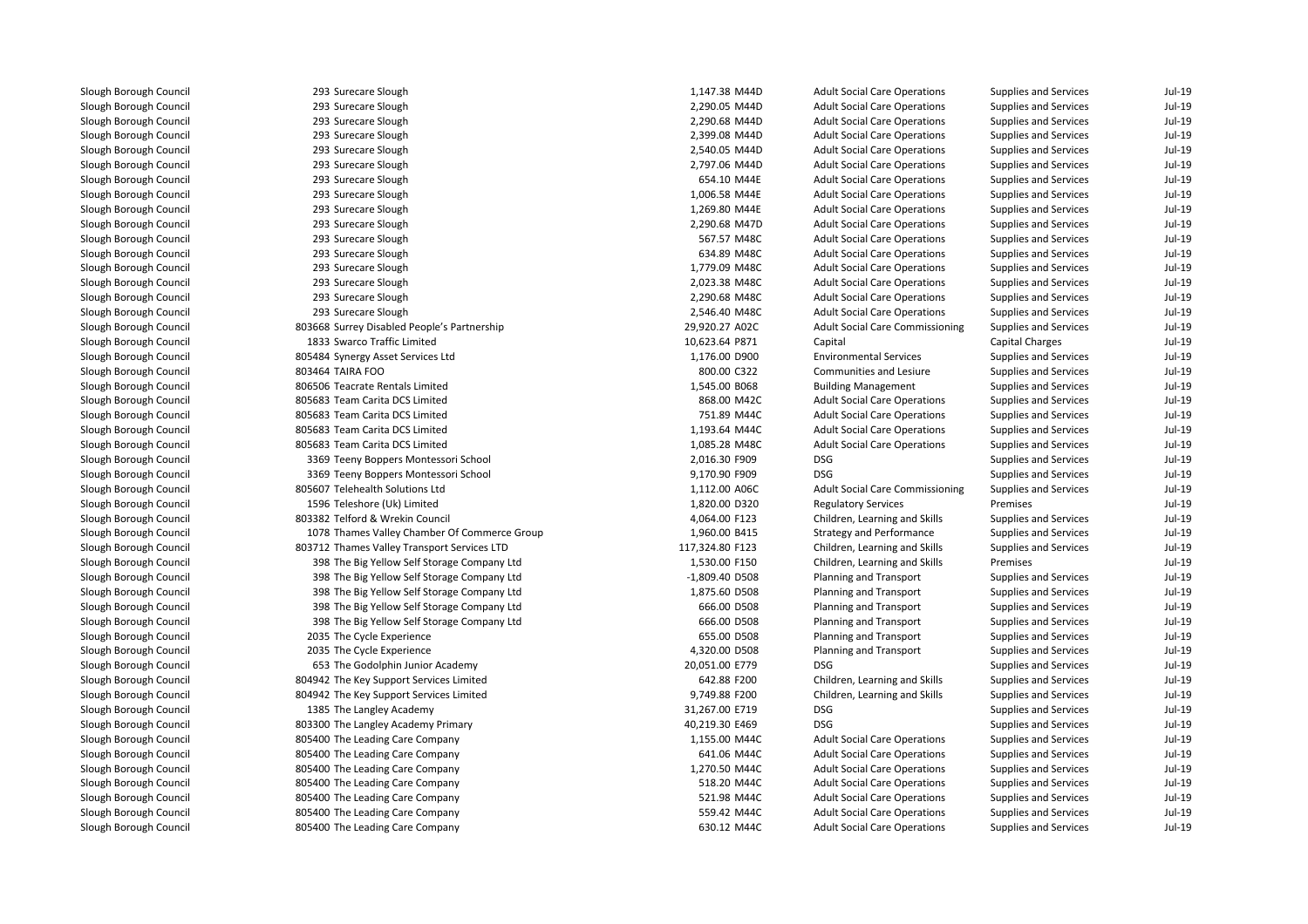| | | | | | | |
|---|---|---|---|---|---|---|
| Slough Borough Council | 293 Surecare Slough | 1,147.38 M44D | Adult Social Care Operations | Supplies and Services | Jul-19 |
| Slough Borough Council | 293 Surecare Slough | 2,290.05 M44D | Adult Social Care Operations | Supplies and Services | Jul-19 |
| Slough Borough Council | 293 Surecare Slough | 2,290.68 M44D | Adult Social Care Operations | Supplies and Services | Jul-19 |
| Slough Borough Council | 293 Surecare Slough | 2,399.08 M44D | Adult Social Care Operations | Supplies and Services | Jul-19 |
| Slough Borough Council | 293 Surecare Slough | 2,540.05 M44D | Adult Social Care Operations | Supplies and Services | Jul-19 |
| Slough Borough Council | 293 Surecare Slough | 2,797.06 M44D | Adult Social Care Operations | Supplies and Services | Jul-19 |
| Slough Borough Council | 293 Surecare Slough | 654.10 M44E | Adult Social Care Operations | Supplies and Services | Jul-19 |
| Slough Borough Council | 293 Surecare Slough | 1,006.58 M44E | Adult Social Care Operations | Supplies and Services | Jul-19 |
| Slough Borough Council | 293 Surecare Slough | 1,269.80 M44E | Adult Social Care Operations | Supplies and Services | Jul-19 |
| Slough Borough Council | 293 Surecare Slough | 2,290.68 M47D | Adult Social Care Operations | Supplies and Services | Jul-19 |
| Slough Borough Council | 293 Surecare Slough | 567.57 M48C | Adult Social Care Operations | Supplies and Services | Jul-19 |
| Slough Borough Council | 293 Surecare Slough | 634.89 M48C | Adult Social Care Operations | Supplies and Services | Jul-19 |
| Slough Borough Council | 293 Surecare Slough | 1,779.09 M48C | Adult Social Care Operations | Supplies and Services | Jul-19 |
| Slough Borough Council | 293 Surecare Slough | 2,023.38 M48C | Adult Social Care Operations | Supplies and Services | Jul-19 |
| Slough Borough Council | 293 Surecare Slough | 2,290.68 M48C | Adult Social Care Operations | Supplies and Services | Jul-19 |
| Slough Borough Council | 293 Surecare Slough | 2,546.40 M48C | Adult Social Care Operations | Supplies and Services | Jul-19 |
| Slough Borough Council | 803668 Surrey Disabled People's Partnership | 29,920.27 A02C | Adult Social Care Commissioning | Supplies and Services | Jul-19 |
| Slough Borough Council | 1833 Swarco Traffic Limited | 10,623.64 P871 | Capital | Capital Charges | Jul-19 |
| Slough Borough Council | 805484 Synergy Asset Services Ltd | 1,176.00 D900 | Environmental Services | Supplies and Services | Jul-19 |
| Slough Borough Council | 803464 TAIRA FOO | 800.00 C322 | Communities and Lesiure | Supplies and Services | Jul-19 |
| Slough Borough Council | 806506 Teacrate Rentals Limited | 1,545.00 B068 | Building Management | Supplies and Services | Jul-19 |
| Slough Borough Council | 805683 Team Carita DCS Limited | 868.00 M42C | Adult Social Care Operations | Supplies and Services | Jul-19 |
| Slough Borough Council | 805683 Team Carita DCS Limited | 751.89 M44C | Adult Social Care Operations | Supplies and Services | Jul-19 |
| Slough Borough Council | 805683 Team Carita DCS Limited | 1,193.64 M44C | Adult Social Care Operations | Supplies and Services | Jul-19 |
| Slough Borough Council | 805683 Team Carita DCS Limited | 1,085.28 M48C | Adult Social Care Operations | Supplies and Services | Jul-19 |
| Slough Borough Council | 3369 Teeny Boppers Montessori School | 2,016.30 F909 | DSG | Supplies and Services | Jul-19 |
| Slough Borough Council | 3369 Teeny Boppers Montessori School | 9,170.90 F909 | DSG | Supplies and Services | Jul-19 |
| Slough Borough Council | 805607 Telehealth Solutions Ltd | 1,112.00 A06C | Adult Social Care Commissioning | Supplies and Services | Jul-19 |
| Slough Borough Council | 1596 Teleshore (Uk) Limited | 1,820.00 D320 | Regulatory Services | Premises | Jul-19 |
| Slough Borough Council | 803382 Telford & Wrekin Council | 4,064.00 F123 | Children, Learning and Skills | Supplies and Services | Jul-19 |
| Slough Borough Council | 1078 Thames Valley Chamber Of Commerce Group | 1,960.00 B415 | Strategy and Performance | Supplies and Services | Jul-19 |
| Slough Borough Council | 803712 Thames Valley Transport Services LTD | 117,324.80 F123 | Children, Learning and Skills | Supplies and Services | Jul-19 |
| Slough Borough Council | 398 The Big Yellow Self Storage Company Ltd | 1,530.00 F150 | Children, Learning and Skills | Premises | Jul-19 |
| Slough Borough Council | 398 The Big Yellow Self Storage Company Ltd | -1,809.40 D508 | Planning and Transport | Supplies and Services | Jul-19 |
| Slough Borough Council | 398 The Big Yellow Self Storage Company Ltd | 1,875.60 D508 | Planning and Transport | Supplies and Services | Jul-19 |
| Slough Borough Council | 398 The Big Yellow Self Storage Company Ltd | 666.00 D508 | Planning and Transport | Supplies and Services | Jul-19 |
| Slough Borough Council | 398 The Big Yellow Self Storage Company Ltd | 666.00 D508 | Planning and Transport | Supplies and Services | Jul-19 |
| Slough Borough Council | 2035 The Cycle Experience | 655.00 D508 | Planning and Transport | Supplies and Services | Jul-19 |
| Slough Borough Council | 2035 The Cycle Experience | 4,320.00 D508 | Planning and Transport | Supplies and Services | Jul-19 |
| Slough Borough Council | 653 The Godolphin Junior Academy | 20,051.00 E779 | DSG | Supplies and Services | Jul-19 |
| Slough Borough Council | 804942 The Key Support Services Limited | 642.88 F200 | Children, Learning and Skills | Supplies and Services | Jul-19 |
| Slough Borough Council | 804942 The Key Support Services Limited | 9,749.88 F200 | Children, Learning and Skills | Supplies and Services | Jul-19 |
| Slough Borough Council | 1385 The Langley Academy | 31,267.00 E719 | DSG | Supplies and Services | Jul-19 |
| Slough Borough Council | 803300 The Langley Academy Primary | 40,219.30 E469 | DSG | Supplies and Services | Jul-19 |
| Slough Borough Council | 805400 The Leading Care Company | 1,155.00 M44C | Adult Social Care Operations | Supplies and Services | Jul-19 |
| Slough Borough Council | 805400 The Leading Care Company | 641.06 M44C | Adult Social Care Operations | Supplies and Services | Jul-19 |
| Slough Borough Council | 805400 The Leading Care Company | 1,270.50 M44C | Adult Social Care Operations | Supplies and Services | Jul-19 |
| Slough Borough Council | 805400 The Leading Care Company | 518.20 M44C | Adult Social Care Operations | Supplies and Services | Jul-19 |
| Slough Borough Council | 805400 The Leading Care Company | 521.98 M44C | Adult Social Care Operations | Supplies and Services | Jul-19 |
| Slough Borough Council | 805400 The Leading Care Company | 559.42 M44C | Adult Social Care Operations | Supplies and Services | Jul-19 |
| Slough Borough Council | 805400 The Leading Care Company | 630.12 M44C | Adult Social Care Operations | Supplies and Services | Jul-19 |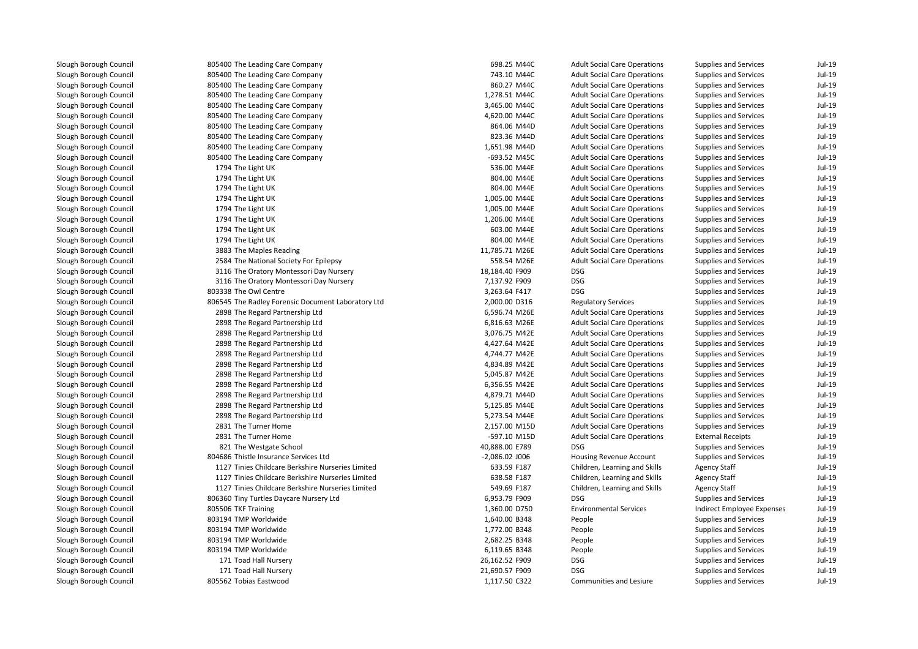| | | | | | | |
|---|---|---|---|---|---|---|
| Slough Borough Council | 805400 The Leading Care Company | 698.25 M44C | Adult Social Care Operations | Supplies and Services | Jul-19 |
| Slough Borough Council | 805400 The Leading Care Company | 743.10 M44C | Adult Social Care Operations | Supplies and Services | Jul-19 |
| Slough Borough Council | 805400 The Leading Care Company | 860.27 M44C | Adult Social Care Operations | Supplies and Services | Jul-19 |
| Slough Borough Council | 805400 The Leading Care Company | 1,278.51 M44C | Adult Social Care Operations | Supplies and Services | Jul-19 |
| Slough Borough Council | 805400 The Leading Care Company | 3,465.00 M44C | Adult Social Care Operations | Supplies and Services | Jul-19 |
| Slough Borough Council | 805400 The Leading Care Company | 4,620.00 M44C | Adult Social Care Operations | Supplies and Services | Jul-19 |
| Slough Borough Council | 805400 The Leading Care Company | 864.06 M44D | Adult Social Care Operations | Supplies and Services | Jul-19 |
| Slough Borough Council | 805400 The Leading Care Company | 823.36 M44D | Adult Social Care Operations | Supplies and Services | Jul-19 |
| Slough Borough Council | 805400 The Leading Care Company | 1,651.98 M44D | Adult Social Care Operations | Supplies and Services | Jul-19 |
| Slough Borough Council | 805400 The Leading Care Company | -693.52 M45C | Adult Social Care Operations | Supplies and Services | Jul-19 |
| Slough Borough Council | 1794 The Light UK | 536.00 M44E | Adult Social Care Operations | Supplies and Services | Jul-19 |
| Slough Borough Council | 1794 The Light UK | 804.00 M44E | Adult Social Care Operations | Supplies and Services | Jul-19 |
| Slough Borough Council | 1794 The Light UK | 804.00 M44E | Adult Social Care Operations | Supplies and Services | Jul-19 |
| Slough Borough Council | 1794 The Light UK | 1,005.00 M44E | Adult Social Care Operations | Supplies and Services | Jul-19 |
| Slough Borough Council | 1794 The Light UK | 1,005.00 M44E | Adult Social Care Operations | Supplies and Services | Jul-19 |
| Slough Borough Council | 1794 The Light UK | 1,206.00 M44E | Adult Social Care Operations | Supplies and Services | Jul-19 |
| Slough Borough Council | 1794 The Light UK | 603.00 M44E | Adult Social Care Operations | Supplies and Services | Jul-19 |
| Slough Borough Council | 1794 The Light UK | 804.00 M44E | Adult Social Care Operations | Supplies and Services | Jul-19 |
| Slough Borough Council | 3883 The Maples Reading | 11,785.71 M26E | Adult Social Care Operations | Supplies and Services | Jul-19 |
| Slough Borough Council | 2584 The National Society For Epilepsy | 558.54 M26E | Adult Social Care Operations | Supplies and Services | Jul-19 |
| Slough Borough Council | 3116 The Oratory Montessori Day Nursery | 18,184.40 F909 | DSG | Supplies and Services | Jul-19 |
| Slough Borough Council | 3116 The Oratory Montessori Day Nursery | 7,137.92 F909 | DSG | Supplies and Services | Jul-19 |
| Slough Borough Council | 803338 The Owl Centre | 3,263.64 F417 | DSG | Supplies and Services | Jul-19 |
| Slough Borough Council | 806545 The Radley Forensic Document Laboratory Ltd | 2,000.00 D316 | Regulatory Services | Supplies and Services | Jul-19 |
| Slough Borough Council | 2898 The Regard Partnership Ltd | 6,596.74 M26E | Adult Social Care Operations | Supplies and Services | Jul-19 |
| Slough Borough Council | 2898 The Regard Partnership Ltd | 6,816.63 M26E | Adult Social Care Operations | Supplies and Services | Jul-19 |
| Slough Borough Council | 2898 The Regard Partnership Ltd | 3,076.75 M42E | Adult Social Care Operations | Supplies and Services | Jul-19 |
| Slough Borough Council | 2898 The Regard Partnership Ltd | 4,427.64 M42E | Adult Social Care Operations | Supplies and Services | Jul-19 |
| Slough Borough Council | 2898 The Regard Partnership Ltd | 4,744.77 M42E | Adult Social Care Operations | Supplies and Services | Jul-19 |
| Slough Borough Council | 2898 The Regard Partnership Ltd | 4,834.89 M42E | Adult Social Care Operations | Supplies and Services | Jul-19 |
| Slough Borough Council | 2898 The Regard Partnership Ltd | 5,045.87 M42E | Adult Social Care Operations | Supplies and Services | Jul-19 |
| Slough Borough Council | 2898 The Regard Partnership Ltd | 6,356.55 M42E | Adult Social Care Operations | Supplies and Services | Jul-19 |
| Slough Borough Council | 2898 The Regard Partnership Ltd | 4,879.71 M44D | Adult Social Care Operations | Supplies and Services | Jul-19 |
| Slough Borough Council | 2898 The Regard Partnership Ltd | 5,125.85 M44E | Adult Social Care Operations | Supplies and Services | Jul-19 |
| Slough Borough Council | 2898 The Regard Partnership Ltd | 5,273.54 M44E | Adult Social Care Operations | Supplies and Services | Jul-19 |
| Slough Borough Council | 2831 The Turner Home | 2,157.00 M15D | Adult Social Care Operations | Supplies and Services | Jul-19 |
| Slough Borough Council | 2831 The Turner Home | -597.10 M15D | Adult Social Care Operations | External Receipts | Jul-19 |
| Slough Borough Council | 821 The Westgate School | 40,888.00 E789 | DSG | Supplies and Services | Jul-19 |
| Slough Borough Council | 804686 Thistle Insurance Services Ltd | -2,086.02 J006 | Housing Revenue Account | Supplies and Services | Jul-19 |
| Slough Borough Council | 1127 Tinies Childcare Berkshire Nurseries Limited | 633.59 F187 | Children, Learning and Skills | Agency Staff | Jul-19 |
| Slough Borough Council | 1127 Tinies Childcare Berkshire Nurseries Limited | 638.58 F187 | Children, Learning and Skills | Agency Staff | Jul-19 |
| Slough Borough Council | 1127 Tinies Childcare Berkshire Nurseries Limited | 549.69 F187 | Children, Learning and Skills | Agency Staff | Jul-19 |
| Slough Borough Council | 806360 Tiny Turtles Daycare Nursery Ltd | 6,953.79 F909 | DSG | Supplies and Services | Jul-19 |
| Slough Borough Council | 805506 TKF Training | 1,360.00 D750 | Environmental Services | Indirect Employee Expenses | Jul-19 |
| Slough Borough Council | 803194 TMP Worldwide | 1,640.00 B348 | People | Supplies and Services | Jul-19 |
| Slough Borough Council | 803194 TMP Worldwide | 1,772.00 B348 | People | Supplies and Services | Jul-19 |
| Slough Borough Council | 803194 TMP Worldwide | 2,682.25 B348 | People | Supplies and Services | Jul-19 |
| Slough Borough Council | 803194 TMP Worldwide | 6,119.65 B348 | People | Supplies and Services | Jul-19 |
| Slough Borough Council | 171 Toad Hall Nursery | 26,162.52 F909 | DSG | Supplies and Services | Jul-19 |
| Slough Borough Council | 171 Toad Hall Nursery | 21,690.57 F909 | DSG | Supplies and Services | Jul-19 |
| Slough Borough Council | 805562 Tobias Eastwood | 1,117.50 C322 | Communities and Lesiure | Supplies and Services | Jul-19 |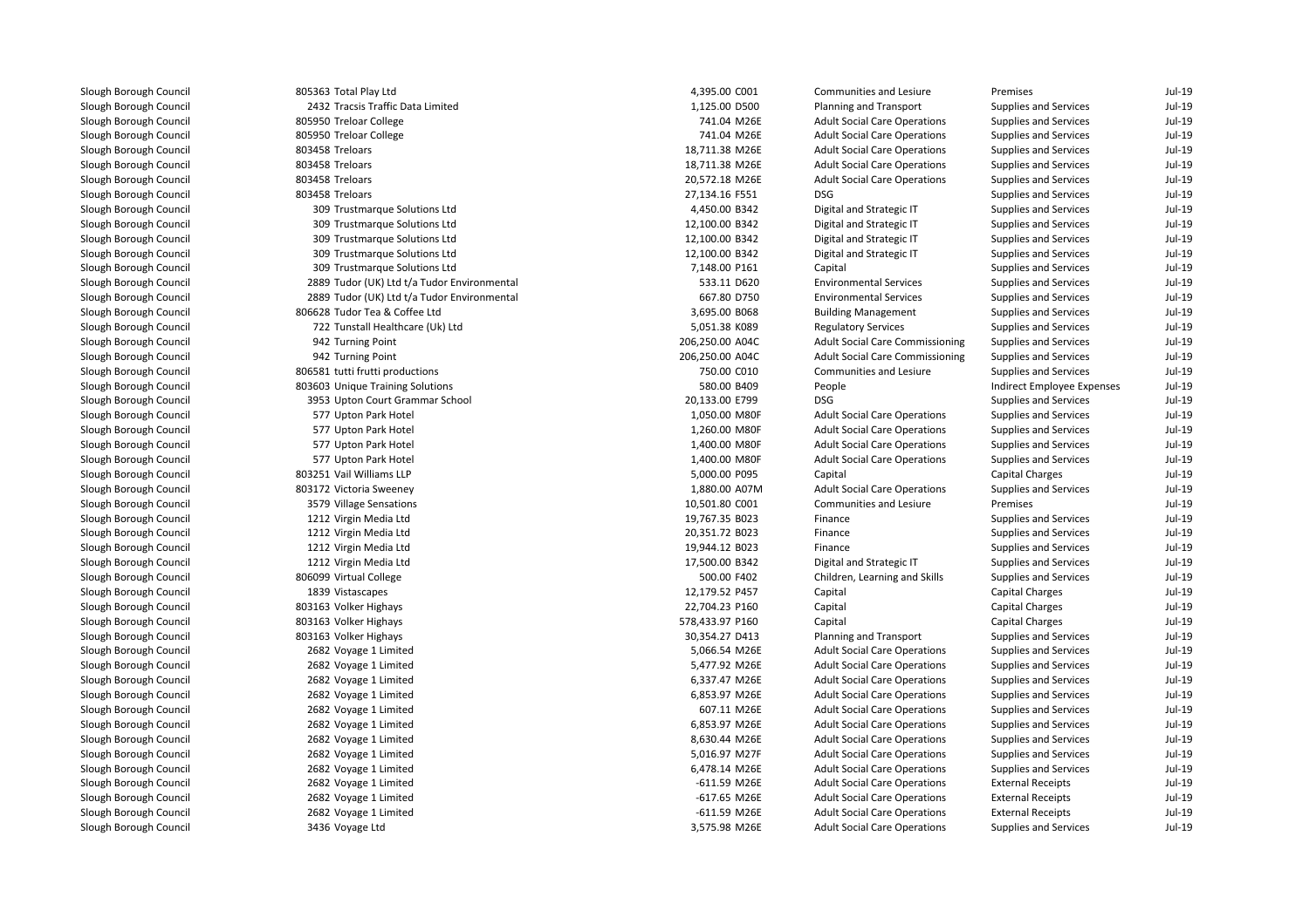| | | | | | | |
|---|---|---|---|---|---|---|
| Slough Borough Council | 805363 Total Play Ltd | 4,395.00 C001 | Communities and Lesiure | Premises | Jul-19 |
| Slough Borough Council | 2432 Tracsis Traffic Data Limited | 1,125.00 D500 | Planning and Transport | Supplies and Services | Jul-19 |
| Slough Borough Council | 805950 Treloar College | 741.04 M26E | Adult Social Care Operations | Supplies and Services | Jul-19 |
| Slough Borough Council | 805950 Treloar College | 741.04 M26E | Adult Social Care Operations | Supplies and Services | Jul-19 |
| Slough Borough Council | 803458 Treloars | 18,711.38 M26E | Adult Social Care Operations | Supplies and Services | Jul-19 |
| Slough Borough Council | 803458 Treloars | 18,711.38 M26E | Adult Social Care Operations | Supplies and Services | Jul-19 |
| Slough Borough Council | 803458 Treloars | 20,572.18 M26E | Adult Social Care Operations | Supplies and Services | Jul-19 |
| Slough Borough Council | 803458 Treloars | 27,134.16 F551 | DSG | Supplies and Services | Jul-19 |
| Slough Borough Council | 309 Trustmarque Solutions Ltd | 4,450.00 B342 | Digital and Strategic IT | Supplies and Services | Jul-19 |
| Slough Borough Council | 309 Trustmarque Solutions Ltd | 12,100.00 B342 | Digital and Strategic IT | Supplies and Services | Jul-19 |
| Slough Borough Council | 309 Trustmarque Solutions Ltd | 12,100.00 B342 | Digital and Strategic IT | Supplies and Services | Jul-19 |
| Slough Borough Council | 309 Trustmarque Solutions Ltd | 12,100.00 B342 | Digital and Strategic IT | Supplies and Services | Jul-19 |
| Slough Borough Council | 309 Trustmarque Solutions Ltd | 7,148.00 P161 | Capital | Supplies and Services | Jul-19 |
| Slough Borough Council | 2889 Tudor (UK) Ltd t/a Tudor Environmental | 533.11 D620 | Environmental Services | Supplies and Services | Jul-19 |
| Slough Borough Council | 2889 Tudor (UK) Ltd t/a Tudor Environmental | 667.80 D750 | Environmental Services | Supplies and Services | Jul-19 |
| Slough Borough Council | 806628 Tudor Tea & Coffee Ltd | 3,695.00 B068 | Building Management | Supplies and Services | Jul-19 |
| Slough Borough Council | 722 Tunstall Healthcare (Uk) Ltd | 5,051.38 K089 | Regulatory Services | Supplies and Services | Jul-19 |
| Slough Borough Council | 942 Turning Point | 206,250.00 A04C | Adult Social Care Commissioning | Supplies and Services | Jul-19 |
| Slough Borough Council | 942 Turning Point | 206,250.00 A04C | Adult Social Care Commissioning | Supplies and Services | Jul-19 |
| Slough Borough Council | 806581 tutti frutti productions | 750.00 C010 | Communities and Lesiure | Supplies and Services | Jul-19 |
| Slough Borough Council | 803603 Unique Training Solutions | 580.00 B409 | People | Indirect Employee Expenses | Jul-19 |
| Slough Borough Council | 3953 Upton Court Grammar School | 20,133.00 E799 | DSG | Supplies and Services | Jul-19 |
| Slough Borough Council | 577 Upton Park Hotel | 1,050.00 M80F | Adult Social Care Operations | Supplies and Services | Jul-19 |
| Slough Borough Council | 577 Upton Park Hotel | 1,260.00 M80F | Adult Social Care Operations | Supplies and Services | Jul-19 |
| Slough Borough Council | 577 Upton Park Hotel | 1,400.00 M80F | Adult Social Care Operations | Supplies and Services | Jul-19 |
| Slough Borough Council | 577 Upton Park Hotel | 1,400.00 M80F | Adult Social Care Operations | Supplies and Services | Jul-19 |
| Slough Borough Council | 803251 Vail Williams LLP | 5,000.00 P095 | Capital | Capital Charges | Jul-19 |
| Slough Borough Council | 803172 Victoria Sweeney | 1,880.00 A07M | Adult Social Care Operations | Supplies and Services | Jul-19 |
| Slough Borough Council | 3579 Village Sensations | 10,501.80 C001 | Communities and Lesiure | Premises | Jul-19 |
| Slough Borough Council | 1212 Virgin Media Ltd | 19,767.35 B023 | Finance | Supplies and Services | Jul-19 |
| Slough Borough Council | 1212 Virgin Media Ltd | 20,351.72 B023 | Finance | Supplies and Services | Jul-19 |
| Slough Borough Council | 1212 Virgin Media Ltd | 19,944.12 B023 | Finance | Supplies and Services | Jul-19 |
| Slough Borough Council | 1212 Virgin Media Ltd | 17,500.00 B342 | Digital and Strategic IT | Supplies and Services | Jul-19 |
| Slough Borough Council | 806099 Virtual College | 500.00 F402 | Children, Learning and Skills | Supplies and Services | Jul-19 |
| Slough Borough Council | 1839 Vistascapes | 12,179.52 P457 | Capital | Capital Charges | Jul-19 |
| Slough Borough Council | 803163 Volker Highays | 22,704.23 P160 | Capital | Capital Charges | Jul-19 |
| Slough Borough Council | 803163 Volker Highays | 578,433.97 P160 | Capital | Capital Charges | Jul-19 |
| Slough Borough Council | 803163 Volker Highays | 30,354.27 D413 | Planning and Transport | Supplies and Services | Jul-19 |
| Slough Borough Council | 2682 Voyage 1 Limited | 5,066.54 M26E | Adult Social Care Operations | Supplies and Services | Jul-19 |
| Slough Borough Council | 2682 Voyage 1 Limited | 5,477.92 M26E | Adult Social Care Operations | Supplies and Services | Jul-19 |
| Slough Borough Council | 2682 Voyage 1 Limited | 6,337.47 M26E | Adult Social Care Operations | Supplies and Services | Jul-19 |
| Slough Borough Council | 2682 Voyage 1 Limited | 6,853.97 M26E | Adult Social Care Operations | Supplies and Services | Jul-19 |
| Slough Borough Council | 2682 Voyage 1 Limited | 607.11 M26E | Adult Social Care Operations | Supplies and Services | Jul-19 |
| Slough Borough Council | 2682 Voyage 1 Limited | 6,853.97 M26E | Adult Social Care Operations | Supplies and Services | Jul-19 |
| Slough Borough Council | 2682 Voyage 1 Limited | 8,630.44 M26E | Adult Social Care Operations | Supplies and Services | Jul-19 |
| Slough Borough Council | 2682 Voyage 1 Limited | 5,016.97 M27F | Adult Social Care Operations | Supplies and Services | Jul-19 |
| Slough Borough Council | 2682 Voyage 1 Limited | 6,478.14 M26E | Adult Social Care Operations | Supplies and Services | Jul-19 |
| Slough Borough Council | 2682 Voyage 1 Limited | -611.59 M26E | Adult Social Care Operations | External Receipts | Jul-19 |
| Slough Borough Council | 2682 Voyage 1 Limited | -617.65 M26E | Adult Social Care Operations | External Receipts | Jul-19 |
| Slough Borough Council | 2682 Voyage 1 Limited | -611.59 M26E | Adult Social Care Operations | External Receipts | Jul-19 |
| Slough Borough Council | 3436 Voyage Ltd | 3,575.98 M26E | Adult Social Care Operations | Supplies and Services | Jul-19 |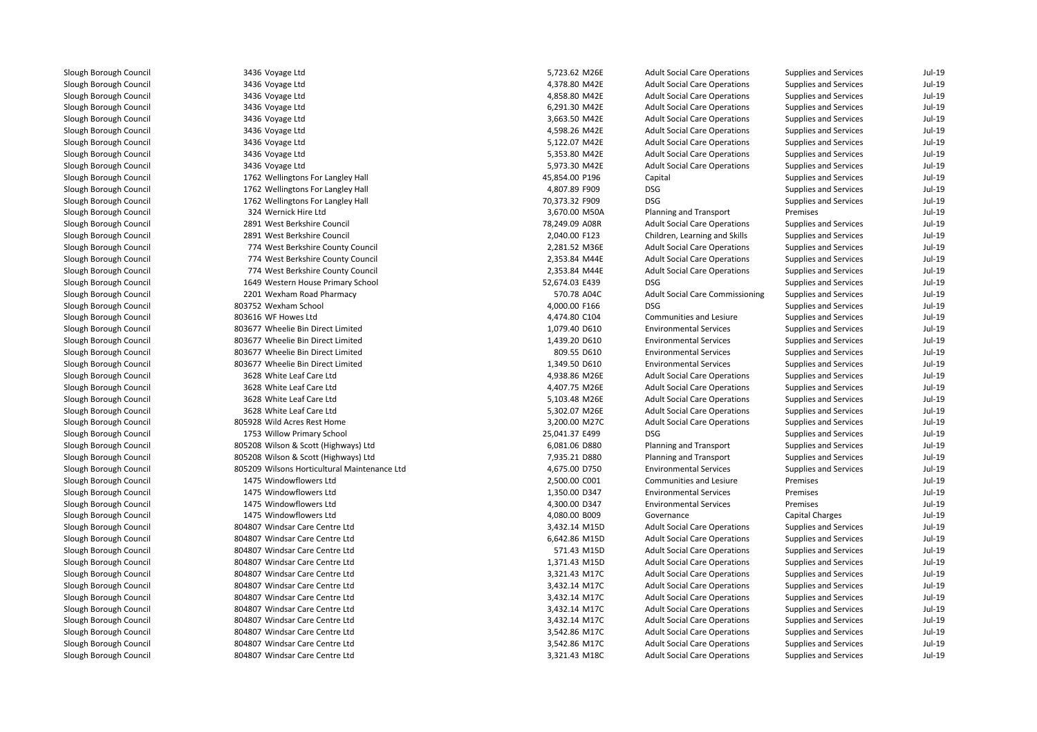| | | | | | | | |
|---|---|---|---|---|---|---|---|
| Slough Borough Council | 3436 | Voyage Ltd | 5,723.62 | M26E | Adult Social Care Operations | Supplies and Services | Jul-19 |
| Slough Borough Council | 3436 | Voyage Ltd | 4,378.80 | M42E | Adult Social Care Operations | Supplies and Services | Jul-19 |
| Slough Borough Council | 3436 | Voyage Ltd | 4,858.80 | M42E | Adult Social Care Operations | Supplies and Services | Jul-19 |
| Slough Borough Council | 3436 | Voyage Ltd | 6,291.30 | M42E | Adult Social Care Operations | Supplies and Services | Jul-19 |
| Slough Borough Council | 3436 | Voyage Ltd | 3,663.50 | M42E | Adult Social Care Operations | Supplies and Services | Jul-19 |
| Slough Borough Council | 3436 | Voyage Ltd | 4,598.26 | M42E | Adult Social Care Operations | Supplies and Services | Jul-19 |
| Slough Borough Council | 3436 | Voyage Ltd | 5,122.07 | M42E | Adult Social Care Operations | Supplies and Services | Jul-19 |
| Slough Borough Council | 3436 | Voyage Ltd | 5,353.80 | M42E | Adult Social Care Operations | Supplies and Services | Jul-19 |
| Slough Borough Council | 3436 | Voyage Ltd | 5,973.30 | M42E | Adult Social Care Operations | Supplies and Services | Jul-19 |
| Slough Borough Council | 1762 | Wellingtons For Langley Hall | 45,854.00 | P196 | Capital | Supplies and Services | Jul-19 |
| Slough Borough Council | 1762 | Wellingtons For Langley Hall | 4,807.89 | F909 | DSG | Supplies and Services | Jul-19 |
| Slough Borough Council | 1762 | Wellingtons For Langley Hall | 70,373.32 | F909 | DSG | Supplies and Services | Jul-19 |
| Slough Borough Council | 324 | Wernick Hire Ltd | 3,670.00 | M50A | Planning and Transport | Premises | Jul-19 |
| Slough Borough Council | 2891 | West Berkshire Council | 78,249.09 | A08R | Adult Social Care Operations | Supplies and Services | Jul-19 |
| Slough Borough Council | 2891 | West Berkshire Council | 2,040.00 | F123 | Children, Learning and Skills | Supplies and Services | Jul-19 |
| Slough Borough Council | 774 | West Berkshire County Council | 2,281.52 | M36E | Adult Social Care Operations | Supplies and Services | Jul-19 |
| Slough Borough Council | 774 | West Berkshire County Council | 2,353.84 | M44E | Adult Social Care Operations | Supplies and Services | Jul-19 |
| Slough Borough Council | 774 | West Berkshire County Council | 2,353.84 | M44E | Adult Social Care Operations | Supplies and Services | Jul-19 |
| Slough Borough Council | 1649 | Western House Primary School | 52,674.03 | E439 | DSG | Supplies and Services | Jul-19 |
| Slough Borough Council | 2201 | Wexham Road Pharmacy | 570.78 | A04C | Adult Social Care Commissioning | Supplies and Services | Jul-19 |
| Slough Borough Council | 803752 | Wexham School | 4,000.00 | F166 | DSG | Supplies and Services | Jul-19 |
| Slough Borough Council | 803616 | WF Howes Ltd | 4,474.80 | C104 | Communities and Lesiure | Supplies and Services | Jul-19 |
| Slough Borough Council | 803677 | Wheelie Bin Direct Limited | 1,079.40 | D610 | Environmental Services | Supplies and Services | Jul-19 |
| Slough Borough Council | 803677 | Wheelie Bin Direct Limited | 1,439.20 | D610 | Environmental Services | Supplies and Services | Jul-19 |
| Slough Borough Council | 803677 | Wheelie Bin Direct Limited | 809.55 | D610 | Environmental Services | Supplies and Services | Jul-19 |
| Slough Borough Council | 803677 | Wheelie Bin Direct Limited | 1,349.50 | D610 | Environmental Services | Supplies and Services | Jul-19 |
| Slough Borough Council | 3628 | White Leaf Care Ltd | 4,938.86 | M26E | Adult Social Care Operations | Supplies and Services | Jul-19 |
| Slough Borough Council | 3628 | White Leaf Care Ltd | 4,407.75 | M26E | Adult Social Care Operations | Supplies and Services | Jul-19 |
| Slough Borough Council | 3628 | White Leaf Care Ltd | 5,103.48 | M26E | Adult Social Care Operations | Supplies and Services | Jul-19 |
| Slough Borough Council | 3628 | White Leaf Care Ltd | 5,302.07 | M26E | Adult Social Care Operations | Supplies and Services | Jul-19 |
| Slough Borough Council | 805928 | Wild Acres Rest Home | 3,200.00 | M27C | Adult Social Care Operations | Supplies and Services | Jul-19 |
| Slough Borough Council | 1753 | Willow Primary School | 25,041.37 | E499 | DSG | Supplies and Services | Jul-19 |
| Slough Borough Council | 805208 | Wilson & Scott (Highways) Ltd | 6,081.06 | D880 | Planning and Transport | Supplies and Services | Jul-19 |
| Slough Borough Council | 805208 | Wilson & Scott (Highways) Ltd | 7,935.21 | D880 | Planning and Transport | Supplies and Services | Jul-19 |
| Slough Borough Council | 805209 | Wilsons Horticultural Maintenance Ltd | 4,675.00 | D750 | Environmental Services | Supplies and Services | Jul-19 |
| Slough Borough Council | 1475 | Windowflowers Ltd | 2,500.00 | C001 | Communities and Lesiure | Premises | Jul-19 |
| Slough Borough Council | 1475 | Windowflowers Ltd | 1,350.00 | D347 | Environmental Services | Premises | Jul-19 |
| Slough Borough Council | 1475 | Windowflowers Ltd | 4,300.00 | D347 | Environmental Services | Premises | Jul-19 |
| Slough Borough Council | 1475 | Windowflowers Ltd | 4,080.00 | B009 | Governance | Capital Charges | Jul-19 |
| Slough Borough Council | 804807 | Windsar Care Centre Ltd | 3,432.14 | M15D | Adult Social Care Operations | Supplies and Services | Jul-19 |
| Slough Borough Council | 804807 | Windsar Care Centre Ltd | 6,642.86 | M15D | Adult Social Care Operations | Supplies and Services | Jul-19 |
| Slough Borough Council | 804807 | Windsar Care Centre Ltd | 571.43 | M15D | Adult Social Care Operations | Supplies and Services | Jul-19 |
| Slough Borough Council | 804807 | Windsar Care Centre Ltd | 1,371.43 | M15D | Adult Social Care Operations | Supplies and Services | Jul-19 |
| Slough Borough Council | 804807 | Windsar Care Centre Ltd | 3,321.43 | M17C | Adult Social Care Operations | Supplies and Services | Jul-19 |
| Slough Borough Council | 804807 | Windsar Care Centre Ltd | 3,432.14 | M17C | Adult Social Care Operations | Supplies and Services | Jul-19 |
| Slough Borough Council | 804807 | Windsar Care Centre Ltd | 3,432.14 | M17C | Adult Social Care Operations | Supplies and Services | Jul-19 |
| Slough Borough Council | 804807 | Windsar Care Centre Ltd | 3,432.14 | M17C | Adult Social Care Operations | Supplies and Services | Jul-19 |
| Slough Borough Council | 804807 | Windsar Care Centre Ltd | 3,432.14 | M17C | Adult Social Care Operations | Supplies and Services | Jul-19 |
| Slough Borough Council | 804807 | Windsar Care Centre Ltd | 3,542.86 | M17C | Adult Social Care Operations | Supplies and Services | Jul-19 |
| Slough Borough Council | 804807 | Windsar Care Centre Ltd | 3,542.86 | M17C | Adult Social Care Operations | Supplies and Services | Jul-19 |
| Slough Borough Council | 804807 | Windsar Care Centre Ltd | 3,321.43 | M18C | Adult Social Care Operations | Supplies and Services | Jul-19 |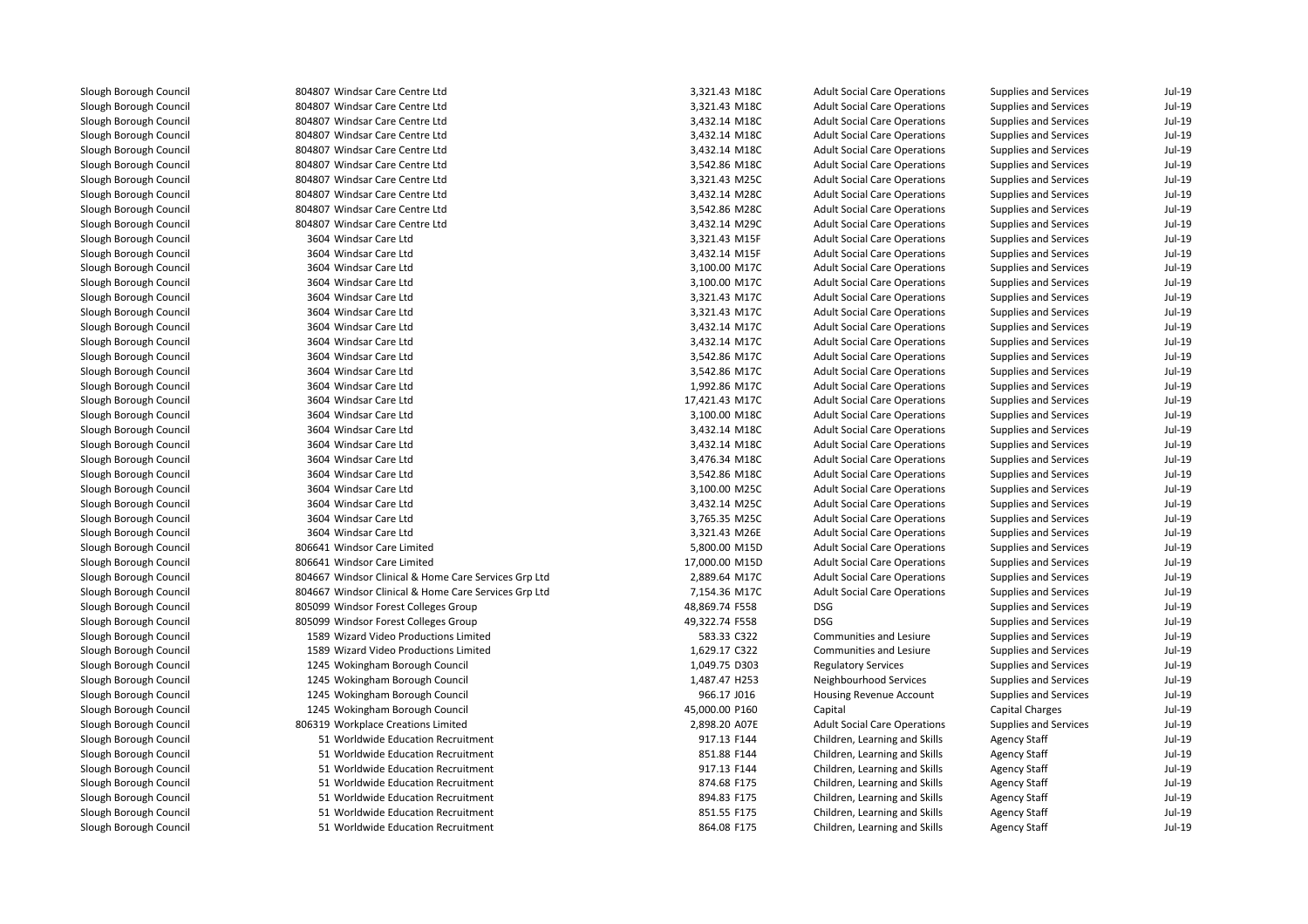| | | | | | | | |
|---|---|---|---|---|---|---|---|
| Slough Borough Council | 804807 | Windsar Care Centre Ltd | 3,321.43 | M18C | Adult Social Care Operations | Supplies and Services | Jul-19 |
| Slough Borough Council | 804807 | Windsar Care Centre Ltd | 3,321.43 | M18C | Adult Social Care Operations | Supplies and Services | Jul-19 |
| Slough Borough Council | 804807 | Windsar Care Centre Ltd | 3,432.14 | M18C | Adult Social Care Operations | Supplies and Services | Jul-19 |
| Slough Borough Council | 804807 | Windsar Care Centre Ltd | 3,432.14 | M18C | Adult Social Care Operations | Supplies and Services | Jul-19 |
| Slough Borough Council | 804807 | Windsar Care Centre Ltd | 3,432.14 | M18C | Adult Social Care Operations | Supplies and Services | Jul-19 |
| Slough Borough Council | 804807 | Windsar Care Centre Ltd | 3,542.86 | M18C | Adult Social Care Operations | Supplies and Services | Jul-19 |
| Slough Borough Council | 804807 | Windsar Care Centre Ltd | 3,321.43 | M25C | Adult Social Care Operations | Supplies and Services | Jul-19 |
| Slough Borough Council | 804807 | Windsar Care Centre Ltd | 3,432.14 | M28C | Adult Social Care Operations | Supplies and Services | Jul-19 |
| Slough Borough Council | 804807 | Windsar Care Centre Ltd | 3,542.86 | M28C | Adult Social Care Operations | Supplies and Services | Jul-19 |
| Slough Borough Council | 804807 | Windsar Care Centre Ltd | 3,432.14 | M29C | Adult Social Care Operations | Supplies and Services | Jul-19 |
| Slough Borough Council | 3604 | Windsar Care Ltd | 3,321.43 | M15F | Adult Social Care Operations | Supplies and Services | Jul-19 |
| Slough Borough Council | 3604 | Windsar Care Ltd | 3,432.14 | M15F | Adult Social Care Operations | Supplies and Services | Jul-19 |
| Slough Borough Council | 3604 | Windsar Care Ltd | 3,100.00 | M17C | Adult Social Care Operations | Supplies and Services | Jul-19 |
| Slough Borough Council | 3604 | Windsar Care Ltd | 3,100.00 | M17C | Adult Social Care Operations | Supplies and Services | Jul-19 |
| Slough Borough Council | 3604 | Windsar Care Ltd | 3,321.43 | M17C | Adult Social Care Operations | Supplies and Services | Jul-19 |
| Slough Borough Council | 3604 | Windsar Care Ltd | 3,321.43 | M17C | Adult Social Care Operations | Supplies and Services | Jul-19 |
| Slough Borough Council | 3604 | Windsar Care Ltd | 3,432.14 | M17C | Adult Social Care Operations | Supplies and Services | Jul-19 |
| Slough Borough Council | 3604 | Windsar Care Ltd | 3,432.14 | M17C | Adult Social Care Operations | Supplies and Services | Jul-19 |
| Slough Borough Council | 3604 | Windsar Care Ltd | 3,542.86 | M17C | Adult Social Care Operations | Supplies and Services | Jul-19 |
| Slough Borough Council | 3604 | Windsar Care Ltd | 3,542.86 | M17C | Adult Social Care Operations | Supplies and Services | Jul-19 |
| Slough Borough Council | 3604 | Windsar Care Ltd | 1,992.86 | M17C | Adult Social Care Operations | Supplies and Services | Jul-19 |
| Slough Borough Council | 3604 | Windsar Care Ltd | 17,421.43 | M17C | Adult Social Care Operations | Supplies and Services | Jul-19 |
| Slough Borough Council | 3604 | Windsar Care Ltd | 3,100.00 | M18C | Adult Social Care Operations | Supplies and Services | Jul-19 |
| Slough Borough Council | 3604 | Windsar Care Ltd | 3,432.14 | M18C | Adult Social Care Operations | Supplies and Services | Jul-19 |
| Slough Borough Council | 3604 | Windsar Care Ltd | 3,432.14 | M18C | Adult Social Care Operations | Supplies and Services | Jul-19 |
| Slough Borough Council | 3604 | Windsar Care Ltd | 3,476.34 | M18C | Adult Social Care Operations | Supplies and Services | Jul-19 |
| Slough Borough Council | 3604 | Windsar Care Ltd | 3,542.86 | M18C | Adult Social Care Operations | Supplies and Services | Jul-19 |
| Slough Borough Council | 3604 | Windsar Care Ltd | 3,100.00 | M25C | Adult Social Care Operations | Supplies and Services | Jul-19 |
| Slough Borough Council | 3604 | Windsar Care Ltd | 3,432.14 | M25C | Adult Social Care Operations | Supplies and Services | Jul-19 |
| Slough Borough Council | 3604 | Windsar Care Ltd | 3,765.35 | M25C | Adult Social Care Operations | Supplies and Services | Jul-19 |
| Slough Borough Council | 3604 | Windsar Care Ltd | 3,321.43 | M26E | Adult Social Care Operations | Supplies and Services | Jul-19 |
| Slough Borough Council | 806641 | Windsor Care Limited | 5,800.00 | M15D | Adult Social Care Operations | Supplies and Services | Jul-19 |
| Slough Borough Council | 806641 | Windsor Care Limited | 17,000.00 | M15D | Adult Social Care Operations | Supplies and Services | Jul-19 |
| Slough Borough Council | 804667 | Windsor Clinical & Home Care Services Grp Ltd | 2,889.64 | M17C | Adult Social Care Operations | Supplies and Services | Jul-19 |
| Slough Borough Council | 804667 | Windsor Clinical & Home Care Services Grp Ltd | 7,154.36 | M17C | Adult Social Care Operations | Supplies and Services | Jul-19 |
| Slough Borough Council | 805099 | Windsor Forest Colleges Group | 48,869.74 | F558 | DSG | Supplies and Services | Jul-19 |
| Slough Borough Council | 805099 | Windsor Forest Colleges Group | 49,322.74 | F558 | DSG | Supplies and Services | Jul-19 |
| Slough Borough Council | 1589 | Wizard Video Productions Limited | 583.33 | C322 | Communities and Lesiure | Supplies and Services | Jul-19 |
| Slough Borough Council | 1589 | Wizard Video Productions Limited | 1,629.17 | C322 | Communities and Lesiure | Supplies and Services | Jul-19 |
| Slough Borough Council | 1245 | Wokingham Borough Council | 1,049.75 | D303 | Regulatory Services | Supplies and Services | Jul-19 |
| Slough Borough Council | 1245 | Wokingham Borough Council | 1,487.47 | H253 | Neighbourhood Services | Supplies and Services | Jul-19 |
| Slough Borough Council | 1245 | Wokingham Borough Council | 966.17 | J016 | Housing Revenue Account | Supplies and Services | Jul-19 |
| Slough Borough Council | 1245 | Wokingham Borough Council | 45,000.00 | P160 | Capital | Capital Charges | Jul-19 |
| Slough Borough Council | 806319 | Workplace Creations Limited | 2,898.20 | A07E | Adult Social Care Operations | Supplies and Services | Jul-19 |
| Slough Borough Council | 51 | Worldwide Education Recruitment | 917.13 | F144 | Children, Learning and Skills | Agency Staff | Jul-19 |
| Slough Borough Council | 51 | Worldwide Education Recruitment | 851.88 | F144 | Children, Learning and Skills | Agency Staff | Jul-19 |
| Slough Borough Council | 51 | Worldwide Education Recruitment | 917.13 | F144 | Children, Learning and Skills | Agency Staff | Jul-19 |
| Slough Borough Council | 51 | Worldwide Education Recruitment | 874.68 | F175 | Children, Learning and Skills | Agency Staff | Jul-19 |
| Slough Borough Council | 51 | Worldwide Education Recruitment | 894.83 | F175 | Children, Learning and Skills | Agency Staff | Jul-19 |
| Slough Borough Council | 51 | Worldwide Education Recruitment | 851.55 | F175 | Children, Learning and Skills | Agency Staff | Jul-19 |
| Slough Borough Council | 51 | Worldwide Education Recruitment | 864.08 | F175 | Children, Learning and Skills | Agency Staff | Jul-19 |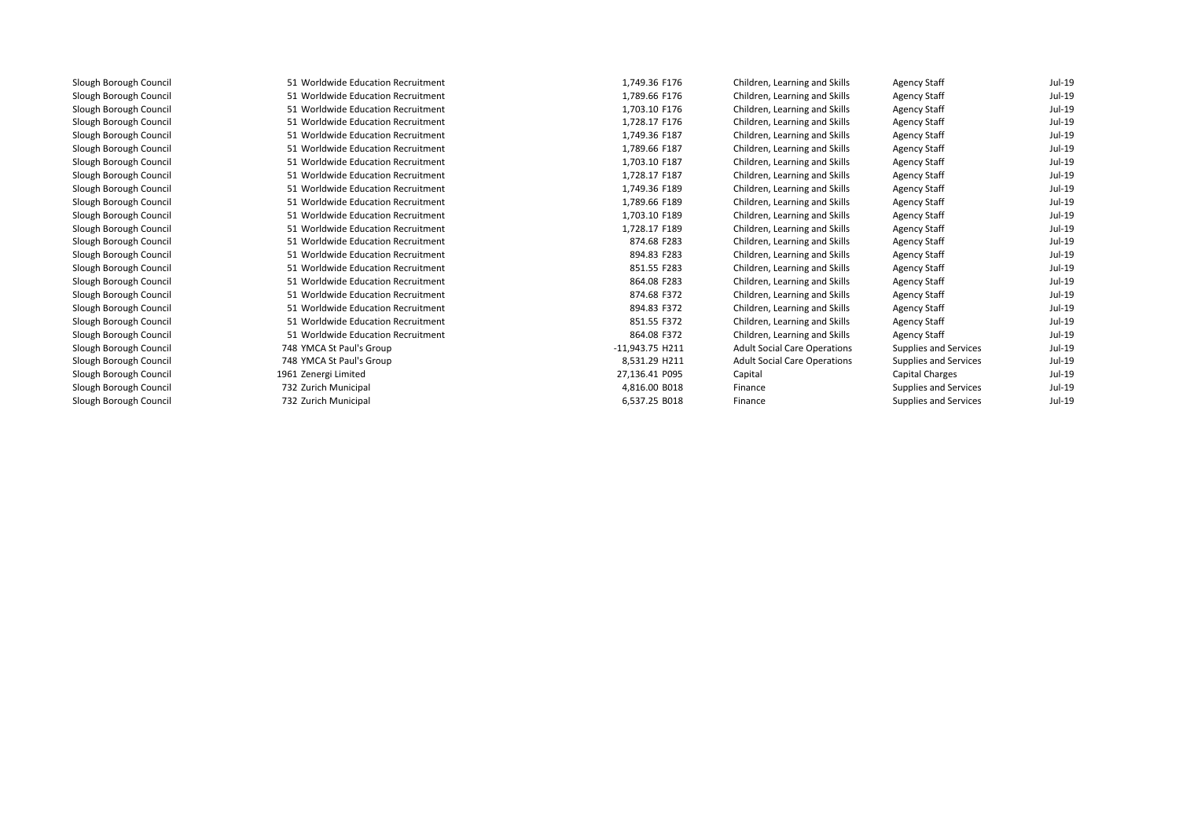| | | | | | | | |
|---|---|---|---|---|---|---|---|
| Slough Borough Council | 51 | Worldwide Education Recruitment | 1,749.36 | F176 | Children, Learning and Skills | Agency Staff | Jul-19 |
| Slough Borough Council | 51 | Worldwide Education Recruitment | 1,789.66 | F176 | Children, Learning and Skills | Agency Staff | Jul-19 |
| Slough Borough Council | 51 | Worldwide Education Recruitment | 1,703.10 | F176 | Children, Learning and Skills | Agency Staff | Jul-19 |
| Slough Borough Council | 51 | Worldwide Education Recruitment | 1,728.17 | F176 | Children, Learning and Skills | Agency Staff | Jul-19 |
| Slough Borough Council | 51 | Worldwide Education Recruitment | 1,749.36 | F187 | Children, Learning and Skills | Agency Staff | Jul-19 |
| Slough Borough Council | 51 | Worldwide Education Recruitment | 1,789.66 | F187 | Children, Learning and Skills | Agency Staff | Jul-19 |
| Slough Borough Council | 51 | Worldwide Education Recruitment | 1,703.10 | F187 | Children, Learning and Skills | Agency Staff | Jul-19 |
| Slough Borough Council | 51 | Worldwide Education Recruitment | 1,728.17 | F187 | Children, Learning and Skills | Agency Staff | Jul-19 |
| Slough Borough Council | 51 | Worldwide Education Recruitment | 1,749.36 | F189 | Children, Learning and Skills | Agency Staff | Jul-19 |
| Slough Borough Council | 51 | Worldwide Education Recruitment | 1,789.66 | F189 | Children, Learning and Skills | Agency Staff | Jul-19 |
| Slough Borough Council | 51 | Worldwide Education Recruitment | 1,703.10 | F189 | Children, Learning and Skills | Agency Staff | Jul-19 |
| Slough Borough Council | 51 | Worldwide Education Recruitment | 1,728.17 | F189 | Children, Learning and Skills | Agency Staff | Jul-19 |
| Slough Borough Council | 51 | Worldwide Education Recruitment | 874.68 | F283 | Children, Learning and Skills | Agency Staff | Jul-19 |
| Slough Borough Council | 51 | Worldwide Education Recruitment | 894.83 | F283 | Children, Learning and Skills | Agency Staff | Jul-19 |
| Slough Borough Council | 51 | Worldwide Education Recruitment | 851.55 | F283 | Children, Learning and Skills | Agency Staff | Jul-19 |
| Slough Borough Council | 51 | Worldwide Education Recruitment | 864.08 | F283 | Children, Learning and Skills | Agency Staff | Jul-19 |
| Slough Borough Council | 51 | Worldwide Education Recruitment | 874.68 | F372 | Children, Learning and Skills | Agency Staff | Jul-19 |
| Slough Borough Council | 51 | Worldwide Education Recruitment | 894.83 | F372 | Children, Learning and Skills | Agency Staff | Jul-19 |
| Slough Borough Council | 51 | Worldwide Education Recruitment | 851.55 | F372 | Children, Learning and Skills | Agency Staff | Jul-19 |
| Slough Borough Council | 51 | Worldwide Education Recruitment | 864.08 | F372 | Children, Learning and Skills | Agency Staff | Jul-19 |
| Slough Borough Council | 748 | YMCA St Paul's Group | -11,943.75 | H211 | Adult Social Care Operations | Supplies and Services | Jul-19 |
| Slough Borough Council | 748 | YMCA St Paul's Group | 8,531.29 | H211 | Adult Social Care Operations | Supplies and Services | Jul-19 |
| Slough Borough Council | 1961 | Zenergi Limited | 27,136.41 | P095 | Capital | Capital Charges | Jul-19 |
| Slough Borough Council | 732 | Zurich Municipal | 4,816.00 | B018 | Finance | Supplies and Services | Jul-19 |
| Slough Borough Council | 732 | Zurich Municipal | 6,537.25 | B018 | Finance | Supplies and Services | Jul-19 |